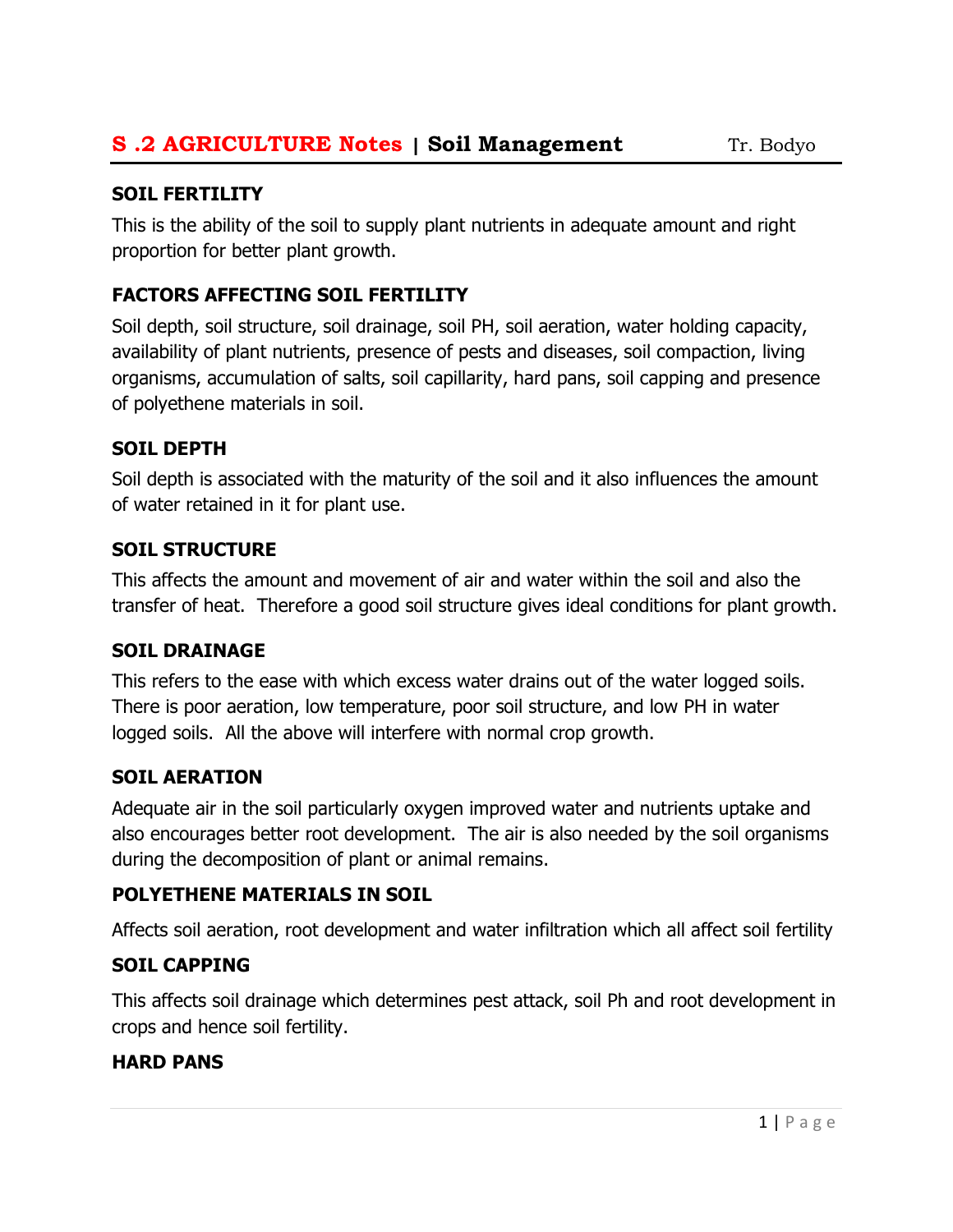# S .2 AGRICULTURE Notes | Soil Management

Tr. Bodyo

## SOIL FERTILITY

This is the ability of the soil to supply plant nutrients in adequate amount and right proportion for better plant growth.

## FACTORS AFFECTING SOIL FERTILITY

Soil depth, soil structure, soil drainage, soil PH, soil aeration, water holding capacity, availability of plant nutrients, presence of pests and diseases, soil compaction, living organisms, accumulation of salts, soil capillarity, hard pans, soil capping and presence of polyethene materials in soil.

## SOIL DEPTH

Soil depth is associated with the maturity of the soil and it also influences the amount of water retained in it for plant use.

## SOIL STRUCTURE

This affects the amount and movement of air and water within the soil and also the transfer of heat. Therefore a good soil structure gives ideal conditions for plant growth.

## SOIL DRAINAGE

This refers to the ease with which excess water drains out of the water logged soils. There is poor aeration, low temperature, poor soil structure, and low PH in water logged soils. All the above will interfere with normal crop growth.

## SOIL AERATION

Adequate air in the soil particularly oxygen improved water and nutrients uptake and also encourages better root development. The air is also needed by the soil organisms during the decomposition of plant or animal remains.

## POLYETHENE MATERIALS IN SOIL

Affects soil aeration, root development and water infiltration which all affect soil fertility

## SOIL CAPPING

This affects soil drainage which determines pest attack, soil Ph and root development in crops and hence soil fertility.

## HARD PANS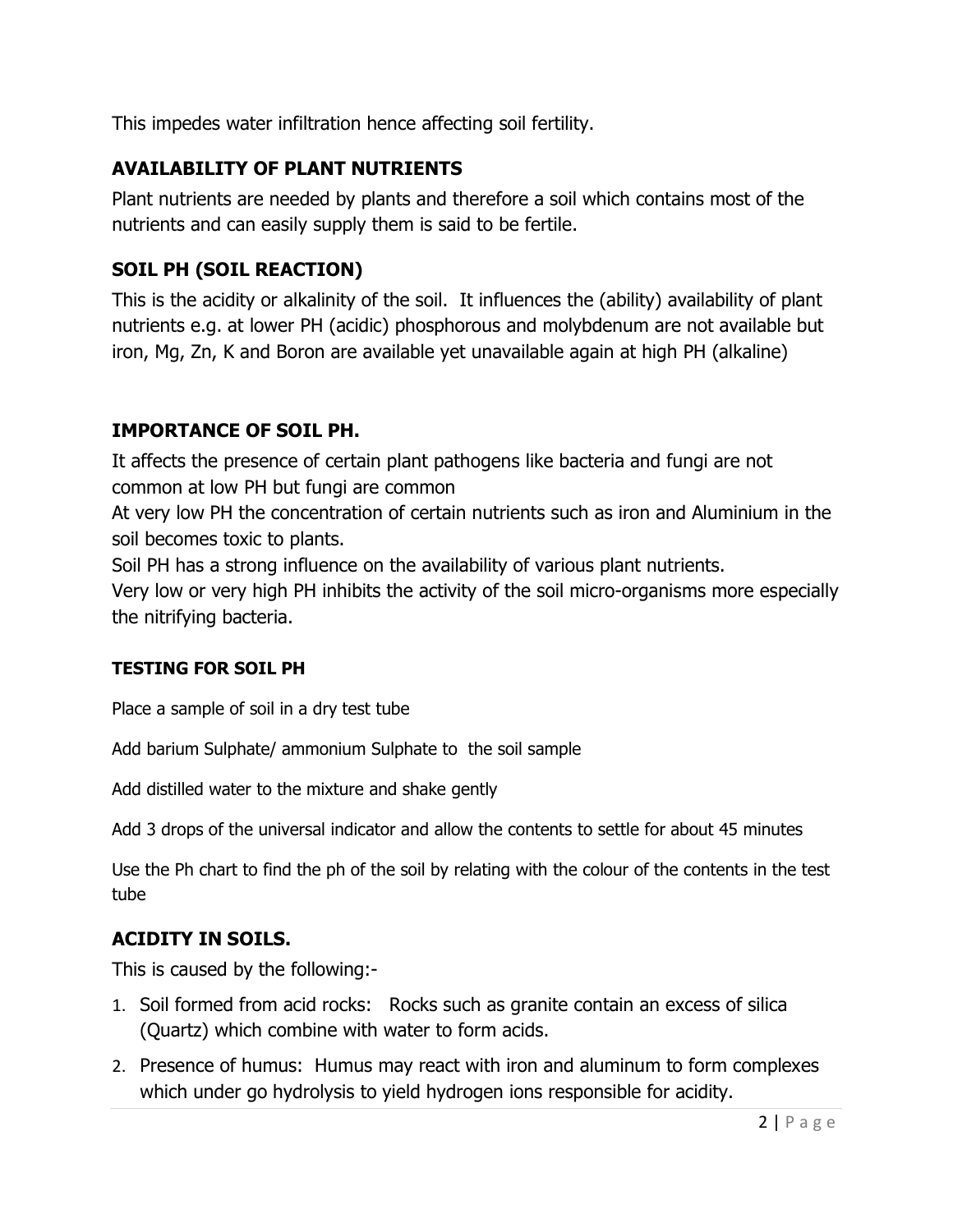This impedes water infiltration hence affecting soil fertility.

## AVAILABILITY OF PLANT NUTRIENTS

Plant nutrients are needed by plants and therefore a soil which contains most of the nutrients and can easily supply them is said to be fertile.

## SOIL PH (SOIL REACTION)

This is the acidity or alkalinity of the soil. It influences the (ability) availability of plant nutrients e.g. at lower PH (acidic) phosphorous and molybdenum are not available but iron, Mg, Zn, K and Boron are available yet unavailable again at high PH (alkaline)

## IMPORTANCE OF SOIL PH.

It affects the presence of certain plant pathogens like bacteria and fungi are not common at low PH but fungi are common

At very low PH the concentration of certain nutrients such as iron and Aluminium in the soil becomes toxic to plants.

Soil PH has a strong influence on the availability of various plant nutrients.

Very low or very high PH inhibits the activity of the soil micro-organisms more especially the nitrifying bacteria.

### TESTING FOR SOIL PH

Place a sample of soil in a dry test tube

Add barium Sulphate/ ammonium Sulphate to the soil sample

Add distilled water to the mixture and shake gently

Add 3 drops of the universal indicator and allow the contents to settle for about 45 minutes

Use the Ph chart to find the ph of the soil by relating with the colour of the contents in the test tube

## ACIDITY IN SOILS.

This is caused by the following:-

1. Soil formed from acid rocks: Rocks such as granite contain an excess of silica (Quartz) which combine with water to form acids.
2. Presence of humus: Humus may react with iron and aluminum to form complexes which under go hydrolysis to yield hydrogen ions responsible for acidity.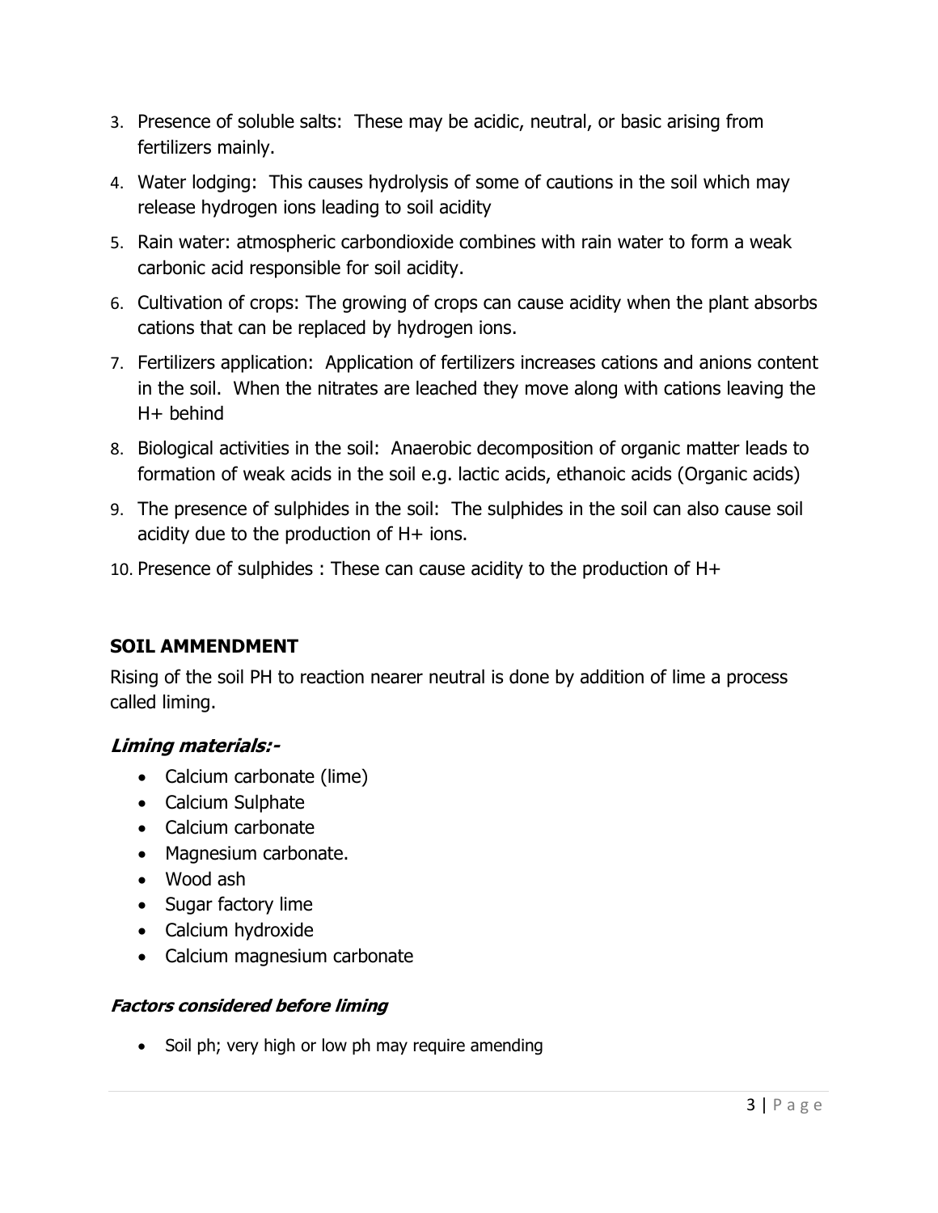3. Presence of soluble salts: These may be acidic, neutral, or basic arising from fertilizers mainly.
4. Water lodging: This causes hydrolysis of some of cautions in the soil which may release hydrogen ions leading to soil acidity
5. Rain water: atmospheric carbondioxide combines with rain water to form a weak carbonic acid responsible for soil acidity.
6. Cultivation of crops: The growing of crops can cause acidity when the plant absorbs cations that can be replaced by hydrogen ions.
7. Fertilizers application: Application of fertilizers increases cations and anions content in the soil. When the nitrates are leached they move along with cations leaving the $H^+$ behind
8. Biological activities in the soil: Anaerobic decomposition of organic matter leads to formation of weak acids in the soil e.g. lactic acids, ethanoic acids (Organic acids)
9. The presence of sulphides in the soil: The sulphides in the soil can also cause soil acidity due to the production of $H^+$ ions.
10. Presence of sulphides : These can cause acidity to the production of $H^+$

## SOIL AMMENDMENT

Rising of the soil PH to reaction nearer neutral is done by addition of lime a process called liming.

### *Liming materials:-*

- Calcium carbonate (lime)
- Calcium Sulphate
- Calcium carbonate
- Magnesium carbonate.
- Wood ash
- Sugar factory lime
- Calcium hydroxide
- Calcium magnesium carbonate

#### *Factors considered before liming*

- Soil ph; very high or low ph may require amending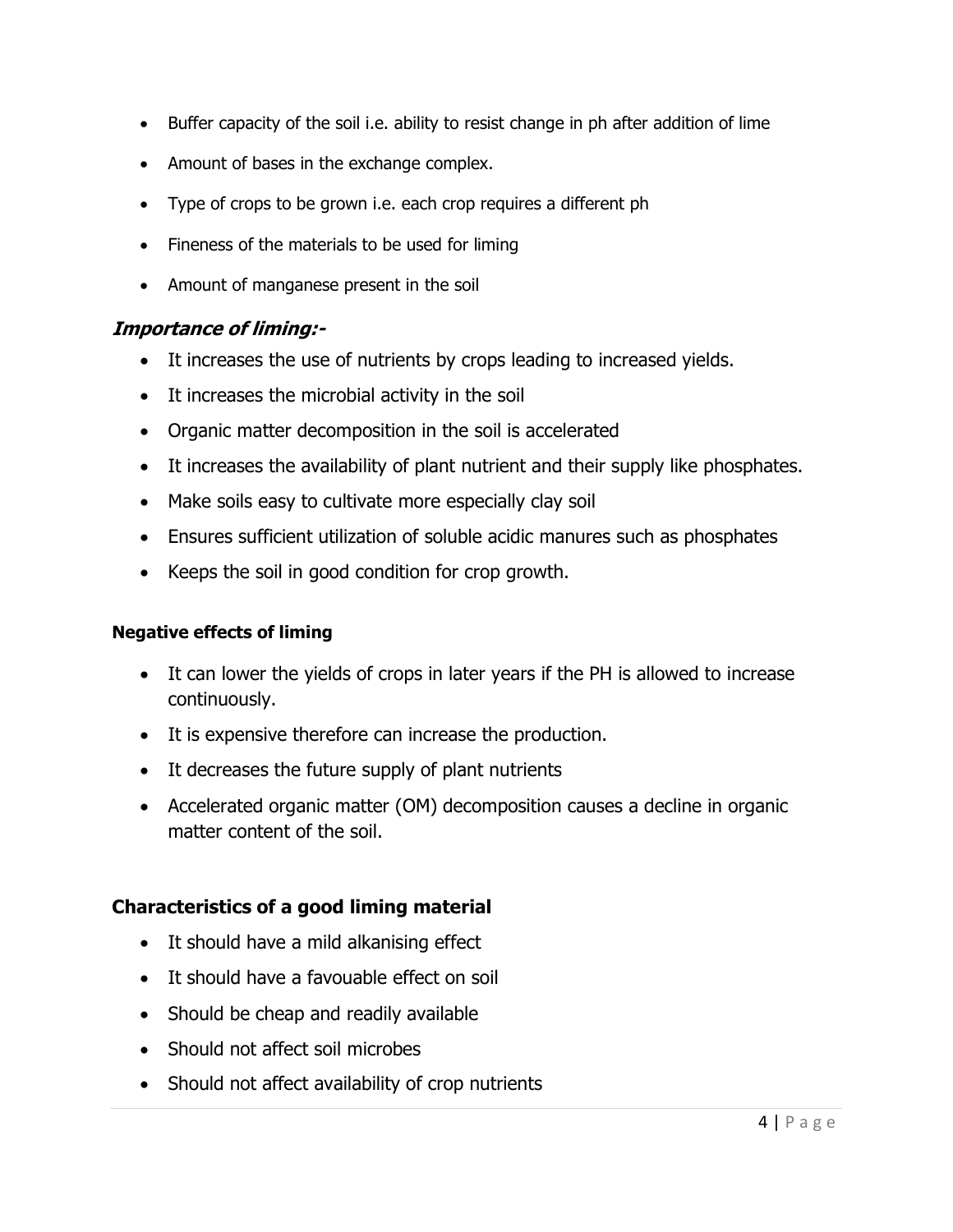- Buffer capacity of the soil i.e. ability to resist change in ph after addition of lime
- Amount of bases in the exchange complex.
- Type of crops to be grown i.e. each crop requires a different ph
- Fineness of the materials to be used for liming
- Amount of manganese present in the soil

### ***Importance of liming:-***

- It increases the use of nutrients by crops leading to increased yields.
- It increases the microbial activity in the soil
- Organic matter decomposition in the soil is accelerated
- It increases the availability of plant nutrient and their supply like phosphates.
- Make soils easy to cultivate more especially clay soil
- Ensures sufficient utilization of soluble acidic manures such as phosphates
- Keeps the soil in good condition for crop growth.

**Negative effects of liming**

- It can lower the yields of crops in later years if the PH is allowed to increase continuously.
- It is expensive therefore can increase the production.
- It decreases the future supply of plant nutrients
- Accelerated organic matter (OM) decomposition causes a decline in organic matter content of the soil.

### **Characteristics of a good liming material**

- It should have a mild alkanising effect
- It should have a favouable effect on soil
- Should be cheap and readily available
- Should not affect soil microbes
- Should not affect availability of crop nutrients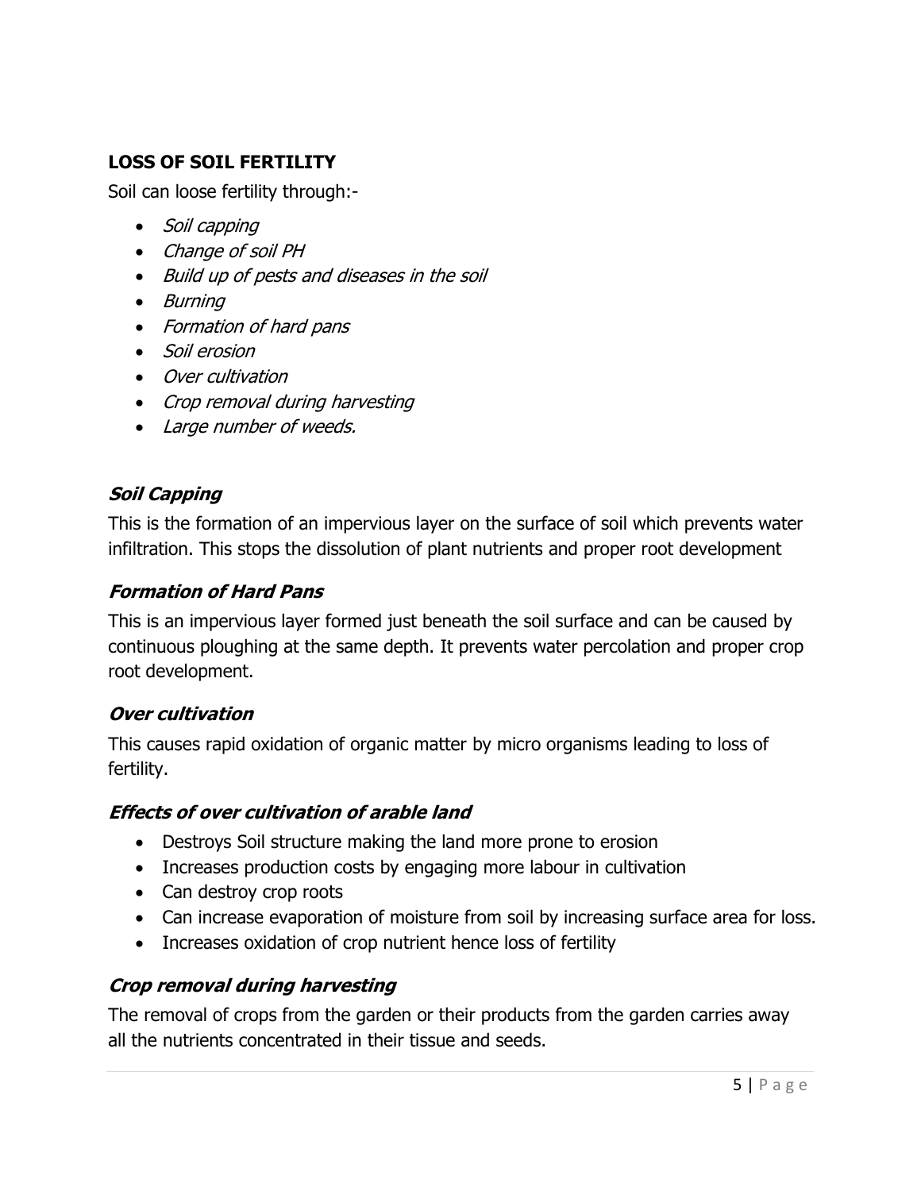## LOSS OF SOIL FERTILITY

Soil can loose fertility through:-

- *Soil capping*
- *Change of soil PH*
- *Build up of pests and diseases in the soil*
- *Burning*
- *Formation of hard pans*
- *Soil erosion*
- *Over cultivation*
- *Crop removal during harvesting*
- *Large number of weeds.*

### *Soil Capping*

This is the formation of an impervious layer on the surface of soil which prevents water infiltration. This stops the dissolution of plant nutrients and proper root development

### *Formation of Hard Pans*

This is an impervious layer formed just beneath the soil surface and can be caused by continuous ploughing at the same depth. It prevents water percolation and proper crop root development.

### *Over cultivation*

This causes rapid oxidation of organic matter by micro organisms leading to loss of fertility.

### *Effects of over cultivation of arable land*

- Destroys Soil structure making the land more prone to erosion
- Increases production costs by engaging more labour in cultivation
- Can destroy crop roots
- Can increase evaporation of moisture from soil by increasing surface area for loss.
- Increases oxidation of crop nutrient hence loss of fertility

### *Crop removal during harvesting*

The removal of crops from the garden or their products from the garden carries away all the nutrients concentrated in their tissue and seeds.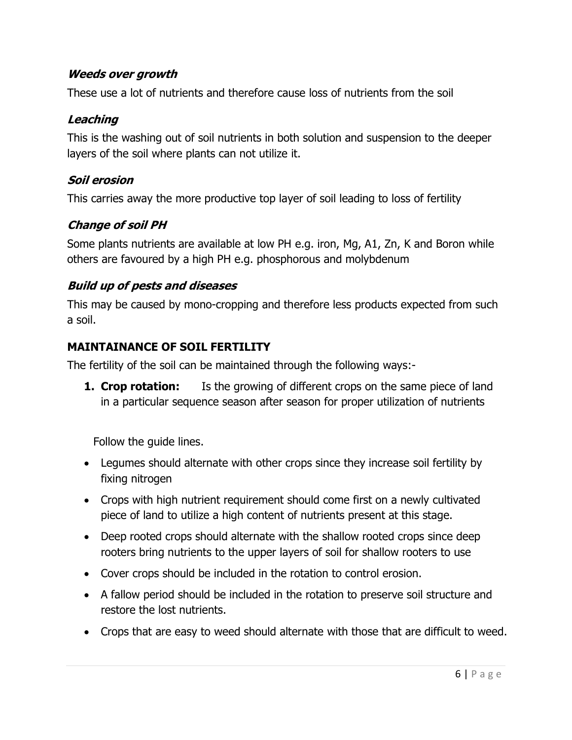### *Weeds over growth*

These use a lot of nutrients and therefore cause loss of nutrients from the soil

### *Leaching*

This is the washing out of soil nutrients in both solution and suspension to the deeper layers of the soil where plants can not utilize it.

### *Soil erosion*

This carries away the more productive top layer of soil leading to loss of fertility

### *Change of soil PH*

Some plants nutrients are available at low PH e.g. iron, Mg, A1, Zn, K and Boron while others are favoured by a high PH e.g. phosphorous and molybdenum

### *Build up of pests and diseases*

This may be caused by mono-cropping and therefore less products expected from such a soil.

## MAINTAINANCE OF SOIL FERTILITY

The fertility of the soil can be maintained through the following ways:-

1. **Crop rotation:** Is the growing of different crops on the same piece of land in a particular sequence season after season for proper utilization of nutrients

   Follow the guide lines.

- Legumes should alternate with other crops since they increase soil fertility by fixing nitrogen
- Crops with high nutrient requirement should come first on a newly cultivated piece of land to utilize a high content of nutrients present at this stage.
- Deep rooted crops should alternate with the shallow rooted crops since deep rooters bring nutrients to the upper layers of soil for shallow rooters to use
- Cover crops should be included in the rotation to control erosion.
- A fallow period should be included in the rotation to preserve soil structure and restore the lost nutrients.
- Crops that are easy to weed should alternate with those that are difficult to weed.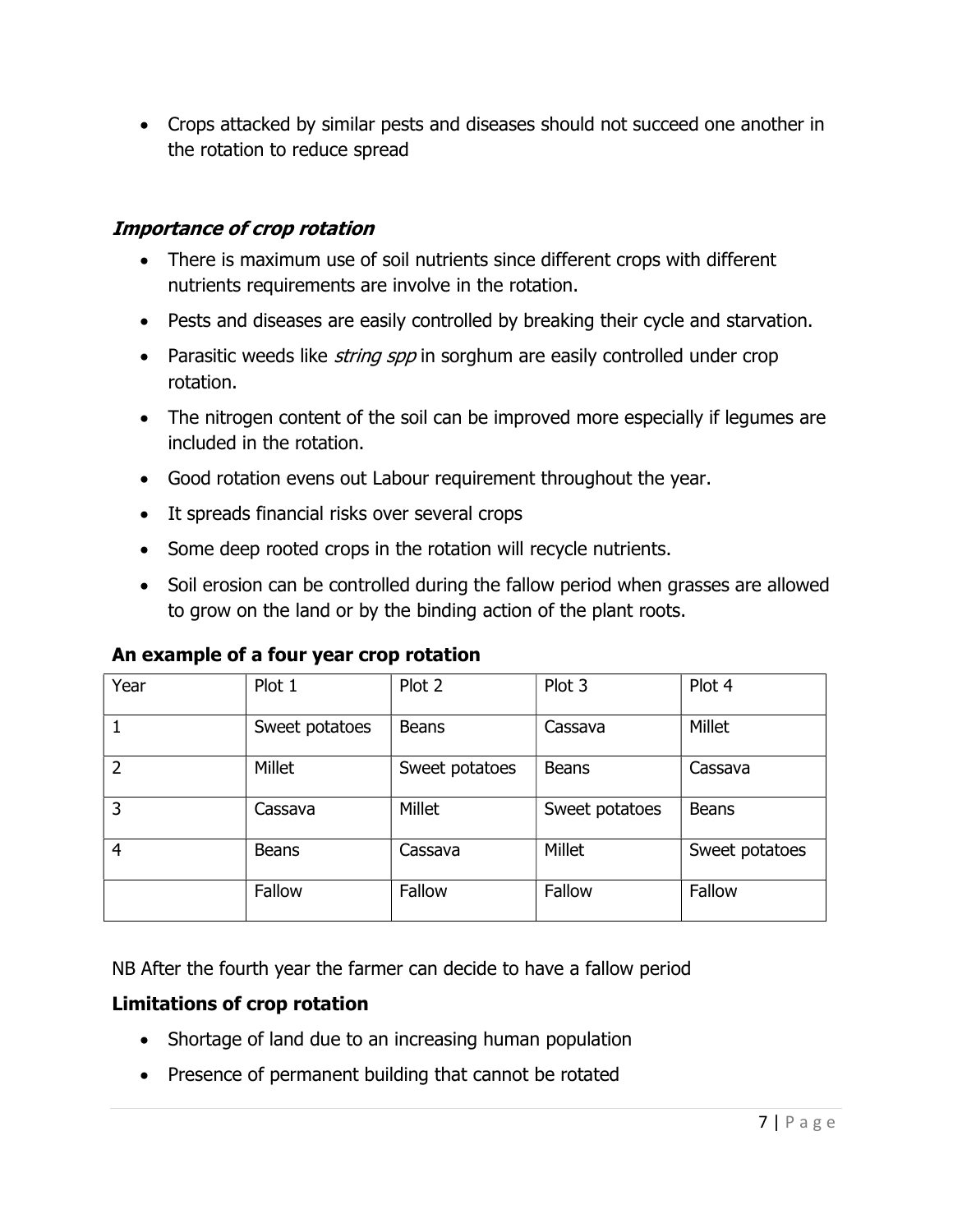- Crops attacked by similar pests and diseases should not succeed one another in the rotation to reduce spread

### *Importance of crop rotation*

- There is maximum use of soil nutrients since different crops with different nutrients requirements are involve in the rotation.
- Pests and diseases are easily controlled by breaking their cycle and starvation.
- Parasitic weeds like *string spp* in sorghum are easily controlled under crop rotation.
- The nitrogen content of the soil can be improved more especially if legumes are included in the rotation.
- Good rotation evens out Labour requirement throughout the year.
- It spreads financial risks over several crops
- Some deep rooted crops in the rotation will recycle nutrients.
- Soil erosion can be controlled during the fallow period when grasses are allowed to grow on the land or by the binding action of the plant roots.

**An example of a four year crop rotation**

| Year | Plot 1 | Plot 2 | Plot 3 | Plot 4 |
|---|---|---|---|---|
| 1 | Sweet potatoes | Beans | Cassava | Millet |
| 2 | Millet | Sweet potatoes | Beans | Cassava |
| 3 | Cassava | Millet | Sweet potatoes | Beans |
| 4 | Beans | Cassava | Millet | Sweet potatoes |
| | Fallow | Fallow | Fallow | Fallow |

NB After the fourth year the farmer can decide to have a fallow period

**Limitations of crop rotation**

- Shortage of land due to an increasing human population
- Presence of permanent building that cannot be rotated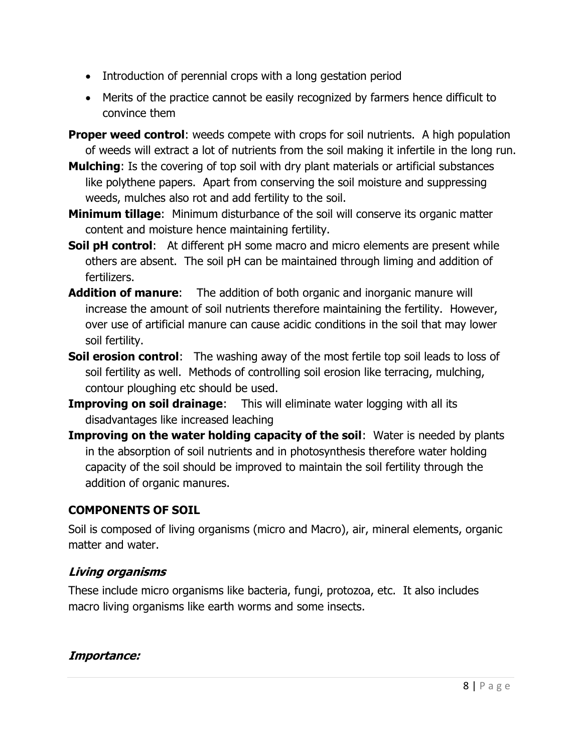- Introduction of perennial crops with a long gestation period
- Merits of the practice cannot be easily recognized by farmers hence difficult to convince them

**Proper weed control**: weeds compete with crops for soil nutrients. A high population of weeds will extract a lot of nutrients from the soil making it infertile in the long run.

**Mulching**: Is the covering of top soil with dry plant materials or artificial substances like polythene papers. Apart from conserving the soil moisture and suppressing weeds, mulches also rot and add fertility to the soil.

**Minimum tillage**: Minimum disturbance of the soil will conserve its organic matter content and moisture hence maintaining fertility.

**Soil pH control**: At different pH some macro and micro elements are present while others are absent. The soil pH can be maintained through liming and addition of fertilizers.

**Addition of manure**: The addition of both organic and inorganic manure will increase the amount of soil nutrients therefore maintaining the fertility. However, over use of artificial manure can cause acidic conditions in the soil that may lower soil fertility.

**Soil erosion control**: The washing away of the most fertile top soil leads to loss of soil fertility as well. Methods of controlling soil erosion like terracing, mulching, contour ploughing etc should be used.

**Improving on soil drainage**: This will eliminate water logging with all its disadvantages like increased leaching

**Improving on the water holding capacity of the soil**: Water is needed by plants in the absorption of soil nutrients and in photosynthesis therefore water holding capacity of the soil should be improved to maintain the soil fertility through the addition of organic manures.

## COMPONENTS OF SOIL

Soil is composed of living organisms (micro and Macro), air, mineral elements, organic matter and water.

### *Living organisms*

These include micro organisms like bacteria, fungi, protozoa, etc. It also includes macro living organisms like earth worms and some insects.

#### *Importance:*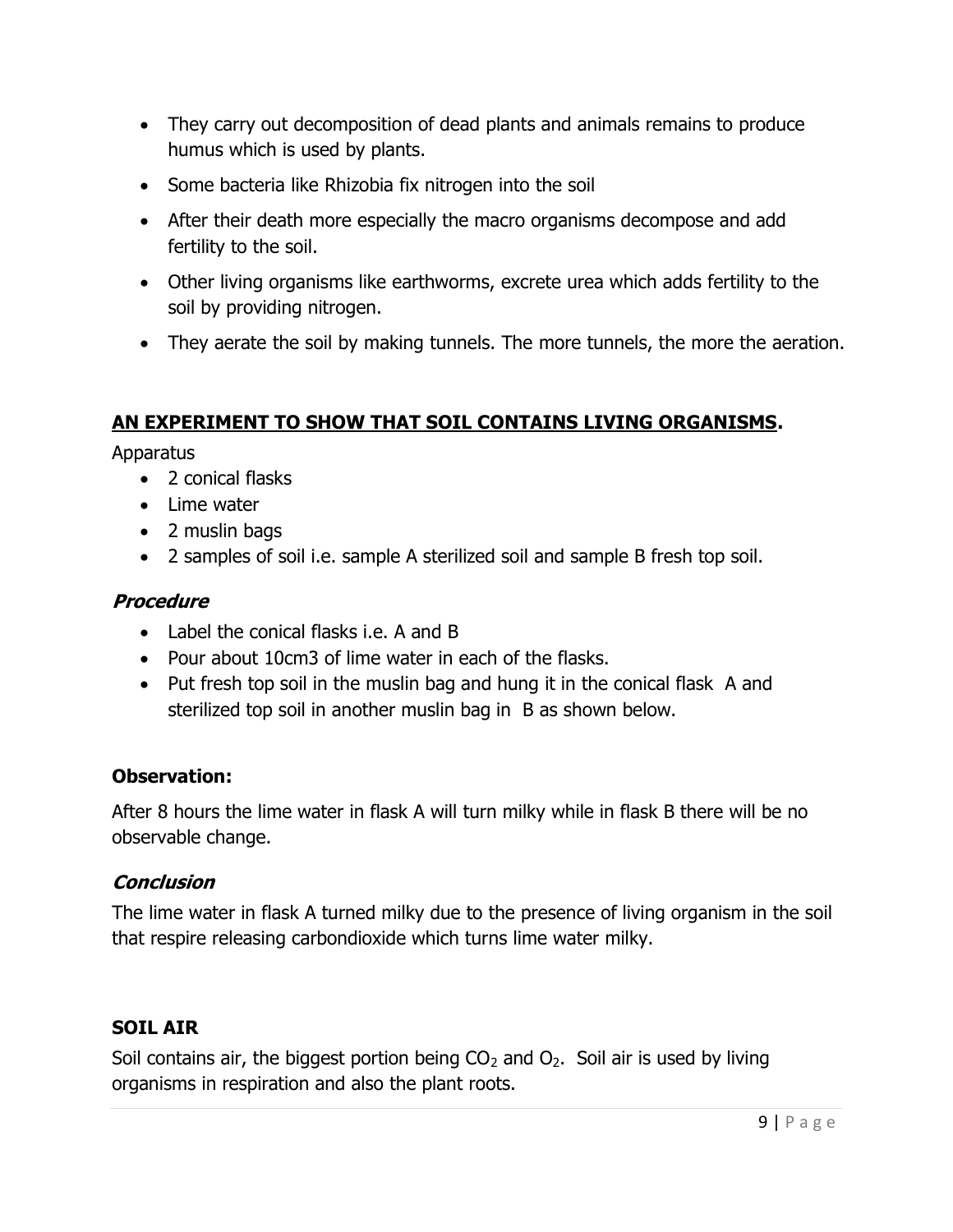- They carry out decomposition of dead plants and animals remains to produce humus which is used by plants.
- Some bacteria like Rhizobia fix nitrogen into the soil
- After their death more especially the macro organisms decompose and add fertility to the soil.
- Other living organisms like earthworms, excrete urea which adds fertility to the soil by providing nitrogen.
- They aerate the soil by making tunnels. The more tunnels, the more the aeration.

## AN EXPERIMENT TO SHOW THAT SOIL CONTAINS LIVING ORGANISMS.

Apparatus

- 2 conical flasks
- Lime water
- 2 muslin bags
- 2 samples of soil i.e. sample A sterilized soil and sample B fresh top soil.

### *Procedure*

- Label the conical flasks i.e. A and B
- Pour about 10cm3 of lime water in each of the flasks.
- Put fresh top soil in the muslin bag and hung it in the conical flask A and sterilized top soil in another muslin bag in B as shown below.

### Observation:

After 8 hours the lime water in flask A will turn milky while in flask B there will be no observable change.

### *Conclusion*

The lime water in flask A turned milky due to the presence of living organism in the soil that respire releasing carbondioxide which turns lime water milky.

### SOIL AIR

Soil contains air, the biggest portion being $CO_2$ and $O_2$. Soil air is used by living organisms in respiration and also the plant roots.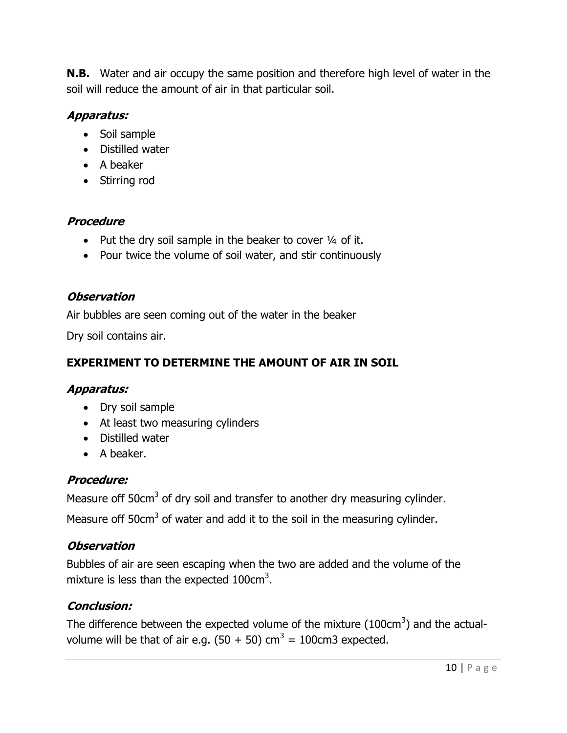**N.B.** Water and air occupy the same position and therefore high level of water in the soil will reduce the amount of air in that particular soil.

***Apparatus:***

- Soil sample
- Distilled water
- A beaker
- Stirring rod

***Procedure***

- Put the dry soil sample in the beaker to cover ¼ of it.
- Pour twice the volume of soil water, and stir continuously

***Observation***

Air bubbles are seen coming out of the water in the beaker

Dry soil contains air.

**EXPERIMENT TO DETERMINE THE AMOUNT OF AIR IN SOIL**

***Apparatus:***

- Dry soil sample
- At least two measuring cylinders
- Distilled water
- A beaker.

***Procedure:***

Measure off 50cm$^3$ of dry soil and transfer to another dry measuring cylinder.

Measure off 50cm$^3$ of water and add it to the soil in the measuring cylinder.

***Observation***

Bubbles of air are seen escaping when the two are added and the volume of the mixture is less than the expected 100cm$^3$.

***Conclusion:***

The difference between the expected volume of the mixture (100cm$^3$) and the actual-volume will be that of air e.g. (50 + 50) cm$^3$ = 100cm3 expected.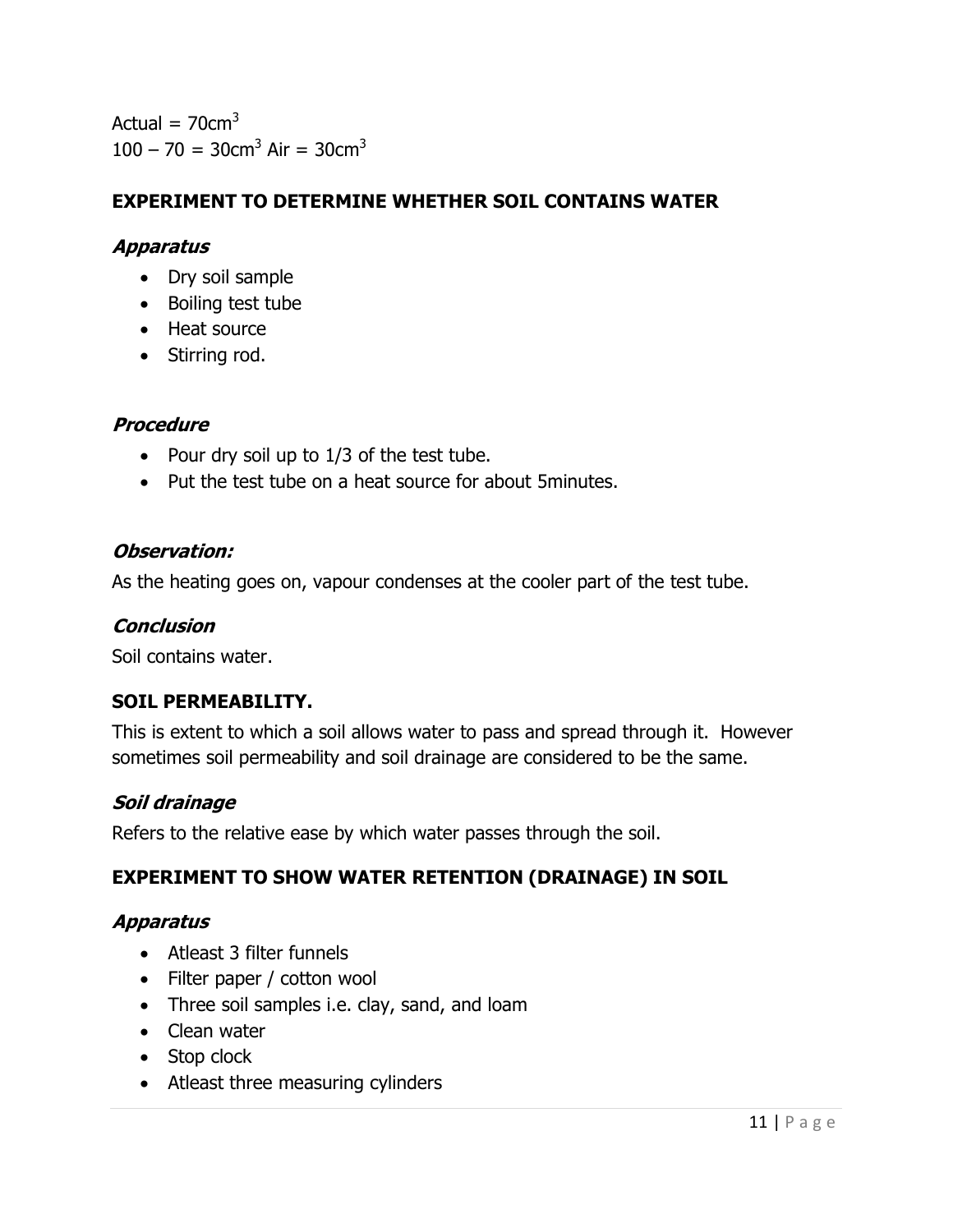Actual = $70cm^3$

$100 - 70 = 30cm^3$ Air = $30cm^3$

### EXPERIMENT TO DETERMINE WHETHER SOIL CONTAINS WATER

#### *Apparatus*

- Dry soil sample
- Boiling test tube
- Heat source
- Stirring rod.

#### *Procedure*

- Pour dry soil up to 1/3 of the test tube.
- Put the test tube on a heat source for about 5minutes.

#### *Observation:*

As the heating goes on, vapour condenses at the cooler part of the test tube.

#### *Conclusion*

Soil contains water.

### SOIL PERMEABILITY.

This is extent to which a soil allows water to pass and spread through it. However sometimes soil permeability and soil drainage are considered to be the same.

#### *Soil drainage*

Refers to the relative ease by which water passes through the soil.

### EXPERIMENT TO SHOW WATER RETENTION (DRAINAGE) IN SOIL

#### *Apparatus*

- Atleast 3 filter funnels
- Filter paper / cotton wool
- Three soil samples i.e. clay, sand, and loam
- Clean water
- Stop clock
- Atleast three measuring cylinders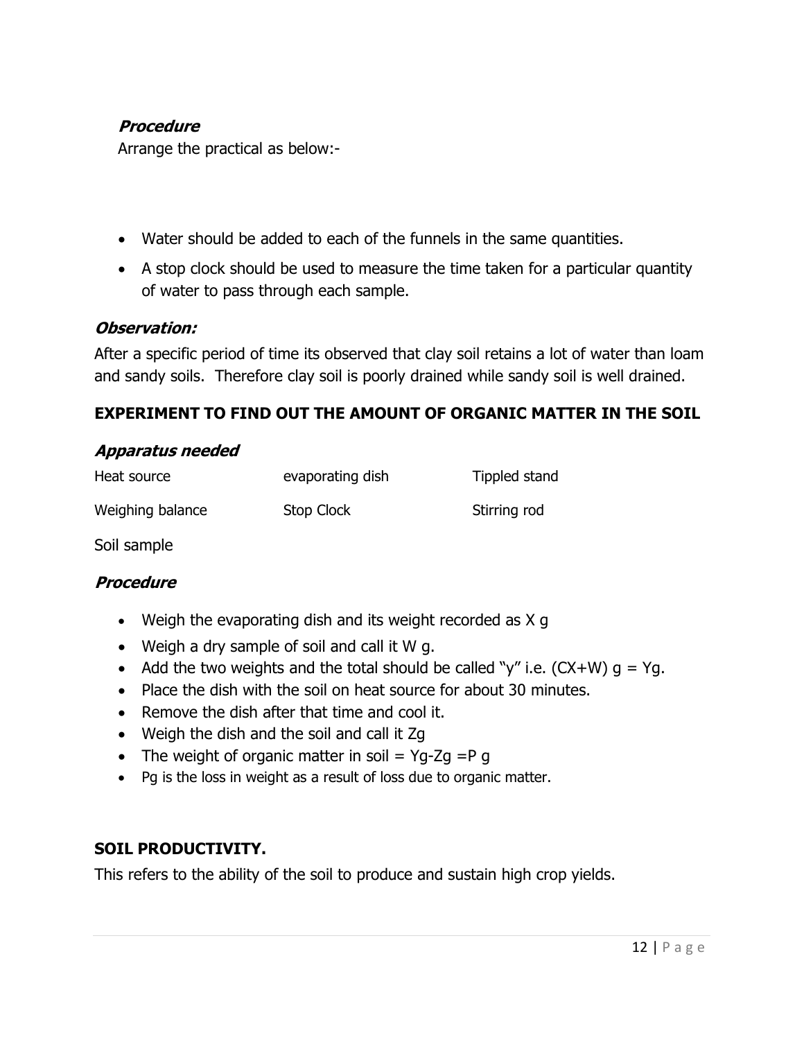***Procedure***

Arrange the practical as below:-

- Water should be added to each of the funnels in the same quantities.
- A stop clock should be used to measure the time taken for a particular quantity of water to pass through each sample.

***Observation:***

After a specific period of time its observed that clay soil retains a lot of water than loam and sandy soils. Therefore clay soil is poorly drained while sandy soil is well drained.

**EXPERIMENT TO FIND OUT THE AMOUNT OF ORGANIC MATTER IN THE SOIL**

***Apparatus needed***

| | | |
|---|---|---|
| Heat source | evaporating dish | Tippled stand |
| Weighing balance | Stop Clock | Stirring rod |

Soil sample

***Procedure***

- Weigh the evaporating dish and its weight recorded as X g
- Weigh a dry sample of soil and call it W g.
- Add the two weights and the total should be called "y" i.e. (CX+W) g = Yg.
- Place the dish with the soil on heat source for about 30 minutes.
- Remove the dish after that time and cool it.
- Weigh the dish and the soil and call it Zg
- The weight of organic matter in soil = Yg-Zg =P g
- Pg is the loss in weight as a result of loss due to organic matter.

**SOIL PRODUCTIVITY.**

This refers to the ability of the soil to produce and sustain high crop yields.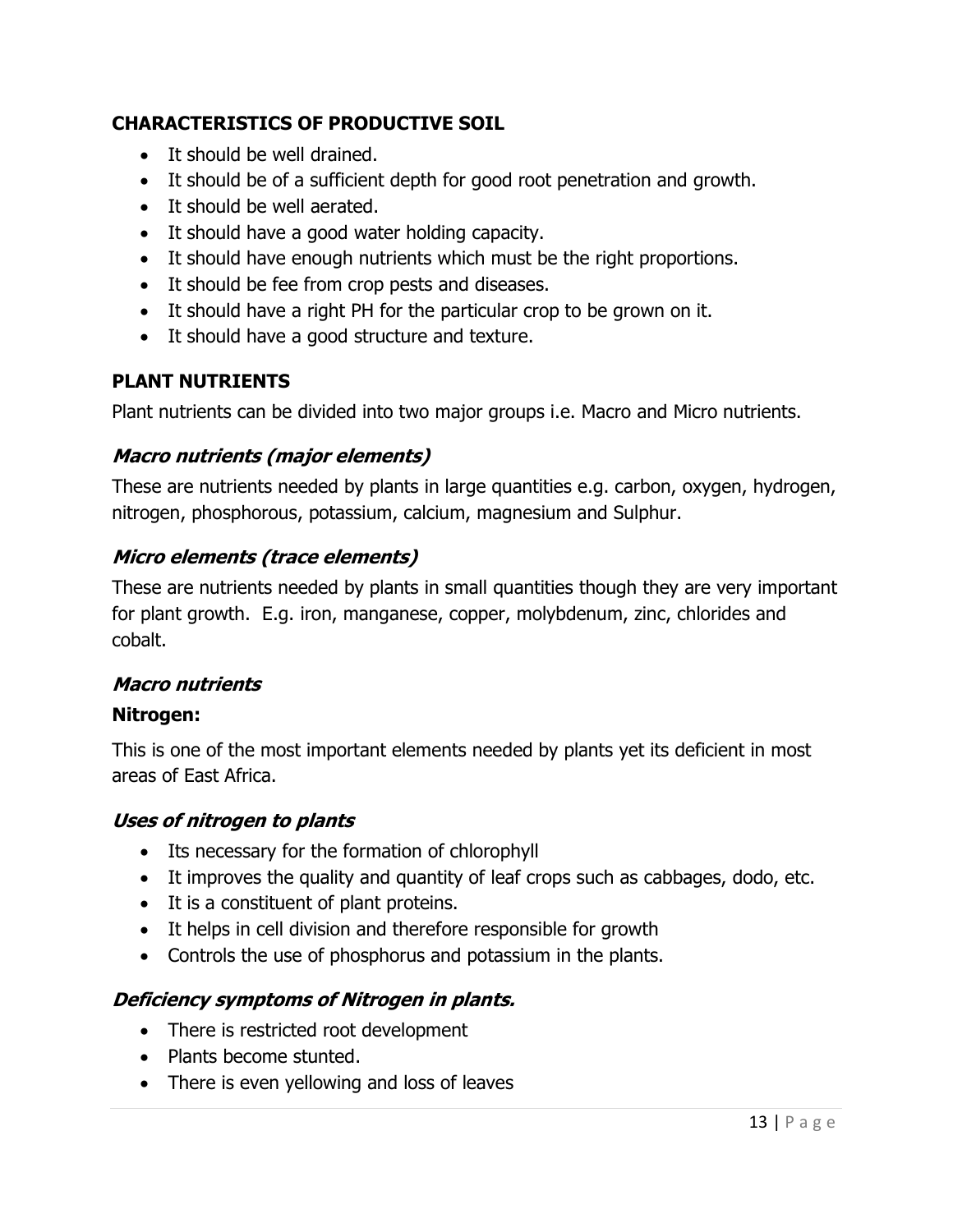## CHARACTERISTICS OF PRODUCTIVE SOIL

- It should be well drained.
- It should be of a sufficient depth for good root penetration and growth.
- It should be well aerated.
- It should have a good water holding capacity.
- It should have enough nutrients which must be the right proportions.
- It should be fee from crop pests and diseases.
- It should have a right PH for the particular crop to be grown on it.
- It should have a good structure and texture.

## PLANT NUTRIENTS

Plant nutrients can be divided into two major groups i.e. Macro and Micro nutrients.

### *Macro nutrients (major elements)*

These are nutrients needed by plants in large quantities e.g. carbon, oxygen, hydrogen, nitrogen, phosphorous, potassium, calcium, magnesium and Sulphur.

### *Micro elements (trace elements)*

These are nutrients needed by plants in small quantities though they are very important for plant growth. E.g. iron, manganese, copper, molybdenum, zinc, chlorides and cobalt.

### *Macro nutrients*

**Nitrogen:**

This is one of the most important elements needed by plants yet its deficient in most areas of East Africa.

### *Uses of nitrogen to plants*

- Its necessary for the formation of chlorophyll
- It improves the quality and quantity of leaf crops such as cabbages, dodo, etc.
- It is a constituent of plant proteins.
- It helps in cell division and therefore responsible for growth
- Controls the use of phosphorus and potassium in the plants.

### *Deficiency symptoms of Nitrogen in plants.*

- There is restricted root development
- Plants become stunted.
- There is even yellowing and loss of leaves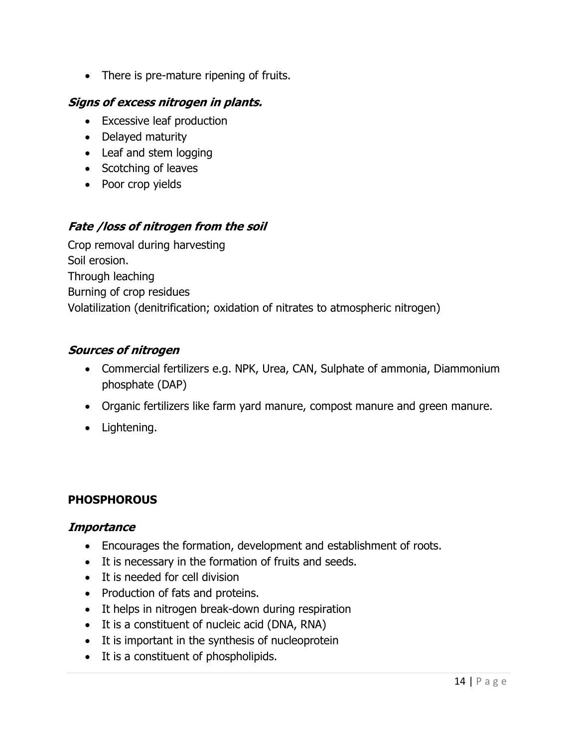- There is pre-mature ripening of fruits.

***Signs of excess nitrogen in plants.***

- Excessive leaf production
- Delayed maturity
- Leaf and stem logging
- Scotching of leaves
- Poor crop yields

***Fate /loss of nitrogen from the soil***

Crop removal during harvesting
Soil erosion.
Through leaching
Burning of crop residues
Volatilization (denitrification; oxidation of nitrates to atmospheric nitrogen)

***Sources of nitrogen***

- Commercial fertilizers e.g. NPK, Urea, CAN, Sulphate of ammonia, Diammonium phosphate (DAP)
- Organic fertilizers like farm yard manure, compost manure and green manure.
- Lightening.

**PHOSPHOROUS**

***Importance***

- Encourages the formation, development and establishment of roots.
- It is necessary in the formation of fruits and seeds.
- It is needed for cell division
- Production of fats and proteins.
- It helps in nitrogen break-down during respiration
- It is a constituent of nucleic acid (DNA, RNA)
- It is important in the synthesis of nucleoprotein
- It is a constituent of phospholipids.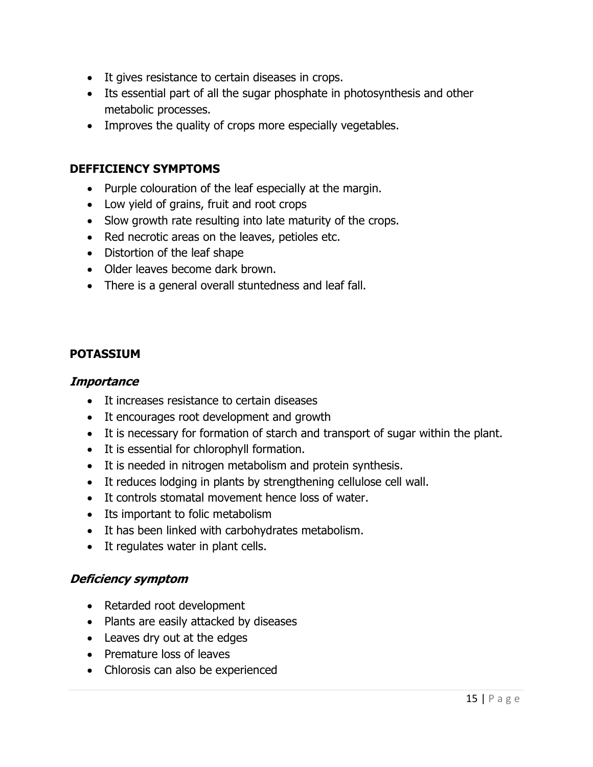- It gives resistance to certain diseases in crops.
- Its essential part of all the sugar phosphate in photosynthesis and other metabolic processes.
- Improves the quality of crops more especially vegetables.

**DEFFICIENCY SYMPTOMS**

- Purple colouration of the leaf especially at the margin.
- Low yield of grains, fruit and root crops
- Slow growth rate resulting into late maturity of the crops.
- Red necrotic areas on the leaves, petioles etc.
- Distortion of the leaf shape
- Older leaves become dark brown.
- There is a general overall stuntedness and leaf fall.

**POTASSIUM**

***Importance***

- It increases resistance to certain diseases
- It encourages root development and growth
- It is necessary for formation of starch and transport of sugar within the plant.
- It is essential for chlorophyll formation.
- It is needed in nitrogen metabolism and protein synthesis.
- It reduces lodging in plants by strengthening cellulose cell wall.
- It controls stomatal movement hence loss of water.
- Its important to folic metabolism
- It has been linked with carbohydrates metabolism.
- It regulates water in plant cells.

***Deficiency symptom***

- Retarded root development
- Plants are easily attacked by diseases
- Leaves dry out at the edges
- Premature loss of leaves
- Chlorosis can also be experienced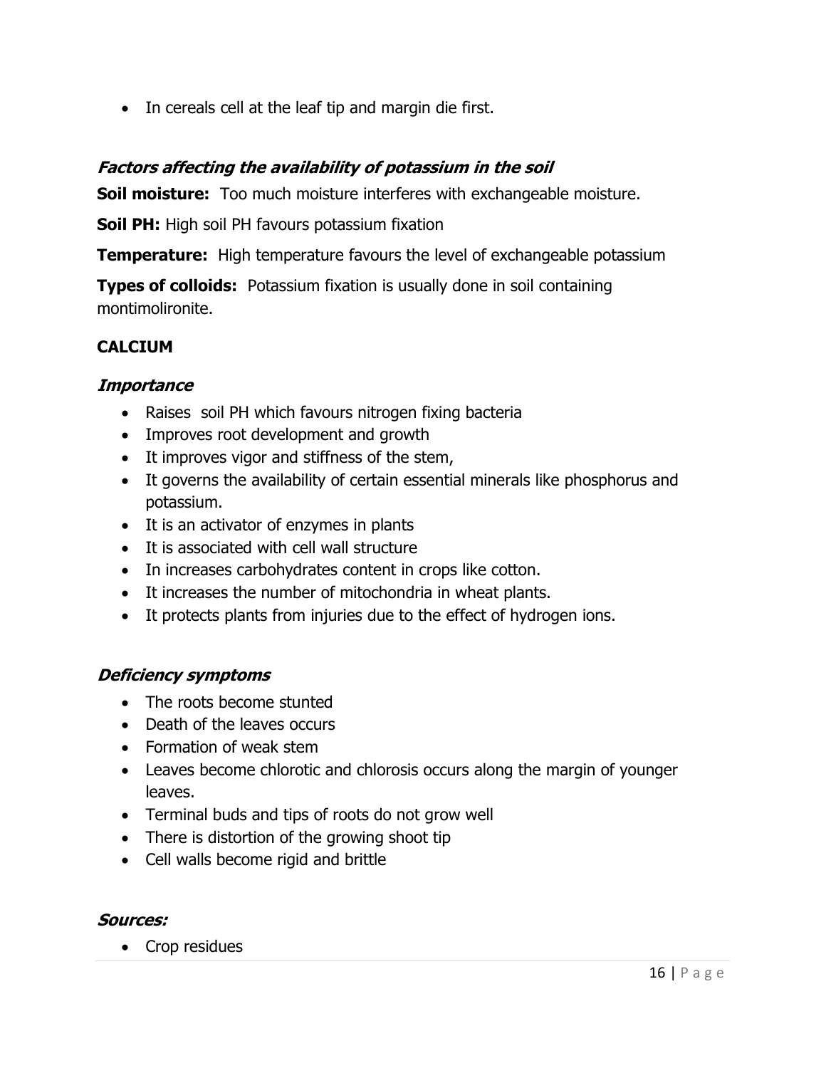- In cereals cell at the leaf tip and margin die first.

### *Factors affecting the availability of potassium in the soil*

**Soil moisture:** Too much moisture interferes with exchangeable moisture.

**Soil PH:** High soil PH favours potassium fixation

**Temperature:** High temperature favours the level of exchangeable potassium

**Types of colloids:** Potassium fixation is usually done in soil containing montimolironite.

## CALCIUM

### *Importance*

- Raises soil PH which favours nitrogen fixing bacteria
- Improves root development and growth
- It improves vigor and stiffness of the stem,
- It governs the availability of certain essential minerals like phosphorus and potassium.
- It is an activator of enzymes in plants
- It is associated with cell wall structure
- In increases carbohydrates content in crops like cotton.
- It increases the number of mitochondria in wheat plants.
- It protects plants from injuries due to the effect of hydrogen ions.

### *Deficiency symptoms*

- The roots become stunted
- Death of the leaves occurs
- Formation of weak stem
- Leaves become chlorotic and chlorosis occurs along the margin of younger leaves.
- Terminal buds and tips of roots do not grow well
- There is distortion of the growing shoot tip
- Cell walls become rigid and brittle

### *Sources:*

- Crop residues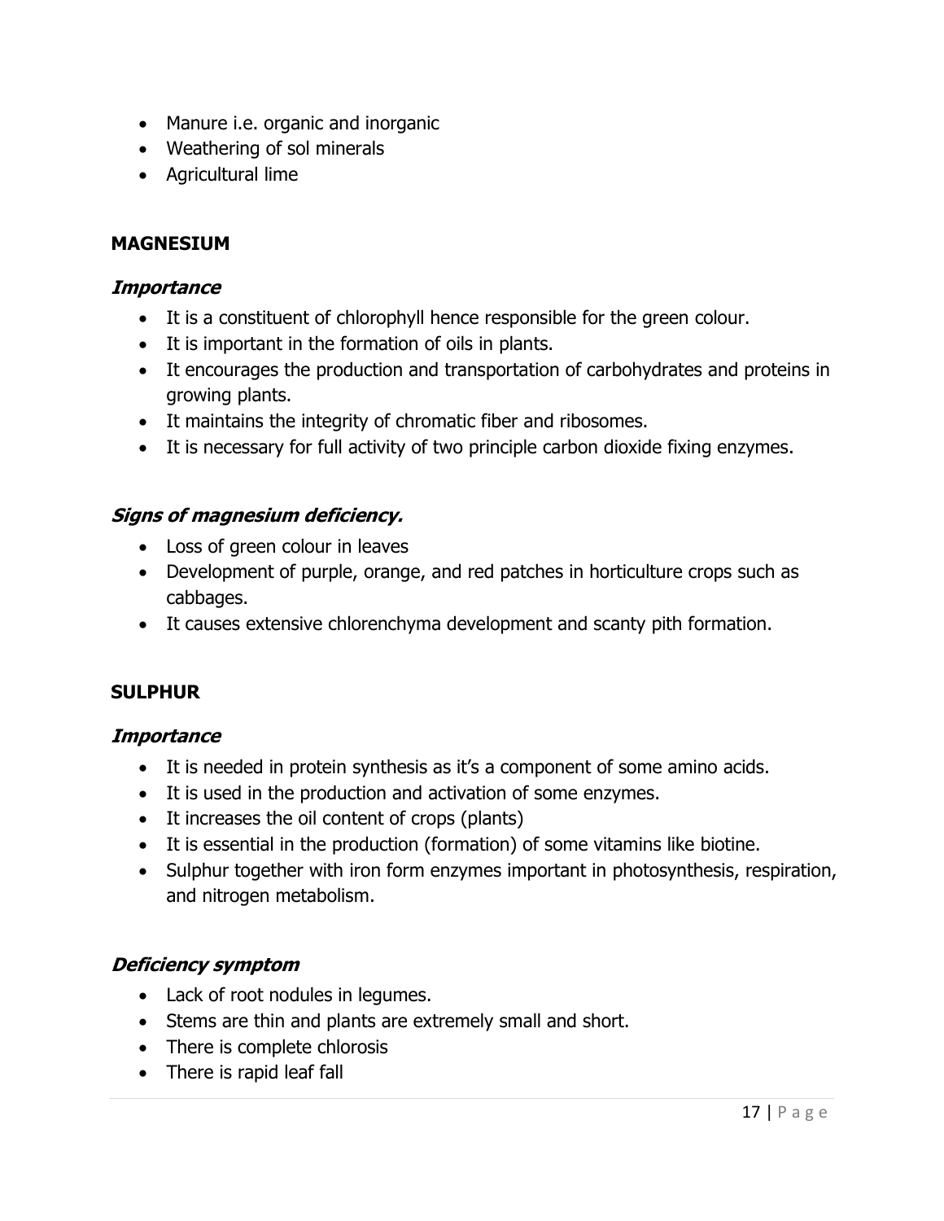- Manure i.e. organic and inorganic
- Weathering of sol minerals
- Agricultural lime

## MAGNESIUM

### *Importance*

- It is a constituent of chlorophyll hence responsible for the green colour.
- It is important in the formation of oils in plants.
- It encourages the production and transportation of carbohydrates and proteins in growing plants.
- It maintains the integrity of chromatic fiber and ribosomes.
- It is necessary for full activity of two principle carbon dioxide fixing enzymes.

### *Signs of magnesium deficiency.*

- Loss of green colour in leaves
- Development of purple, orange, and red patches in horticulture crops such as cabbages.
- It causes extensive chlorenchyma development and scanty pith formation.

## SULPHUR

### *Importance*

- It is needed in protein synthesis as it's a component of some amino acids.
- It is used in the production and activation of some enzymes.
- It increases the oil content of crops (plants)
- It is essential in the production (formation) of some vitamins like biotine.
- Sulphur together with iron form enzymes important in photosynthesis, respiration, and nitrogen metabolism.

### *Deficiency symptom*

- Lack of root nodules in legumes.
- Stems are thin and plants are extremely small and short.
- There is complete chlorosis
- There is rapid leaf fall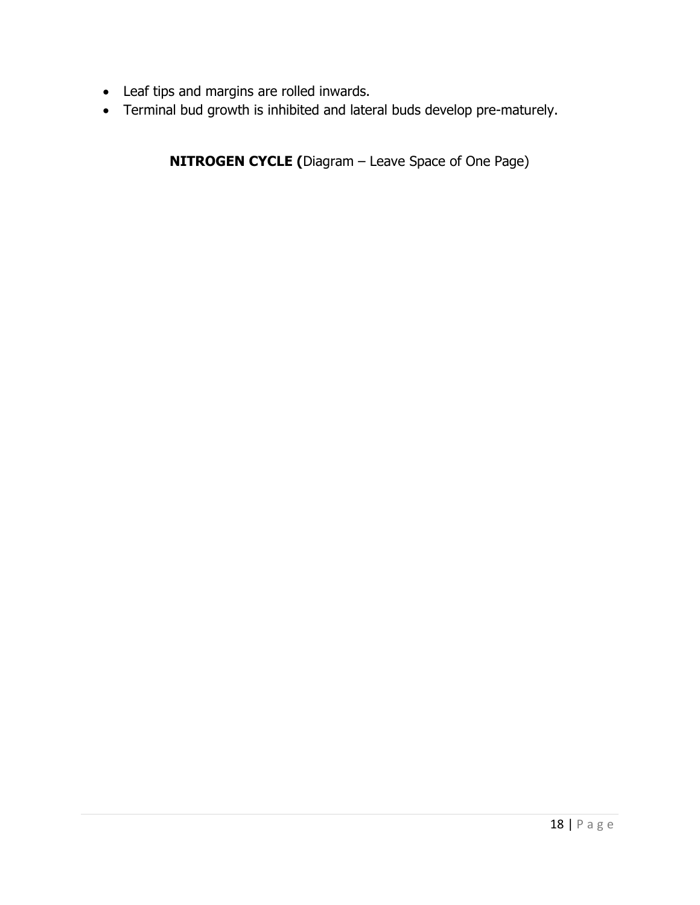- Leaf tips and margins are rolled inwards.
- Terminal bud growth is inhibited and lateral buds develop pre-maturely.

**NITROGEN CYCLE (**Diagram – Leave Space of One Page)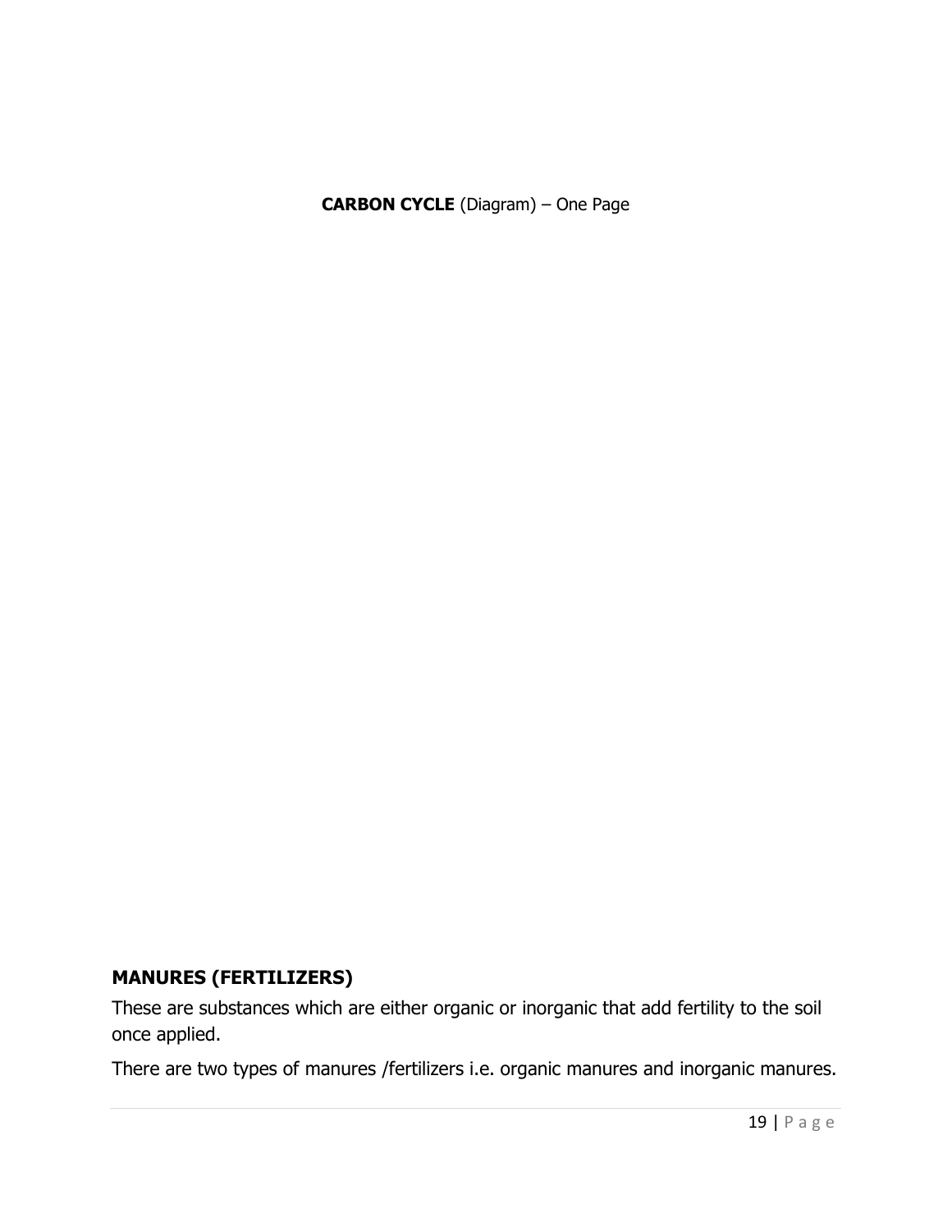**CARBON CYCLE** (Diagram) – One Page

## MANURES (FERTILIZERS)

These are substances which are either organic or inorganic that add fertility to the soil once applied.

There are two types of manures /fertilizers i.e. organic manures and inorganic manures.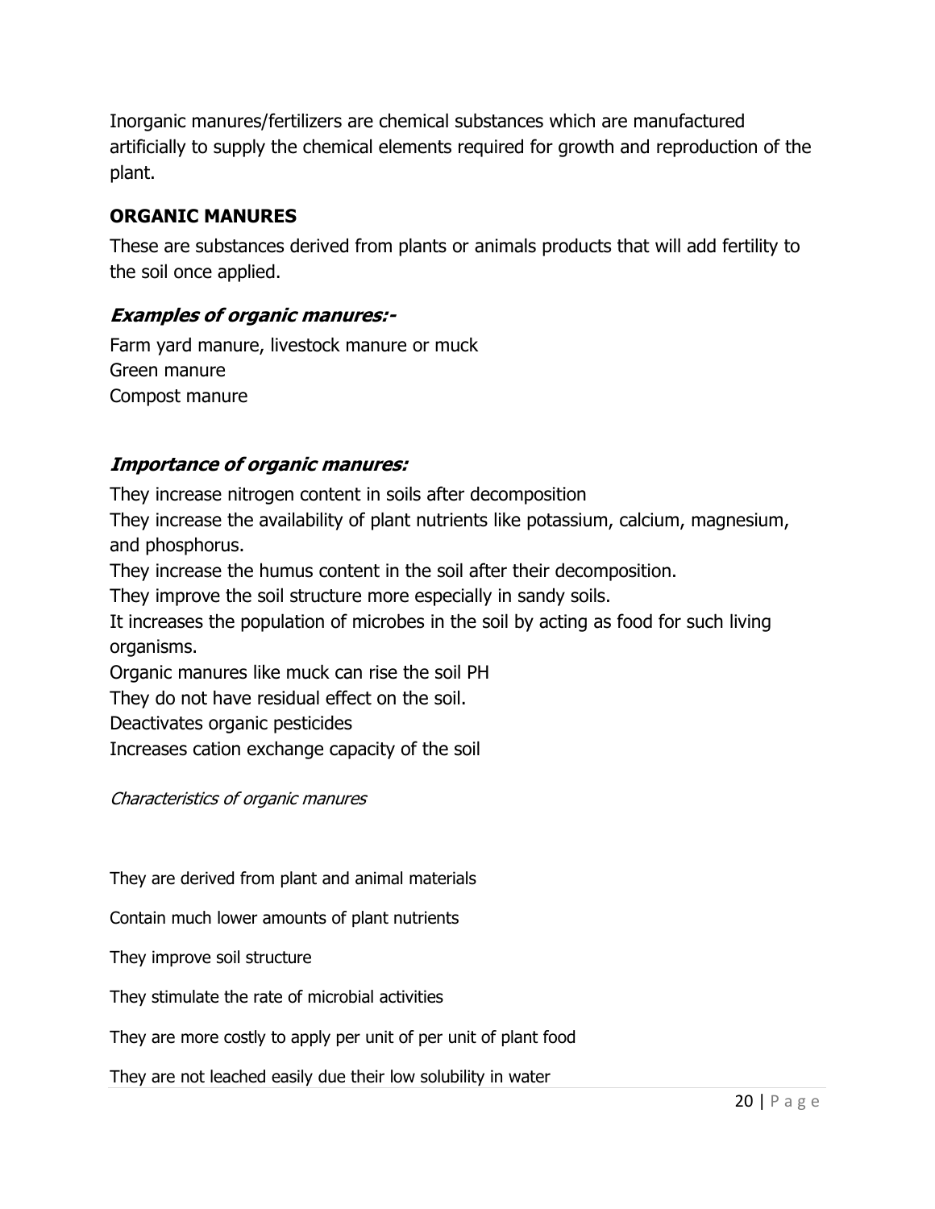Inorganic manures/fertilizers are chemical substances which are manufactured artificially to supply the chemical elements required for growth and reproduction of the plant.

## ORGANIC MANURES

These are substances derived from plants or animals products that will add fertility to the soil once applied.

### *Examples of organic manures:-*

Farm yard manure, livestock manure or muck
Green manure
Compost manure

### *Importance of organic manures:*

They increase nitrogen content in soils after decomposition
They increase the availability of plant nutrients like potassium, calcium, magnesium, and phosphorus.
They increase the humus content in the soil after their decomposition.
They improve the soil structure more especially in sandy soils.
It increases the population of microbes in the soil by acting as food for such living organisms.
Organic manures like muck can rise the soil PH
They do not have residual effect on the soil.
Deactivates organic pesticides
Increases cation exchange capacity of the soil

*Characteristics of organic manures*

They are derived from plant and animal materials

Contain much lower amounts of plant nutrients

They improve soil structure

They stimulate the rate of microbial activities

They are more costly to apply per unit of per unit of plant food

They are not leached easily due their low solubility in water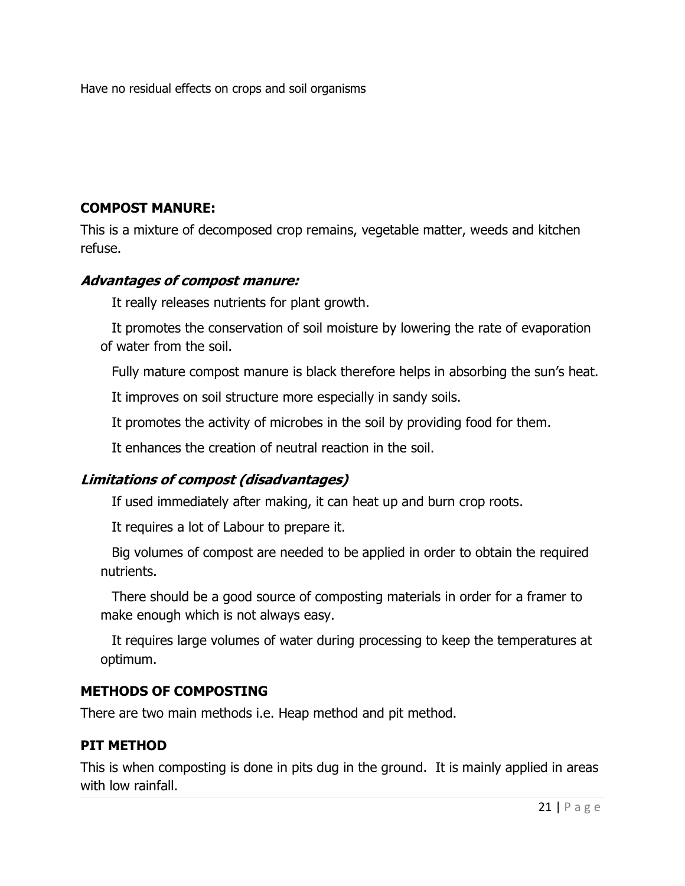Have no residual effects on crops and soil organisms

**COMPOST MANURE:**

This is a mixture of decomposed crop remains, vegetable matter, weeds and kitchen refuse.

***Advantages of compost manure:***

- It really releases nutrients for plant growth.
- It promotes the conservation of soil moisture by lowering the rate of evaporation of water from the soil.
- Fully mature compost manure is black therefore helps in absorbing the sun's heat.
- It improves on soil structure more especially in sandy soils.
- It promotes the activity of microbes in the soil by providing food for them.
- It enhances the creation of neutral reaction in the soil.

***Limitations of compost (disadvantages)***

- If used immediately after making, it can heat up and burn crop roots.
- It requires a lot of Labour to prepare it.
- Big volumes of compost are needed to be applied in order to obtain the required nutrients.
- There should be a good source of composting materials in order for a framer to make enough which is not always easy.
- It requires large volumes of water during processing to keep the temperatures at optimum.

**METHODS OF COMPOSTING**

There are two main methods i.e. Heap method and pit method.

**PIT METHOD**

This is when composting is done in pits dug in the ground. It is mainly applied in areas with low rainfall.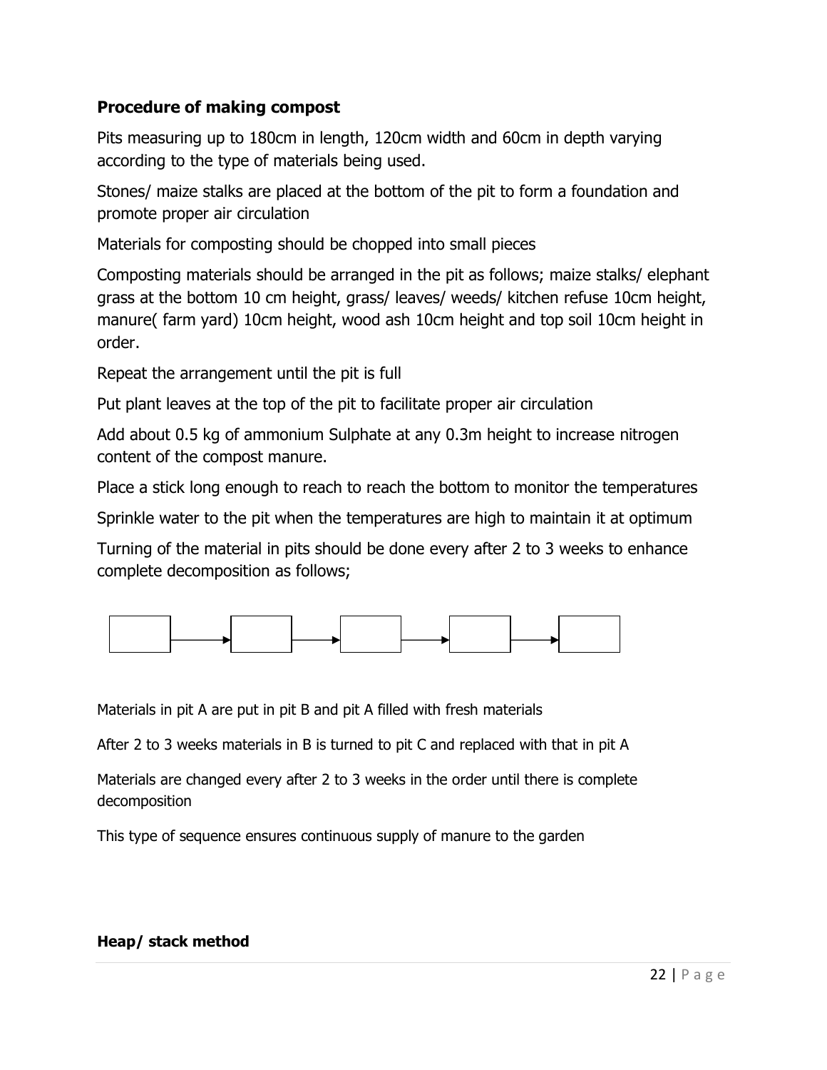### Procedure of making compost

Pits measuring up to 180cm in length, 120cm width and 60cm in depth varying according to the type of materials being used.

Stones/ maize stalks are placed at the bottom of the pit to form a foundation and promote proper air circulation

Materials for composting should be chopped into small pieces

Composting materials should be arranged in the pit as follows; maize stalks/ elephant grass at the bottom 10 cm height, grass/ leaves/ weeds/ kitchen refuse 10cm height, manure( farm yard) 10cm height, wood ash 10cm height and top soil 10cm height in order.

Repeat the arrangement until the pit is full

Put plant leaves at the top of the pit to facilitate proper air circulation

Add about 0.5 kg of ammonium Sulphate at any 0.3m height to increase nitrogen content of the compost manure.

Place a stick long enough to reach to reach the bottom to monitor the temperatures

Sprinkle water to the pit when the temperatures are high to maintain it at optimum

Turning of the material in pits should be done every after 2 to 3 weeks to enhance complete decomposition as follows;

[ ] → [ ] → [ ] → [ ] → [ ]

Materials in pit A are put in pit B and pit A filled with fresh materials

After 2 to 3 weeks materials in B is turned to pit C and replaced with that in pit A

Materials are changed every after 2 to 3 weeks in the order until there is complete decomposition

This type of sequence ensures continuous supply of manure to the garden

### Heap/ stack method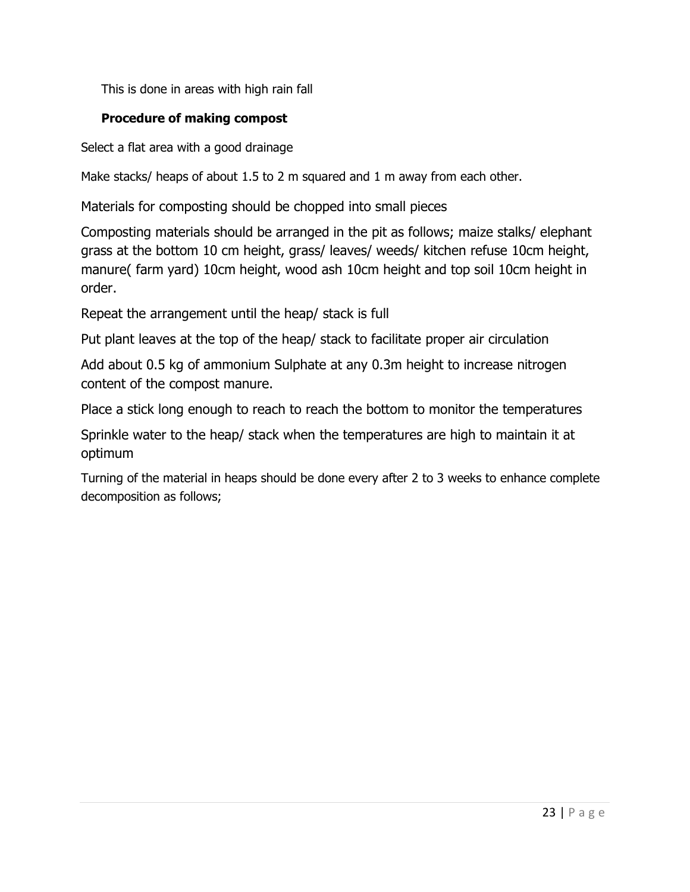This is done in areas with high rain fall

**Procedure of making compost**

Select a flat area with a good drainage

Make stacks/ heaps of about 1.5 to 2 m squared and 1 m away from each other.

Materials for composting should be chopped into small pieces

Composting materials should be arranged in the pit as follows; maize stalks/ elephant grass at the bottom 10 cm height, grass/ leaves/ weeds/ kitchen refuse 10cm height, manure( farm yard) 10cm height, wood ash 10cm height and top soil 10cm height in order.

Repeat the arrangement until the heap/ stack is full

Put plant leaves at the top of the heap/ stack to facilitate proper air circulation

Add about 0.5 kg of ammonium Sulphate at any 0.3m height to increase nitrogen content of the compost manure.

Place a stick long enough to reach to reach the bottom to monitor the temperatures

Sprinkle water to the heap/ stack when the temperatures are high to maintain it at optimum

Turning of the material in heaps should be done every after 2 to 3 weeks to enhance complete decomposition as follows;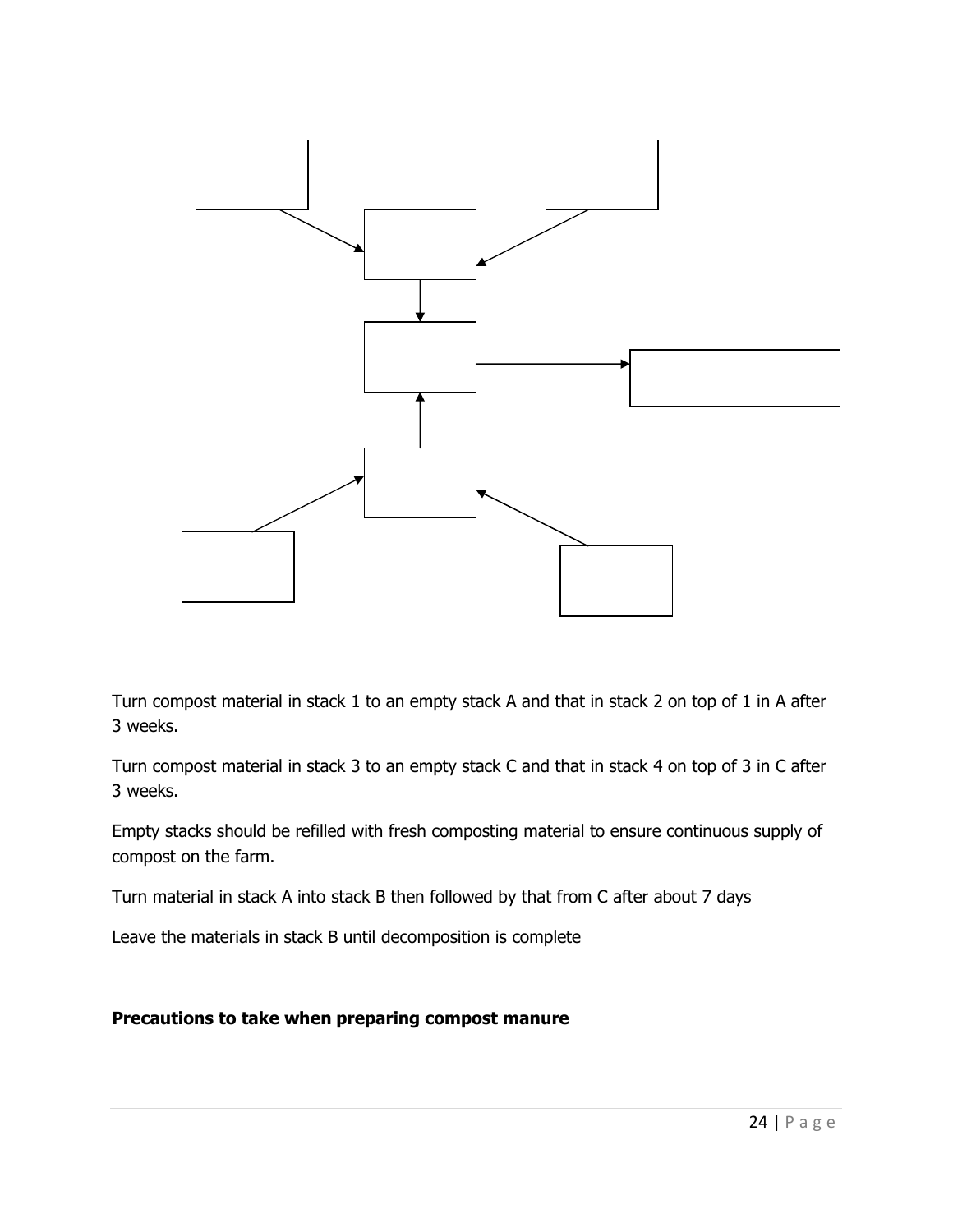Turn compost material in stack 1 to an empty stack A and that in stack 2 on top of 1 in A after 3 weeks.

Turn compost material in stack 3 to an empty stack C and that in stack 4 on top of 3 in C after 3 weeks.

Empty stacks should be refilled with fresh composting material to ensure continuous supply of compost on the farm.

Turn material in stack A into stack B then followed by that from C after about 7 days

Leave the materials in stack B until decomposition is complete

**Precautions to take when preparing compost manure**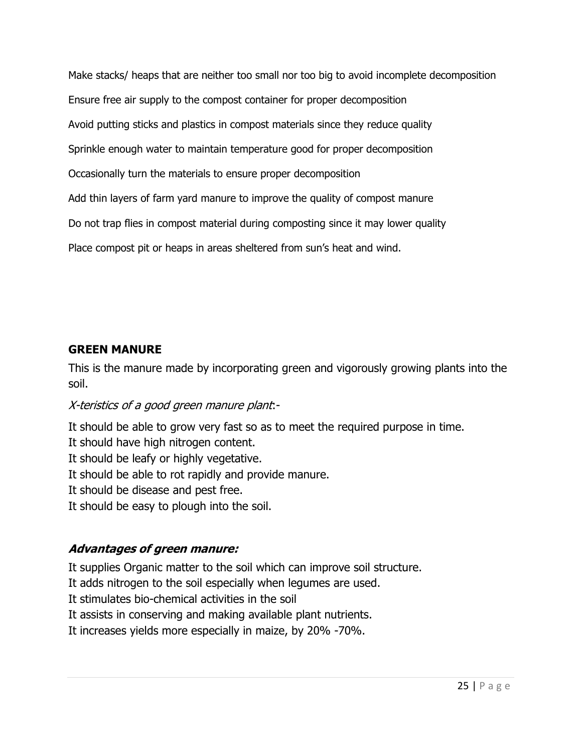Make stacks/ heaps that are neither too small nor too big to avoid incomplete decomposition

Ensure free air supply to the compost container for proper decomposition

Avoid putting sticks and plastics in compost materials since they reduce quality

Sprinkle enough water to maintain temperature good for proper decomposition

Occasionally turn the materials to ensure proper decomposition

Add thin layers of farm yard manure to improve the quality of compost manure

Do not trap flies in compost material during composting since it may lower quality

Place compost pit or heaps in areas sheltered from sun's heat and wind.

**GREEN MANURE**

This is the manure made by incorporating green and vigorously growing plants into the soil.

*X-teristics of a good green manure plant*:-

It should be able to grow very fast so as to meet the required purpose in time.
It should have high nitrogen content.
It should be leafy or highly vegetative.
It should be able to rot rapidly and provide manure.
It should be disease and pest free.
It should be easy to plough into the soil.

***Advantages of green manure:***

It supplies Organic matter to the soil which can improve soil structure.
It adds nitrogen to the soil especially when legumes are used.
It stimulates bio-chemical activities in the soil
It assists in conserving and making available plant nutrients.
It increases yields more especially in maize, by 20% -70%.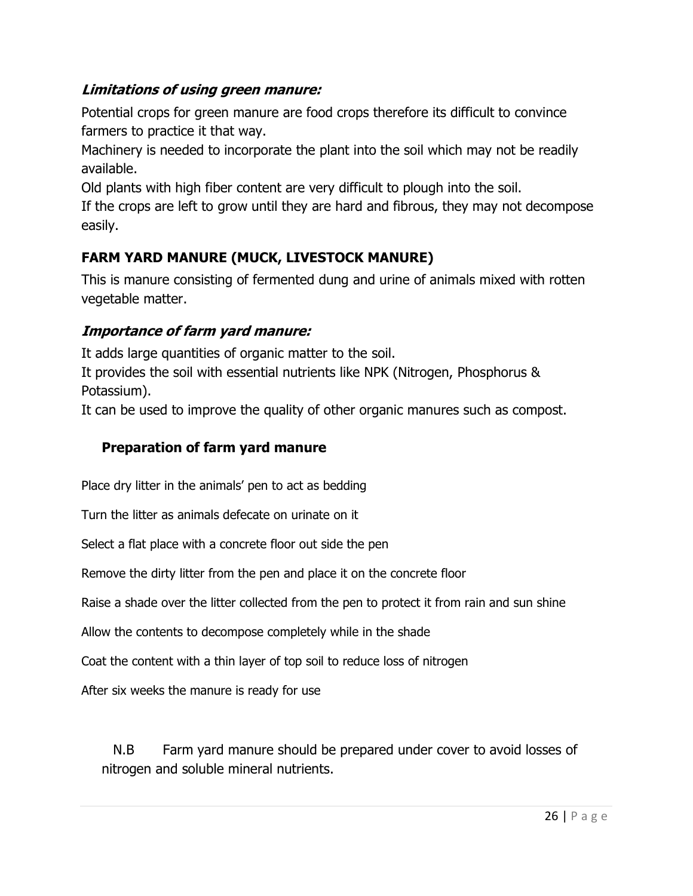### *Limitations of using green manure:*

Potential crops for green manure are food crops therefore its difficult to convince farmers to practice it that way.

Machinery is needed to incorporate the plant into the soil which may not be readily available.

Old plants with high fiber content are very difficult to plough into the soil.

If the crops are left to grow until they are hard and fibrous, they may not decompose easily.

### **FARM YARD MANURE (MUCK, LIVESTOCK MANURE)**

This is manure consisting of fermented dung and urine of animals mixed with rotten vegetable matter.

### *Importance of farm yard manure:*

It adds large quantities of organic matter to the soil.

It provides the soil with essential nutrients like NPK (Nitrogen, Phosphorus & Potassium).

It can be used to improve the quality of other organic manures such as compost.

### **Preparation of farm yard manure**

Place dry litter in the animals' pen to act as bedding

Turn the litter as animals defecate on urinate on it

Select a flat place with a concrete floor out side the pen

Remove the dirty litter from the pen and place it on the concrete floor

Raise a shade over the litter collected from the pen to protect it from rain and sun shine

Allow the contents to decompose completely while in the shade

Coat the content with a thin layer of top soil to reduce loss of nitrogen

After six weeks the manure is ready for use

N.B Farm yard manure should be prepared under cover to avoid losses of nitrogen and soluble mineral nutrients.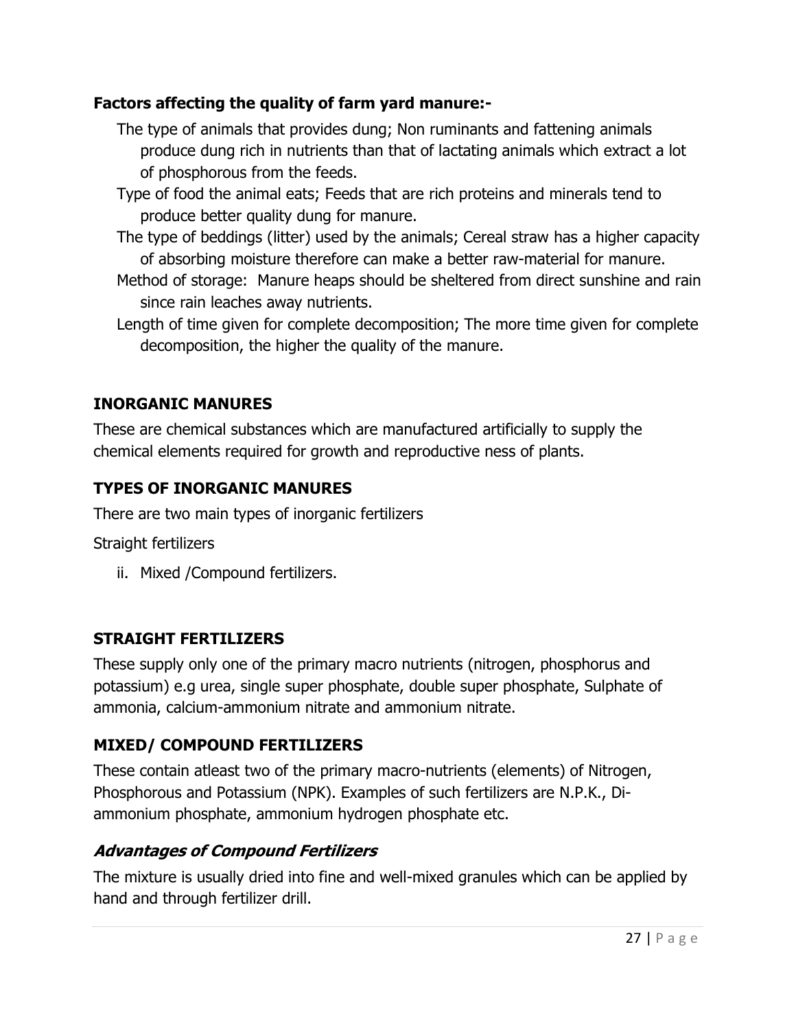**Factors affecting the quality of farm yard manure:-**

- The type of animals that provides dung; Non ruminants and fattening animals produce dung rich in nutrients than that of lactating animals which extract a lot of phosphorous from the feeds.
- Type of food the animal eats; Feeds that are rich proteins and minerals tend to produce better quality dung for manure.
- The type of beddings (litter) used by the animals; Cereal straw has a higher capacity of absorbing moisture therefore can make a better raw-material for manure.
- Method of storage: Manure heaps should be sheltered from direct sunshine and rain since rain leaches away nutrients.
- Length of time given for complete decomposition; The more time given for complete decomposition, the higher the quality of the manure.

## INORGANIC MANURES

These are chemical substances which are manufactured artificially to supply the chemical elements required for growth and reproductive ness of plants.

## TYPES OF INORGANIC MANURES

There are two main types of inorganic fertilizers

Straight fertilizers

ii. Mixed /Compound fertilizers.

## STRAIGHT FERTILIZERS

These supply only one of the primary macro nutrients (nitrogen, phosphorus and potassium) e.g urea, single super phosphate, double super phosphate, Sulphate of ammonia, calcium-ammonium nitrate and ammonium nitrate.

## MIXED/ COMPOUND FERTILIZERS

These contain atleast two of the primary macro-nutrients (elements) of Nitrogen, Phosphorous and Potassium (NPK). Examples of such fertilizers are N.P.K., Di-ammonium phosphate, ammonium hydrogen phosphate etc.

### *Advantages of Compound Fertilizers*

The mixture is usually dried into fine and well-mixed granules which can be applied by hand and through fertilizer drill.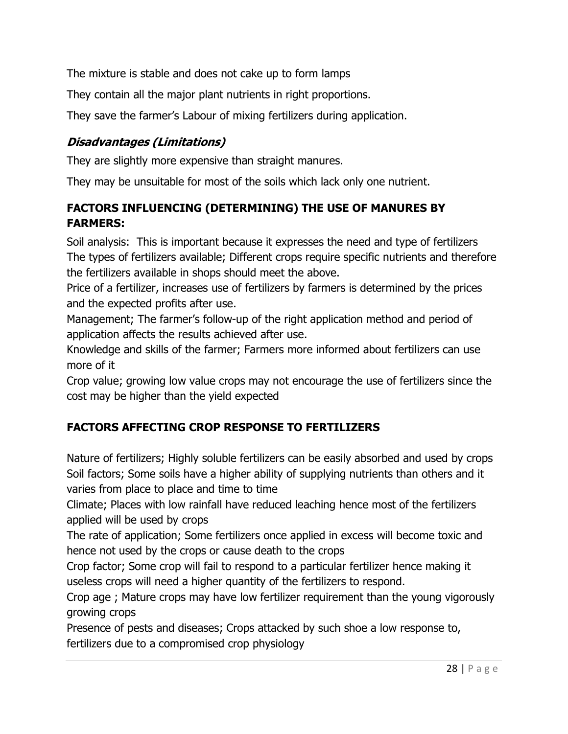The mixture is stable and does not cake up to form lamps

They contain all the major plant nutrients in right proportions.

They save the farmer's Labour of mixing fertilizers during application.

### *Disadvantages (Limitations)*

They are slightly more expensive than straight manures.

They may be unsuitable for most of the soils which lack only one nutrient.

### FACTORS INFLUENCING (DETERMINING) THE USE OF MANURES BY FARMERS:

Soil analysis: This is important because it expresses the need and type of fertilizers
The types of fertilizers available; Different crops require specific nutrients and therefore the fertilizers available in shops should meet the above.
Price of a fertilizer, increases use of fertilizers by farmers is determined by the prices and the expected profits after use.
Management; The farmer's follow-up of the right application method and period of application affects the results achieved after use.
Knowledge and skills of the farmer; Farmers more informed about fertilizers can use more of it
Crop value; growing low value crops may not encourage the use of fertilizers since the cost may be higher than the yield expected

### FACTORS AFFECTING CROP RESPONSE TO FERTILIZERS

Nature of fertilizers; Highly soluble fertilizers can be easily absorbed and used by crops
Soil factors; Some soils have a higher ability of supplying nutrients than others and it varies from place to place and time to time
Climate; Places with low rainfall have reduced leaching hence most of the fertilizers applied will be used by crops
The rate of application; Some fertilizers once applied in excess will become toxic and hence not used by the crops or cause death to the crops
Crop factor; Some crop will fail to respond to a particular fertilizer hence making it useless crops will need a higher quantity of the fertilizers to respond.
Crop age ; Mature crops may have low fertilizer requirement than the young vigorously growing crops
Presence of pests and diseases; Crops attacked by such shoe a low response to, fertilizers due to a compromised crop physiology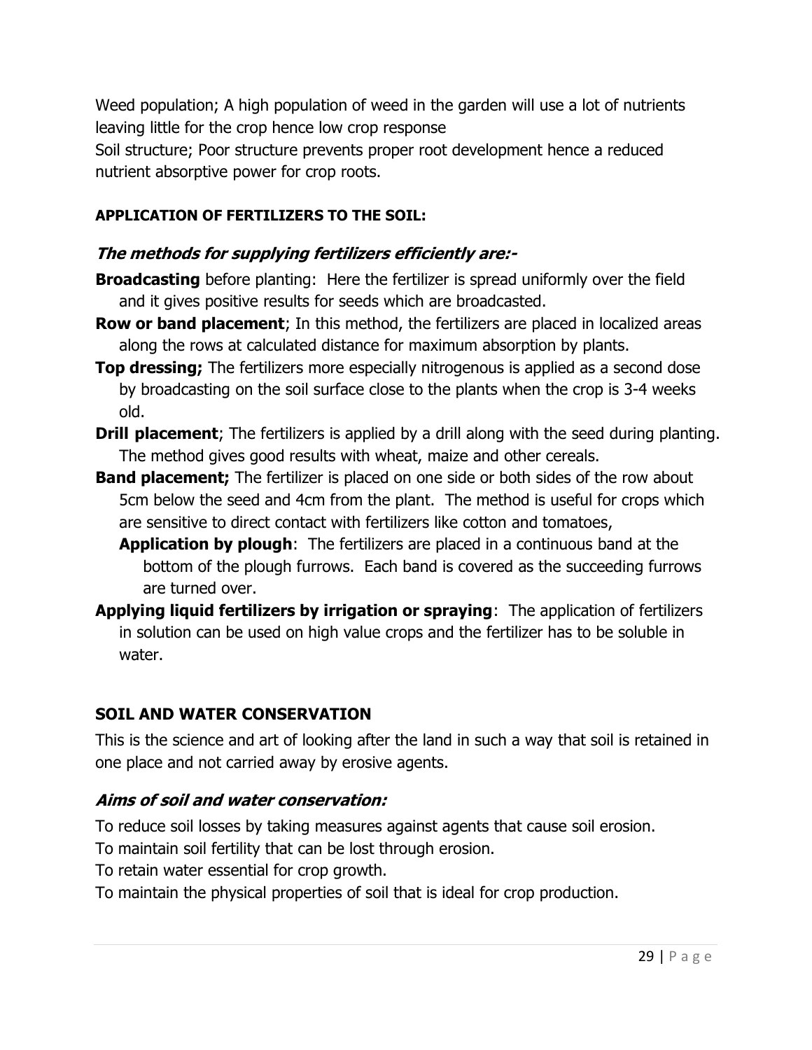Weed population; A high population of weed in the garden will use a lot of nutrients leaving little for the crop hence low crop response

Soil structure; Poor structure prevents proper root development hence a reduced nutrient absorptive power for crop roots.

**APPLICATION OF FERTILIZERS TO THE SOIL:**

### ***The methods for supplying fertilizers efficiently are:-***

**Broadcasting** before planting: Here the fertilizer is spread uniformly over the field and it gives positive results for seeds which are broadcasted.

**Row or band placement**; In this method, the fertilizers are placed in localized areas along the rows at calculated distance for maximum absorption by plants.

**Top dressing;** The fertilizers more especially nitrogenous is applied as a second dose by broadcasting on the soil surface close to the plants when the crop is 3-4 weeks old.

**Drill placement**; The fertilizers is applied by a drill along with the seed during planting. The method gives good results with wheat, maize and other cereals.

**Band placement;** The fertilizer is placed on one side or both sides of the row about 5cm below the seed and 4cm from the plant. The method is useful for crops which are sensitive to direct contact with fertilizers like cotton and tomatoes,

**Application by plough**: The fertilizers are placed in a continuous band at the bottom of the plough furrows. Each band is covered as the succeeding furrows are turned over.

**Applying liquid fertilizers by irrigation or spraying**: The application of fertilizers in solution can be used on high value crops and the fertilizer has to be soluble in water.

## SOIL AND WATER CONSERVATION

This is the science and art of looking after the land in such a way that soil is retained in one place and not carried away by erosive agents.

### ***Aims of soil and water conservation:***

To reduce soil losses by taking measures against agents that cause soil erosion.

To maintain soil fertility that can be lost through erosion.

To retain water essential for crop growth.

To maintain the physical properties of soil that is ideal for crop production.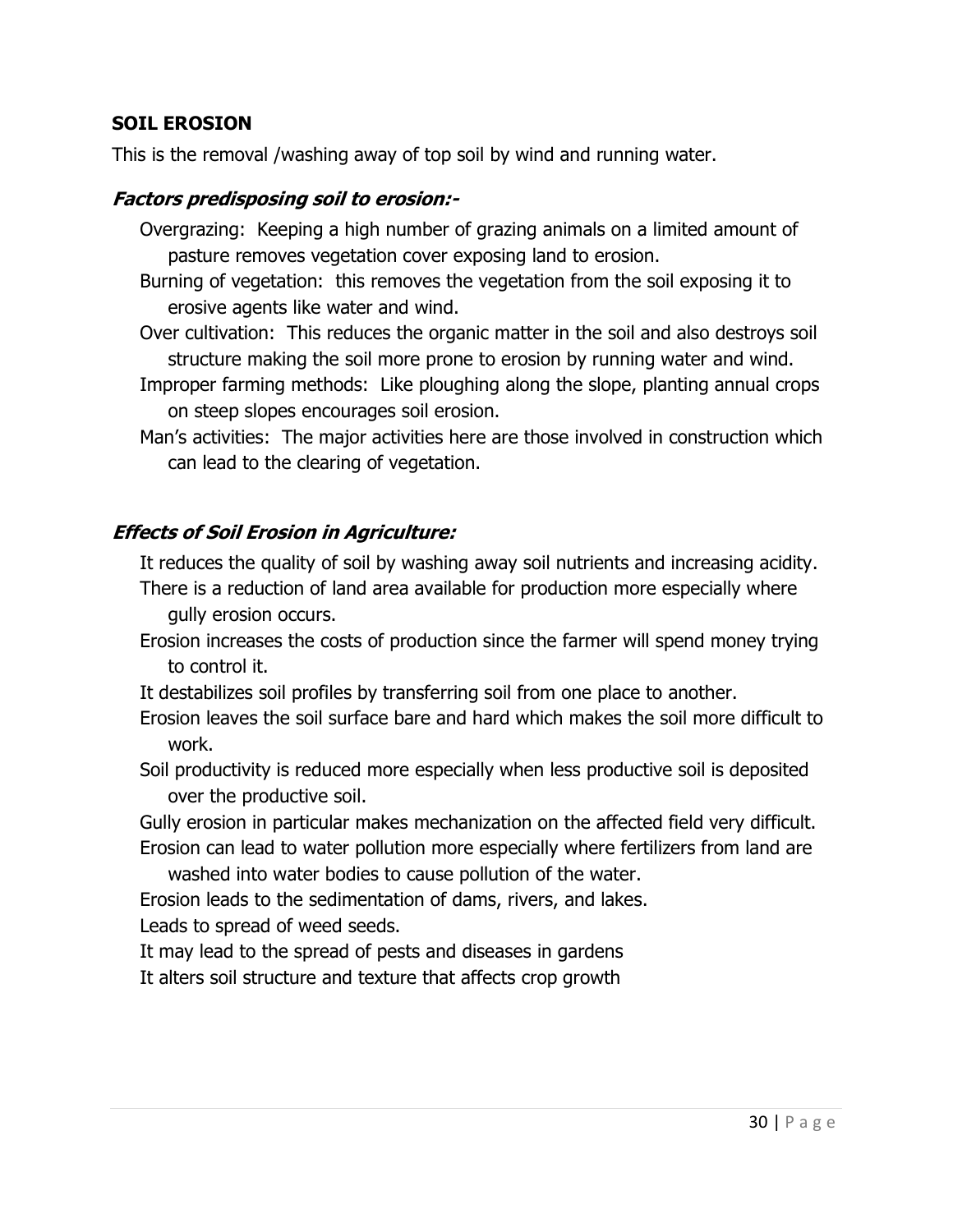**SOIL EROSION**

This is the removal /washing away of top soil by wind and running water.

## ***Factors predisposing soil to erosion:-***

- Overgrazing: Keeping a high number of grazing animals on a limited amount of pasture removes vegetation cover exposing land to erosion.
- Burning of vegetation: this removes the vegetation from the soil exposing it to erosive agents like water and wind.
- Over cultivation: This reduces the organic matter in the soil and also destroys soil structure making the soil more prone to erosion by running water and wind.
- Improper farming methods: Like ploughing along the slope, planting annual crops on steep slopes encourages soil erosion.
- Man's activities: The major activities here are those involved in construction which can lead to the clearing of vegetation.

## ***Effects of Soil Erosion in Agriculture:***

- It reduces the quality of soil by washing away soil nutrients and increasing acidity.
- There is a reduction of land area available for production more especially where gully erosion occurs.
- Erosion increases the costs of production since the farmer will spend money trying to control it.
- It destabilizes soil profiles by transferring soil from one place to another.
- Erosion leaves the soil surface bare and hard which makes the soil more difficult to work.
- Soil productivity is reduced more especially when less productive soil is deposited over the productive soil.
- Gully erosion in particular makes mechanization on the affected field very difficult.
- Erosion can lead to water pollution more especially where fertilizers from land are washed into water bodies to cause pollution of the water.
- Erosion leads to the sedimentation of dams, rivers, and lakes.
- Leads to spread of weed seeds.
- It may lead to the spread of pests and diseases in gardens
- It alters soil structure and texture that affects crop growth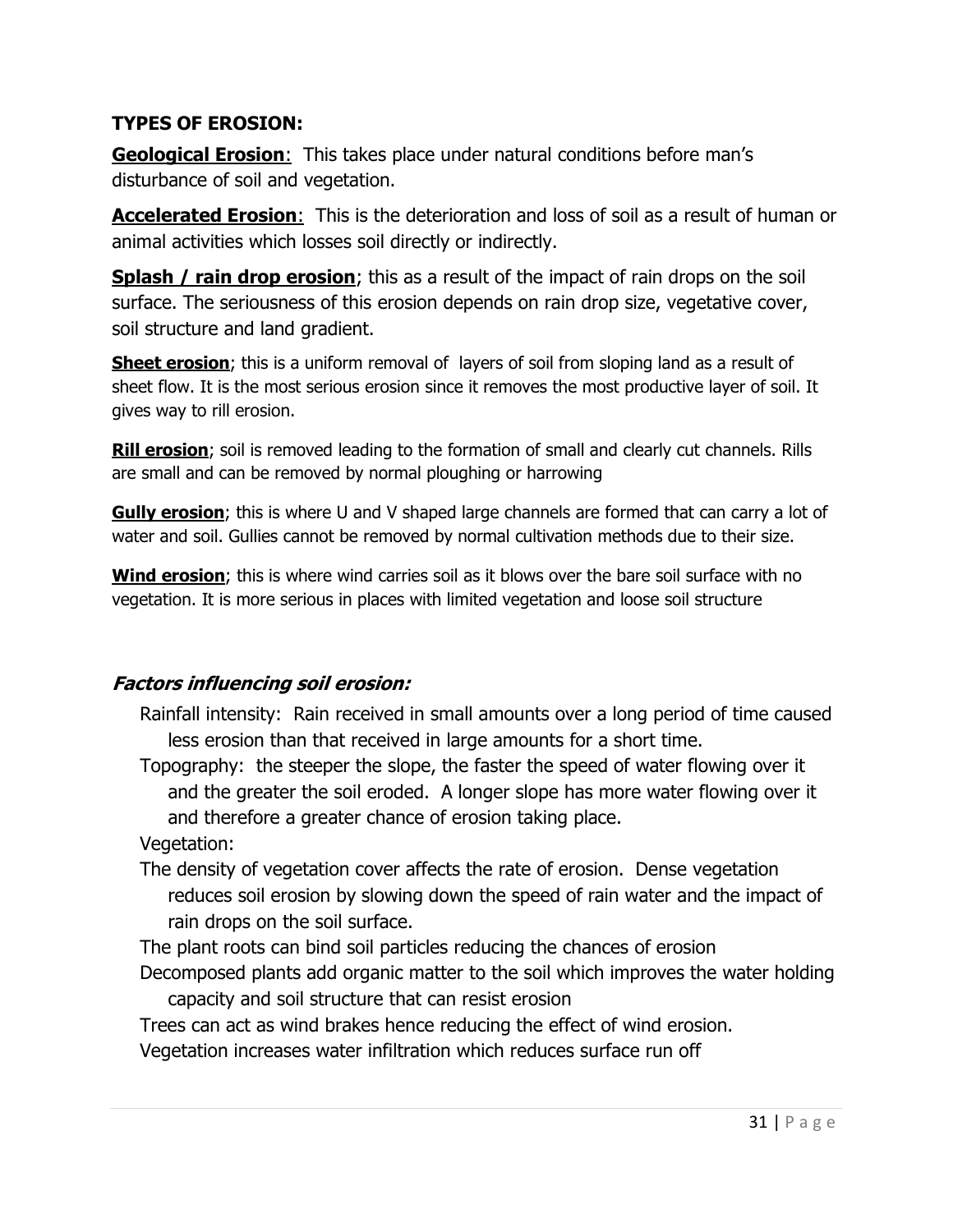**TYPES OF EROSION:**

**Geological Erosion**: This takes place under natural conditions before man's disturbance of soil and vegetation.

**Accelerated Erosion**: This is the deterioration and loss of soil as a result of human or animal activities which losses soil directly or indirectly.

**Splash / rain drop erosion**; this as a result of the impact of rain drops on the soil surface. The seriousness of this erosion depends on rain drop size, vegetative cover, soil structure and land gradient.

**Sheet erosion**; this is a uniform removal of layers of soil from sloping land as a result of sheet flow. It is the most serious erosion since it removes the most productive layer of soil. It gives way to rill erosion.

**Rill erosion**; soil is removed leading to the formation of small and clearly cut channels. Rills are small and can be removed by normal ploughing or harrowing

**Gully erosion**; this is where U and V shaped large channels are formed that can carry a lot of water and soil. Gullies cannot be removed by normal cultivation methods due to their size.

**Wind erosion**; this is where wind carries soil as it blows over the bare soil surface with no vegetation. It is more serious in places with limited vegetation and loose soil structure

### ***Factors influencing soil erosion:***

Rainfall intensity: Rain received in small amounts over a long period of time caused less erosion than that received in large amounts for a short time.

Topography: the steeper the slope, the faster the speed of water flowing over it and the greater the soil eroded. A longer slope has more water flowing over it and therefore a greater chance of erosion taking place.

Vegetation:

The density of vegetation cover affects the rate of erosion. Dense vegetation reduces soil erosion by slowing down the speed of rain water and the impact of rain drops on the soil surface.

The plant roots can bind soil particles reducing the chances of erosion

Decomposed plants add organic matter to the soil which improves the water holding capacity and soil structure that can resist erosion

Trees can act as wind brakes hence reducing the effect of wind erosion.

Vegetation increases water infiltration which reduces surface run off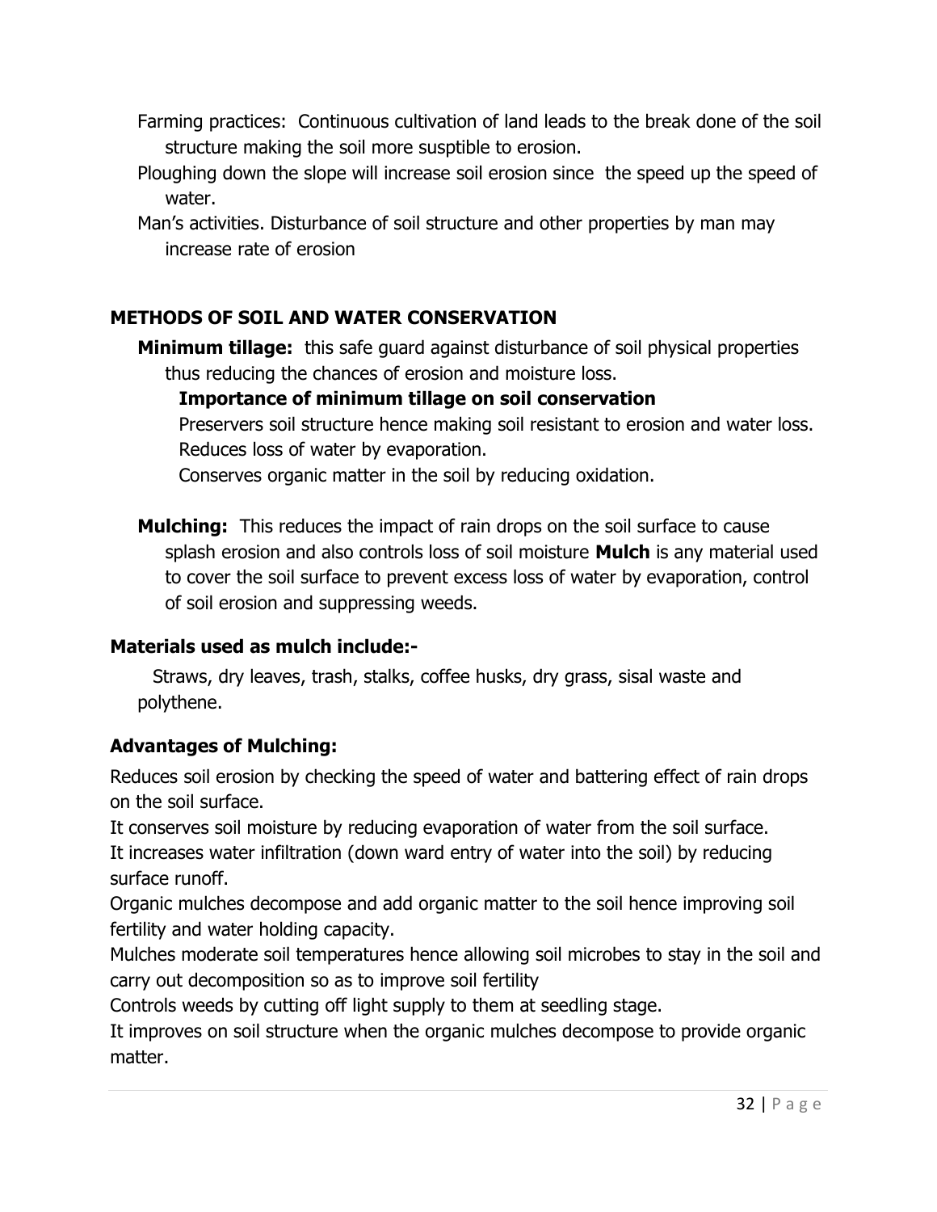Farming practices: Continuous cultivation of land leads to the break done of the soil structure making the soil more susptible to erosion.

Ploughing down the slope will increase soil erosion since the speed up the speed of water.

Man's activities. Disturbance of soil structure and other properties by man may increase rate of erosion

## METHODS OF SOIL AND WATER CONSERVATION

**Minimum tillage:** this safe guard against disturbance of soil physical properties thus reducing the chances of erosion and moisture loss.

**Importance of minimum tillage on soil conservation**

Preservers soil structure hence making soil resistant to erosion and water loss.

Reduces loss of water by evaporation.

Conserves organic matter in the soil by reducing oxidation.

**Mulching:** This reduces the impact of rain drops on the soil surface to cause splash erosion and also controls loss of soil moisture **Mulch** is any material used to cover the soil surface to prevent excess loss of water by evaporation, control of soil erosion and suppressing weeds.

### Materials used as mulch include:-

Straws, dry leaves, trash, stalks, coffee husks, dry grass, sisal waste and polythene.

### Advantages of Mulching:

Reduces soil erosion by checking the speed of water and battering effect of rain drops on the soil surface.

It conserves soil moisture by reducing evaporation of water from the soil surface.

It increases water infiltration (down ward entry of water into the soil) by reducing surface runoff.

Organic mulches decompose and add organic matter to the soil hence improving soil fertility and water holding capacity.

Mulches moderate soil temperatures hence allowing soil microbes to stay in the soil and carry out decomposition so as to improve soil fertility

Controls weeds by cutting off light supply to them at seedling stage.

It improves on soil structure when the organic mulches decompose to provide organic matter.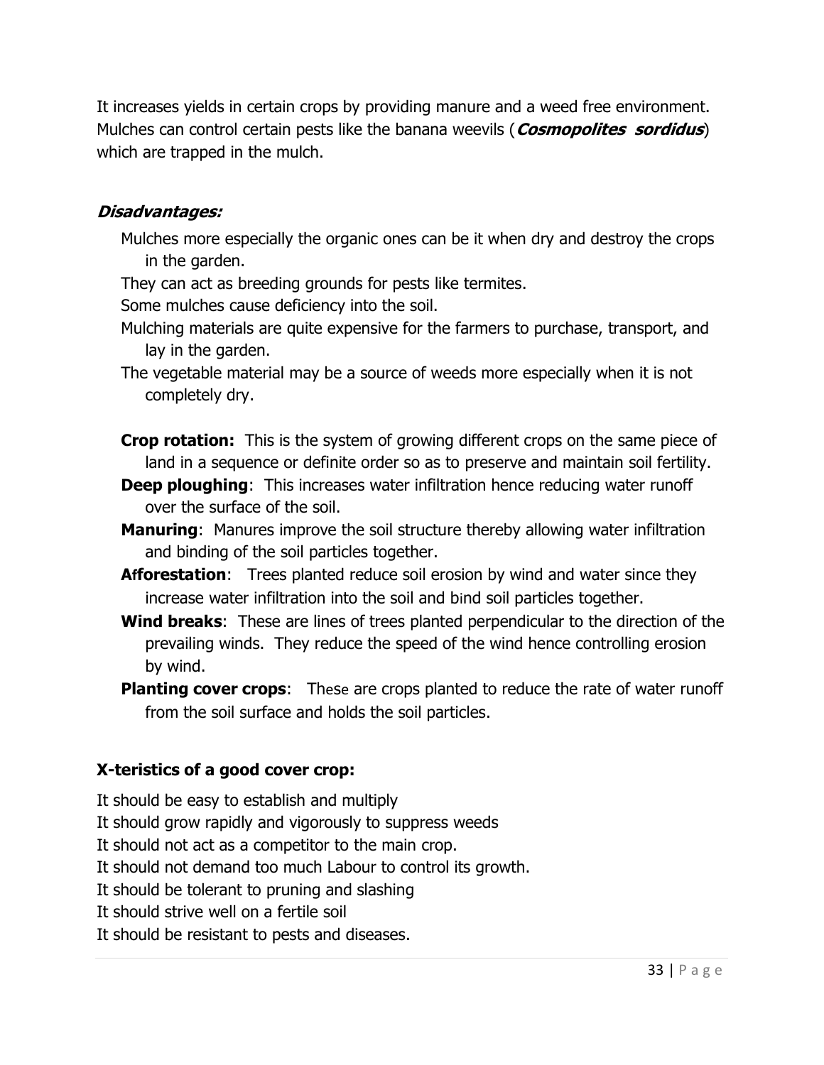It increases yields in certain crops by providing manure and a weed free environment. Mulches can control certain pests like the banana weevils (***Cosmopolites sordidus***) which are trapped in the mulch.

#### ***Disadvantages:***

- Mulches more especially the organic ones can be it when dry and destroy the crops in the garden.
- They can act as breeding grounds for pests like termites.
- Some mulches cause deficiency into the soil.
- Mulching materials are quite expensive for the farmers to purchase, transport, and lay in the garden.
- The vegetable material may be a source of weeds more especially when it is not completely dry.

- **Crop rotation:** This is the system of growing different crops on the same piece of land in a sequence or definite order so as to preserve and maintain soil fertility.
- **Deep ploughing**: This increases water infiltration hence reducing water runoff over the surface of the soil.
- **Manuring**: Manures improve the soil structure thereby allowing water infiltration and binding of the soil particles together.
- **Afforestation**: Trees planted reduce soil erosion by wind and water since they increase water infiltration into the soil and bind soil particles together.
- **Wind breaks**: These are lines of trees planted perpendicular to the direction of the prevailing winds. They reduce the speed of the wind hence controlling erosion by wind.
- **Planting cover crops**: These are crops planted to reduce the rate of water runoff from the soil surface and holds the soil particles.

#### **X-teristics of a good cover crop:**

- It should be easy to establish and multiply
- It should grow rapidly and vigorously to suppress weeds
- It should not act as a competitor to the main crop.
- It should not demand too much Labour to control its growth.
- It should be tolerant to pruning and slashing
- It should strive well on a fertile soil
- It should be resistant to pests and diseases.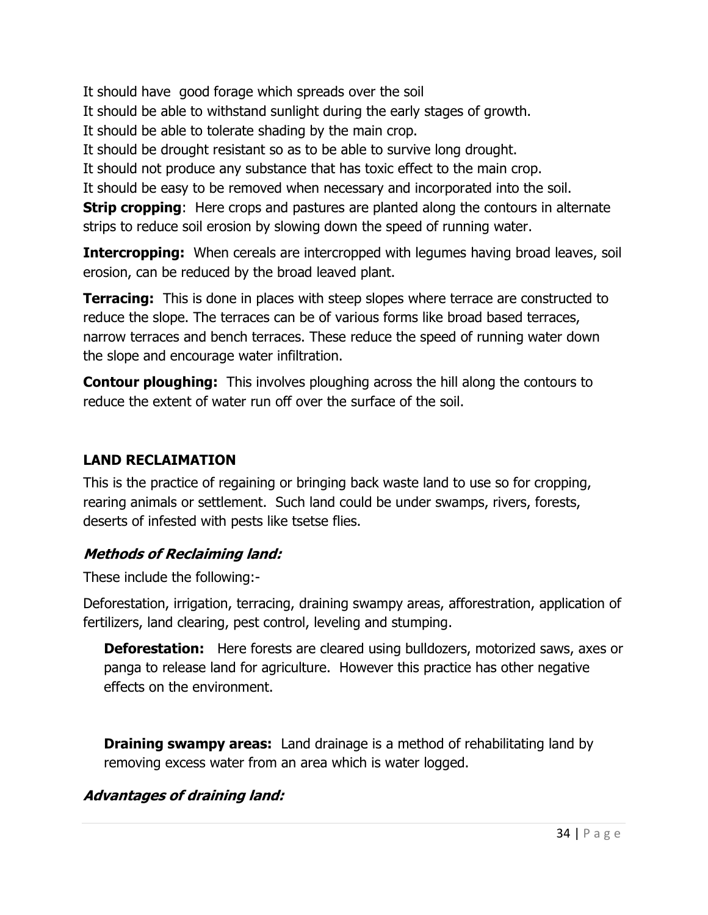It should have  good forage which spreads over the soil

It should be able to withstand sunlight during the early stages of growth.

It should be able to tolerate shading by the main crop.

It should be drought resistant so as to be able to survive long drought.

It should not produce any substance that has toxic effect to the main crop.

It should be easy to be removed when necessary and incorporated into the soil.

**Strip cropping**: Here crops and pastures are planted along the contours in alternate strips to reduce soil erosion by slowing down the speed of running water.

**Intercropping:** When cereals are intercropped with legumes having broad leaves, soil erosion, can be reduced by the broad leaved plant.

**Terracing:** This is done in places with steep slopes where terrace are constructed to reduce the slope. The terraces can be of various forms like broad based terraces, narrow terraces and bench terraces. These reduce the speed of running water down the slope and encourage water infiltration.

**Contour ploughing:** This involves ploughing across the hill along the contours to reduce the extent of water run off over the surface of the soil.

## LAND RECLAIMATION

This is the practice of regaining or bringing back waste land to use so for cropping, rearing animals or settlement. Such land could be under swamps, rivers, forests, deserts of infested with pests like tsetse flies.

### *Methods of Reclaiming land:*

These include the following:-

Deforestation, irrigation, terracing, draining swampy areas, afforestration, application of fertilizers, land clearing, pest control, leveling and stumping.

**Deforestation:** Here forests are cleared using bulldozers, motorized saws, axes or panga to release land for agriculture. However this practice has other negative effects on the environment.

**Draining swampy areas:** Land drainage is a method of rehabilitating land by removing excess water from an area which is water logged.

### *Advantages of draining land:*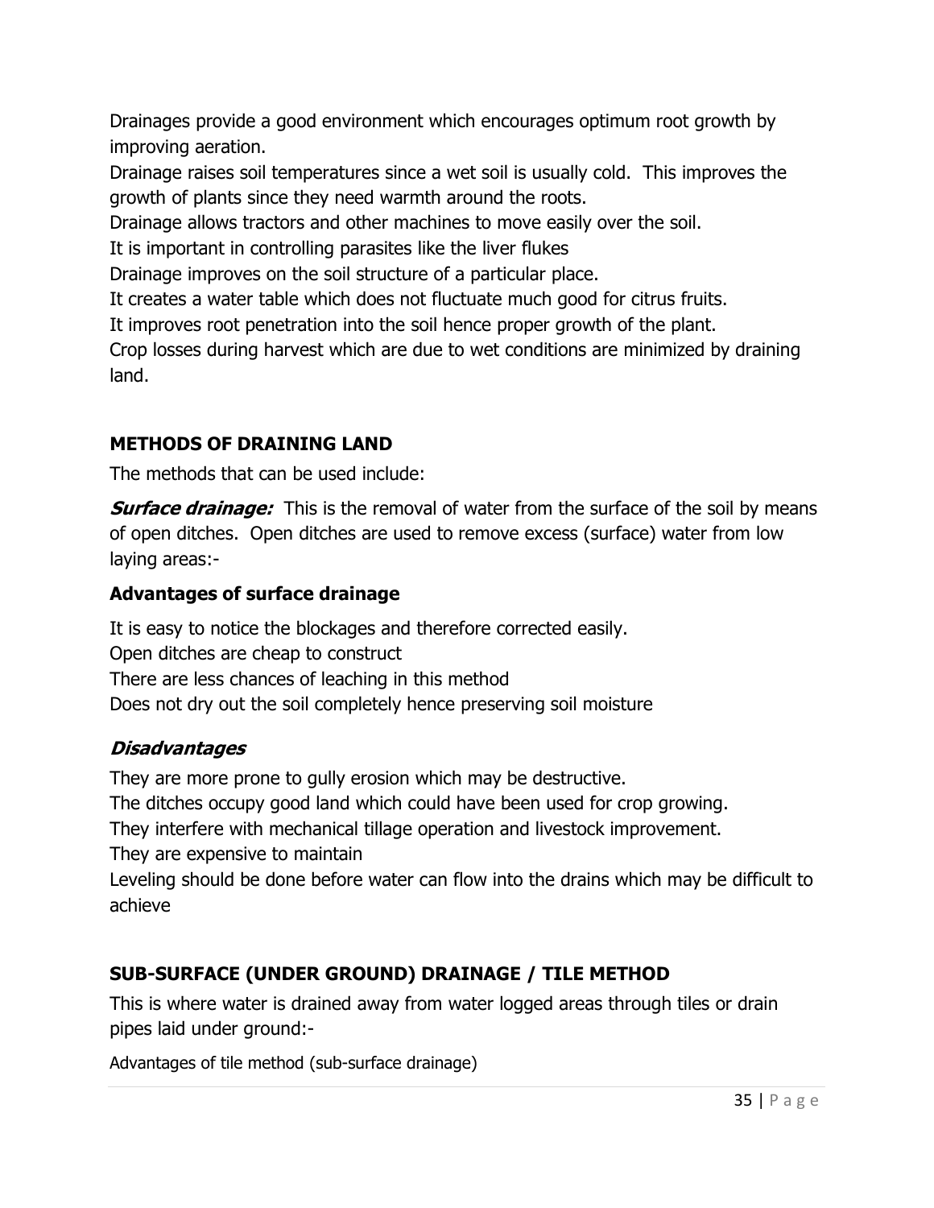Drainages provide a good environment which encourages optimum root growth by improving aeration.

Drainage raises soil temperatures since a wet soil is usually cold. This improves the growth of plants since they need warmth around the roots.

Drainage allows tractors and other machines to move easily over the soil.

It is important in controlling parasites like the liver flukes

Drainage improves on the soil structure of a particular place.

It creates a water table which does not fluctuate much good for citrus fruits.

It improves root penetration into the soil hence proper growth of the plant.

Crop losses during harvest which are due to wet conditions are minimized by draining land.

## METHODS OF DRAINING LAND

The methods that can be used include:

***Surface drainage:*** This is the removal of water from the surface of the soil by means of open ditches. Open ditches are used to remove excess (surface) water from low laying areas:-

### Advantages of surface drainage

It is easy to notice the blockages and therefore corrected easily.

Open ditches are cheap to construct

There are less chances of leaching in this method

Does not dry out the soil completely hence preserving soil moisture

### *Disadvantages*

They are more prone to gully erosion which may be destructive.

The ditches occupy good land which could have been used for crop growing.

They interfere with mechanical tillage operation and livestock improvement.

They are expensive to maintain

Leveling should be done before water can flow into the drains which may be difficult to achieve

## SUB-SURFACE (UNDER GROUND) DRAINAGE / TILE METHOD

This is where water is drained away from water logged areas through tiles or drain pipes laid under ground:-

Advantages of tile method (sub-surface drainage)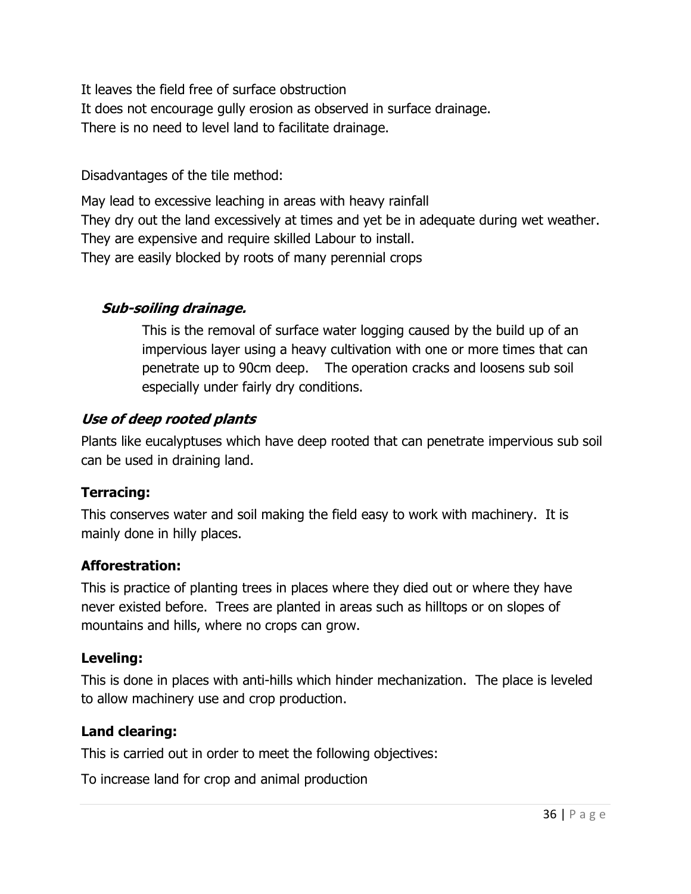It leaves the field free of surface obstruction
It does not encourage gully erosion as observed in surface drainage.
There is no need to level land to facilitate drainage.

Disadvantages of the tile method:

May lead to excessive leaching in areas with heavy rainfall
They dry out the land excessively at times and yet be in adequate during wet weather.
They are expensive and require skilled Labour to install.
They are easily blocked by roots of many perennial crops

***Sub-soiling drainage.***

This is the removal of surface water logging caused by the build up of an impervious layer using a heavy cultivation with one or more times that can penetrate up to 90cm deep.  The operation cracks and loosens sub soil especially under fairly dry conditions.

***Use of deep rooted plants***

Plants like eucalyptuses which have deep rooted that can penetrate impervious sub soil can be used in draining land.

**Terracing:**

This conserves water and soil making the field easy to work with machinery.  It is mainly done in hilly places.

**Afforestration:**

This is practice of planting trees in places where they died out or where they have never existed before.  Trees are planted in areas such as hilltops or on slopes of mountains and hills, where no crops can grow.

**Leveling:**

This is done in places with anti-hills which hinder mechanization.  The place is leveled to allow machinery use and crop production.

**Land clearing:**

This is carried out in order to meet the following objectives:

To increase land for crop and animal production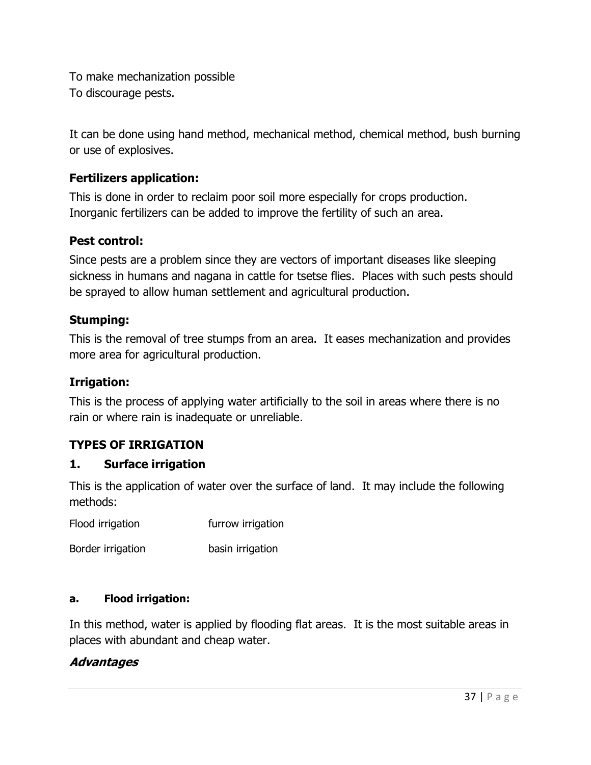To make mechanization possible
To discourage pests.

It can be done using hand method, mechanical method, chemical method, bush burning or use of explosives.

### Fertilizers application:

This is done in order to reclaim poor soil more especially for crops production. Inorganic fertilizers can be added to improve the fertility of such an area.

### Pest control:

Since pests are a problem since they are vectors of important diseases like sleeping sickness in humans and nagana in cattle for tsetse flies. Places with such pests should be sprayed to allow human settlement and agricultural production.

### Stumping:

This is the removal of tree stumps from an area. It eases mechanization and provides more area for agricultural production.

### Irrigation:

This is the process of applying water artificially to the soil in areas where there is no rain or where rain is inadequate or unreliable.

## TYPES OF IRRIGATION

### 1. Surface irrigation

This is the application of water over the surface of land. It may include the following methods:

| | |
|---|---|
| Flood irrigation | furrow irrigation |
| Border irrigation | basin irrigation |

#### a. Flood irrigation:

In this method, water is applied by flooding flat areas. It is the most suitable areas in places with abundant and cheap water.

***Advantages***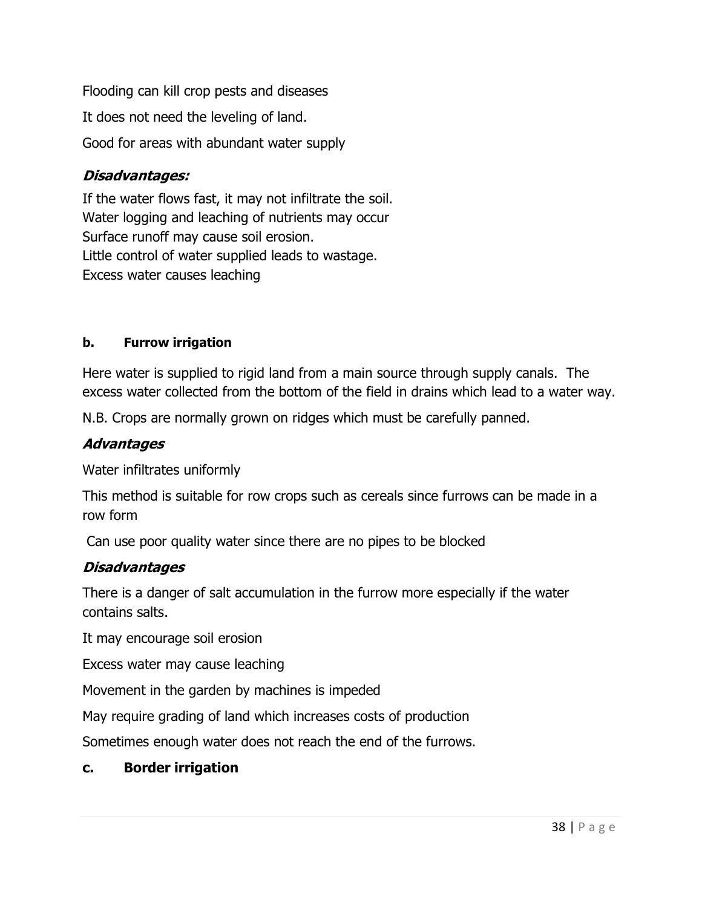Flooding can kill crop pests and diseases

It does not need the leveling of land.

Good for areas with abundant water supply

### ***Disadvantages:***

If the water flows fast, it may not infiltrate the soil.
Water logging and leaching of nutrients may occur
Surface runoff may cause soil erosion.
Little control of water supplied leads to wastage.
Excess water causes leaching

### **b. Furrow irrigation**

Here water is supplied to rigid land from a main source through supply canals. The excess water collected from the bottom of the field in drains which lead to a water way.

N.B. Crops are normally grown on ridges which must be carefully panned.

### ***Advantages***

Water infiltrates uniformly

This method is suitable for row crops such as cereals since furrows can be made in a row form

Can use poor quality water since there are no pipes to be blocked

### ***Disadvantages***

There is a danger of salt accumulation in the furrow more especially if the water contains salts.

It may encourage soil erosion

Excess water may cause leaching

Movement in the garden by machines is impeded

May require grading of land which increases costs of production

Sometimes enough water does not reach the end of the furrows.

### **c. Border irrigation**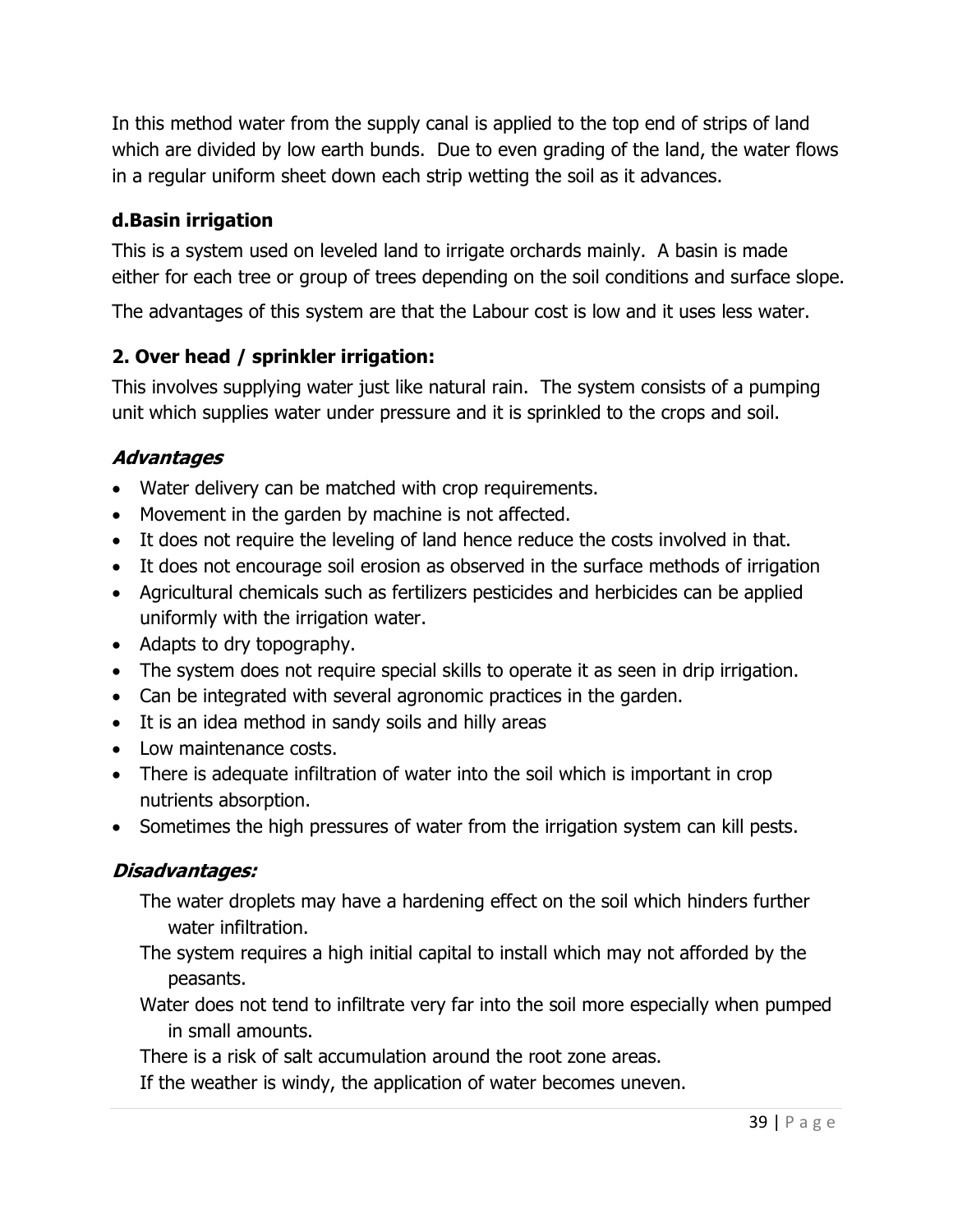In this method water from the supply canal is applied to the top end of strips of land which are divided by low earth bunds. Due to even grading of the land, the water flows in a regular uniform sheet down each strip wetting the soil as it advances.

### d.Basin irrigation

This is a system used on leveled land to irrigate orchards mainly. A basin is made either for each tree or group of trees depending on the soil conditions and surface slope.

The advantages of this system are that the Labour cost is low and it uses less water.

### 2. Over head / sprinkler irrigation:

This involves supplying water just like natural rain. The system consists of a pumping unit which supplies water under pressure and it is sprinkled to the crops and soil.

#### *Advantages*

- Water delivery can be matched with crop requirements.
- Movement in the garden by machine is not affected.
- It does not require the leveling of land hence reduce the costs involved in that.
- It does not encourage soil erosion as observed in the surface methods of irrigation
- Agricultural chemicals such as fertilizers pesticides and herbicides can be applied uniformly with the irrigation water.
- Adapts to dry topography.
- The system does not require special skills to operate it as seen in drip irrigation.
- Can be integrated with several agronomic practices in the garden.
- It is an idea method in sandy soils and hilly areas
- Low maintenance costs.
- There is adequate infiltration of water into the soil which is important in crop nutrients absorption.
- Sometimes the high pressures of water from the irrigation system can kill pests.

#### *Disadvantages:*

The water droplets may have a hardening effect on the soil which hinders further water infiltration.

The system requires a high initial capital to install which may not afforded by the peasants.

Water does not tend to infiltrate very far into the soil more especially when pumped in small amounts.

There is a risk of salt accumulation around the root zone areas.

If the weather is windy, the application of water becomes uneven.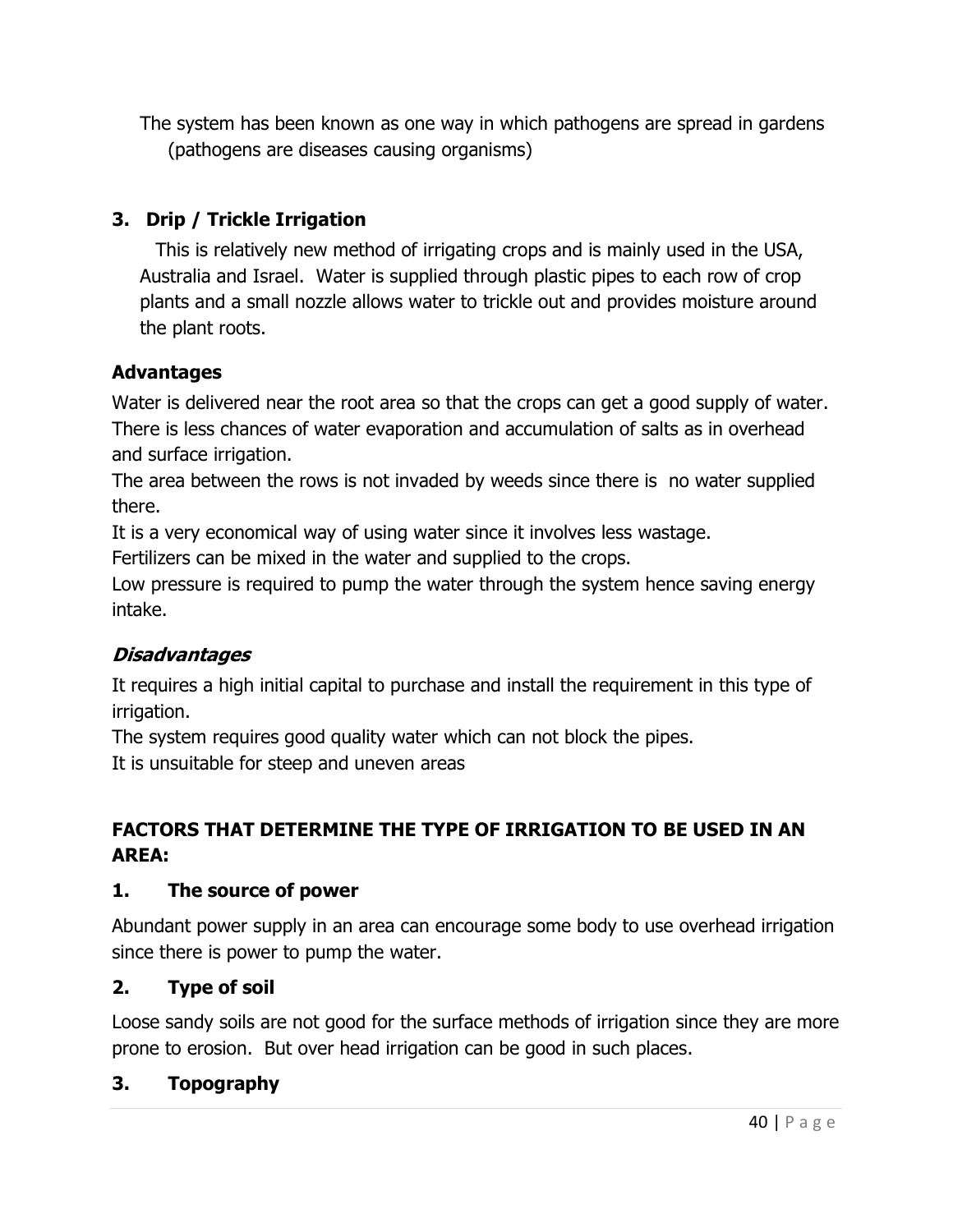The system has been known as one way in which pathogens are spread in gardens (pathogens are diseases causing organisms)

### 3. Drip / Trickle Irrigation

This is relatively new method of irrigating crops and is mainly used in the USA, Australia and Israel. Water is supplied through plastic pipes to each row of crop plants and a small nozzle allows water to trickle out and provides moisture around the plant roots.

#### Advantages

Water is delivered near the root area so that the crops can get a good supply of water.
There is less chances of water evaporation and accumulation of salts as in overhead and surface irrigation.
The area between the rows is not invaded by weeds since there is no water supplied there.
It is a very economical way of using water since it involves less wastage.
Fertilizers can be mixed in the water and supplied to the crops.
Low pressure is required to pump the water through the system hence saving energy intake.

#### *Disadvantages*

It requires a high initial capital to purchase and install the requirement in this type of irrigation.
The system requires good quality water which can not block the pipes.
It is unsuitable for steep and uneven areas

## FACTORS THAT DETERMINE THE TYPE OF IRRIGATION TO BE USED IN AN AREA:

### 1. The source of power

Abundant power supply in an area can encourage some body to use overhead irrigation since there is power to pump the water.

### 2. Type of soil

Loose sandy soils are not good for the surface methods of irrigation since they are more prone to erosion. But over head irrigation can be good in such places.

### 3. Topography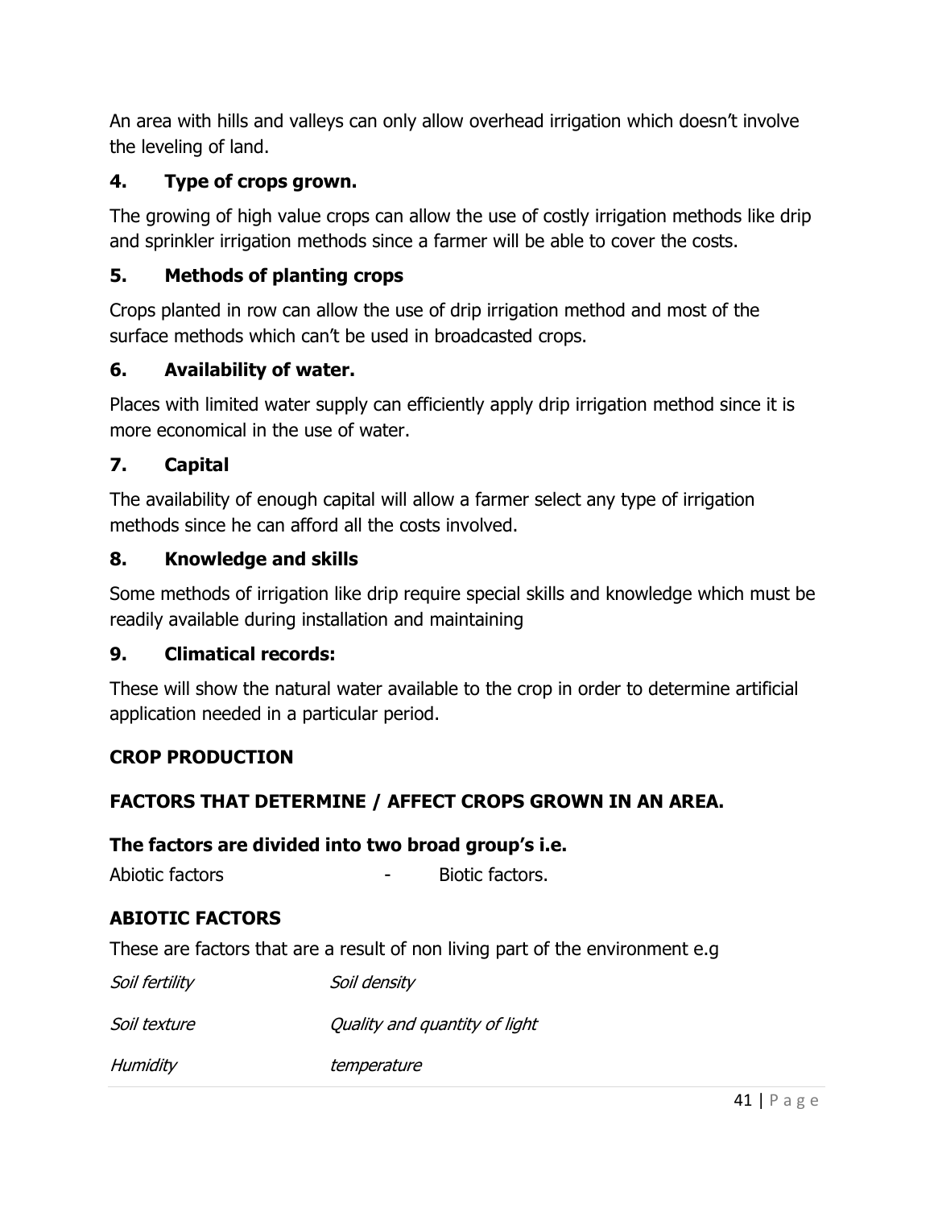An area with hills and valleys can only allow overhead irrigation which doesn't involve the leveling of land.

### 4. Type of crops grown.

The growing of high value crops can allow the use of costly irrigation methods like drip and sprinkler irrigation methods since a farmer will be able to cover the costs.

### 5. Methods of planting crops

Crops planted in row can allow the use of drip irrigation method and most of the surface methods which can't be used in broadcasted crops.

### 6. Availability of water.

Places with limited water supply can efficiently apply drip irrigation method since it is more economical in the use of water.

### 7. Capital

The availability of enough capital will allow a farmer select any type of irrigation methods since he can afford all the costs involved.

### 8. Knowledge and skills

Some methods of irrigation like drip require special skills and knowledge which must be readily available during installation and maintaining

### 9. Climatical records:

These will show the natural water available to the crop in order to determine artificial application needed in a particular period.

## CROP PRODUCTION

## FACTORS THAT DETERMINE / AFFECT CROPS GROWN IN AN AREA.

**The factors are divided into two broad group's i.e.**

Abiotic factors - Biotic factors.

## ABIOTIC FACTORS

These are factors that are a result of non living part of the environment e.g

*Soil fertility* *Soil density*

*Soil texture* *Quality and quantity of light*

*Humidity* *temperature*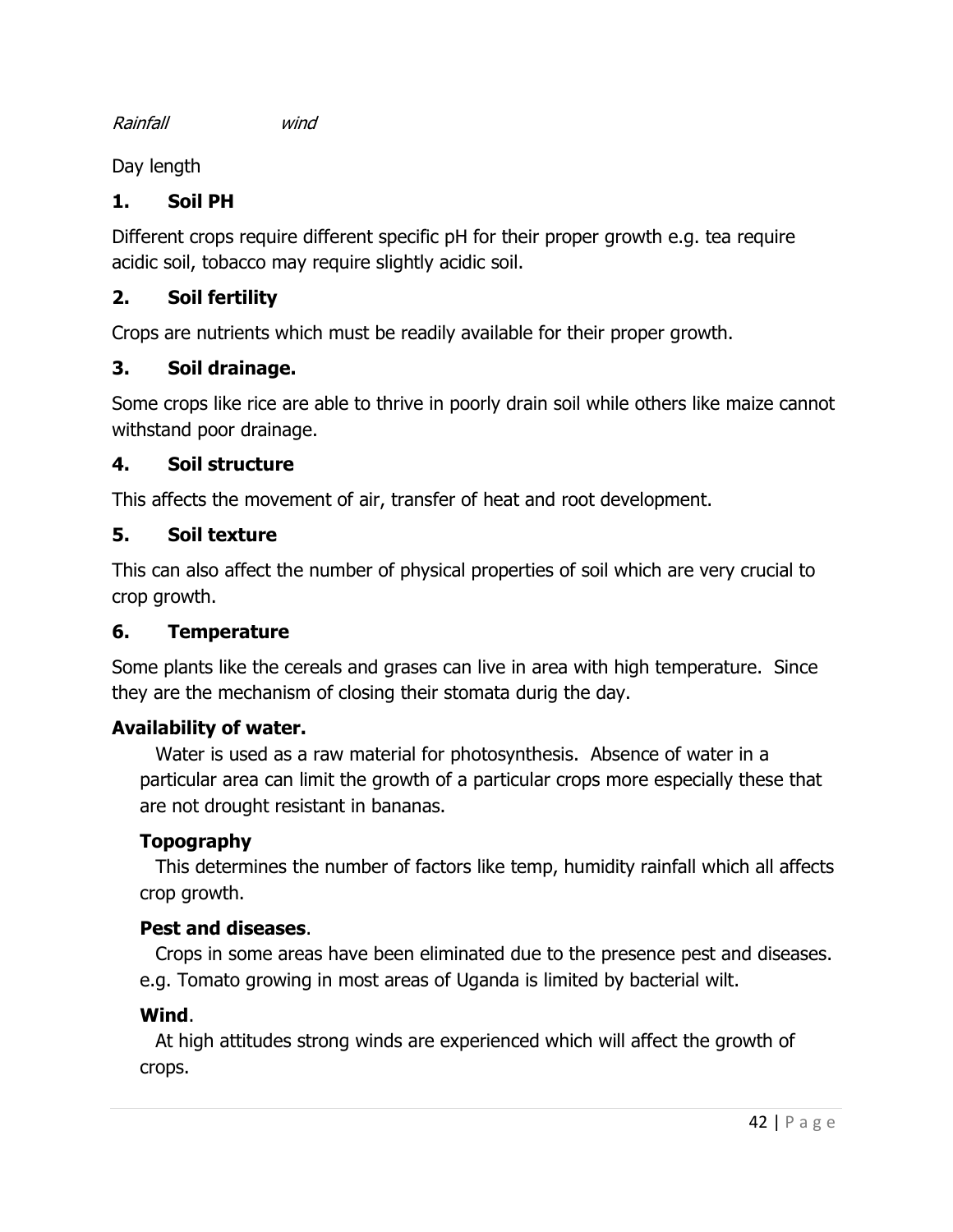*Rainfall* *wind*

Day length

### 1. Soil PH

Different crops require different specific pH for their proper growth e.g. tea require acidic soil, tobacco may require slightly acidic soil.

### 2. Soil fertility

Crops are nutrients which must be readily available for their proper growth.

### 3. Soil drainage.

Some crops like rice are able to thrive in poorly drain soil while others like maize cannot withstand poor drainage.

### 4. Soil structure

This affects the movement of air, transfer of heat and root development.

### 5. Soil texture

This can also affect the number of physical properties of soil which are very crucial to crop growth.

### 6. Temperature

Some plants like the cereals and grases can live in area with high temperature. Since they are the mechanism of closing their stomata durig the day.

**Availability of water.**

Water is used as a raw material for photosynthesis. Absence of water in a particular area can limit the growth of a particular crops more especially these that are not drought resistant in bananas.

**Topography**

This determines the number of factors like temp, humidity rainfall which all affects crop growth.

**Pest and diseases**.

Crops in some areas have been eliminated due to the presence pest and diseases. e.g. Tomato growing in most areas of Uganda is limited by bacterial wilt.

**Wind**.

At high attitudes strong winds are experienced which will affect the growth of crops.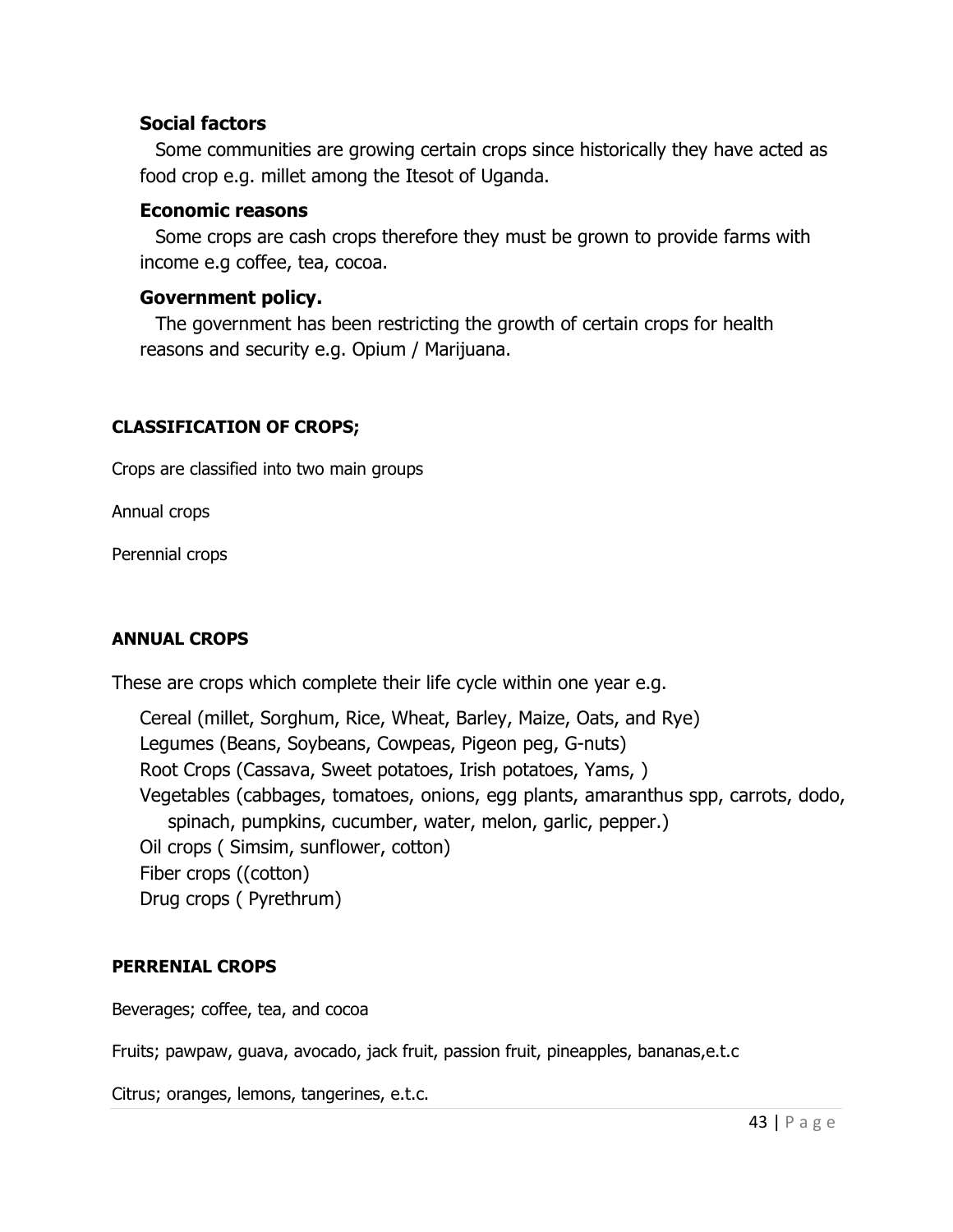### Social factors

Some communities are growing certain crops since historically they have acted as food crop e.g. millet among the Itesot of Uganda.

### Economic reasons

Some crops are cash crops therefore they must be grown to provide farms with income e.g coffee, tea, cocoa.

### Government policy.

The government has been restricting the growth of certain crops for health reasons and security e.g. Opium / Marijuana.

## CLASSIFICATION OF CROPS;

Crops are classified into two main groups

Annual crops

Perennial crops

## ANNUAL CROPS

These are crops which complete their life cycle within one year e.g.

- Cereal (millet, Sorghum, Rice, Wheat, Barley, Maize, Oats, and Rye)
- Legumes (Beans, Soybeans, Cowpeas, Pigeon peg, G-nuts)
- Root Crops (Cassava, Sweet potatoes, Irish potatoes, Yams, )
- Vegetables (cabbages, tomatoes, onions, egg plants, amaranthus spp, carrots, dodo, spinach, pumpkins, cucumber, water, melon, garlic, pepper.)
- Oil crops ( Simsim, sunflower, cotton)
- Fiber crops ((cotton)
- Drug crops ( Pyrethrum)

## PERRENIAL CROPS

Beverages; coffee, tea, and cocoa

Fruits; pawpaw, guava, avocado, jack fruit, passion fruit, pineapples, bananas,e.t.c

Citrus; oranges, lemons, tangerines, e.t.c.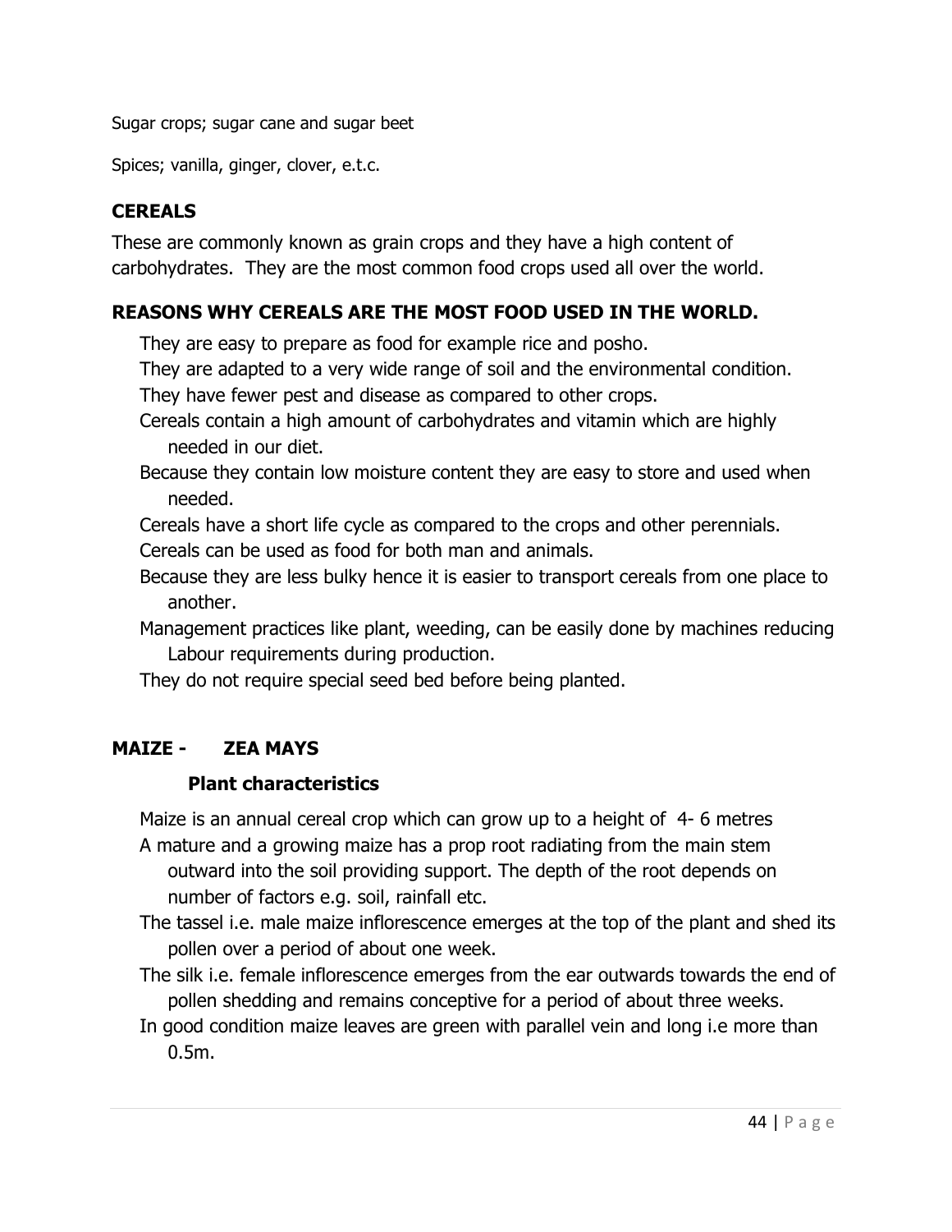Sugar crops; sugar cane and sugar beet

Spices; vanilla, ginger, clover, e.t.c.

## CEREALS

These are commonly known as grain crops and they have a high content of carbohydrates. They are the most common food crops used all over the world.

### REASONS WHY CEREALS ARE THE MOST FOOD USED IN THE WORLD.

- They are easy to prepare as food for example rice and posho.
- They are adapted to a very wide range of soil and the environmental condition.
- They have fewer pest and disease as compared to other crops.
- Cereals contain a high amount of carbohydrates and vitamin which are highly needed in our diet.
- Because they contain low moisture content they are easy to store and used when needed.
- Cereals have a short life cycle as compared to the crops and other perennials.
- Cereals can be used as food for both man and animals.
- Because they are less bulky hence it is easier to transport cereals from one place to another.
- Management practices like plant, weeding, can be easily done by machines reducing Labour requirements during production.
- They do not require special seed bed before being planted.

## MAIZE - ZEA MAYS

### Plant characteristics

- Maize is an annual cereal crop which can grow up to a height of 4- 6 metres
- A mature and a growing maize has a prop root radiating from the main stem outward into the soil providing support. The depth of the root depends on number of factors e.g. soil, rainfall etc.
- The tassel i.e. male maize inflorescence emerges at the top of the plant and shed its pollen over a period of about one week.
- The silk i.e. female inflorescence emerges from the ear outwards towards the end of pollen shedding and remains conceptive for a period of about three weeks.
- In good condition maize leaves are green with parallel vein and long i.e more than 0.5m.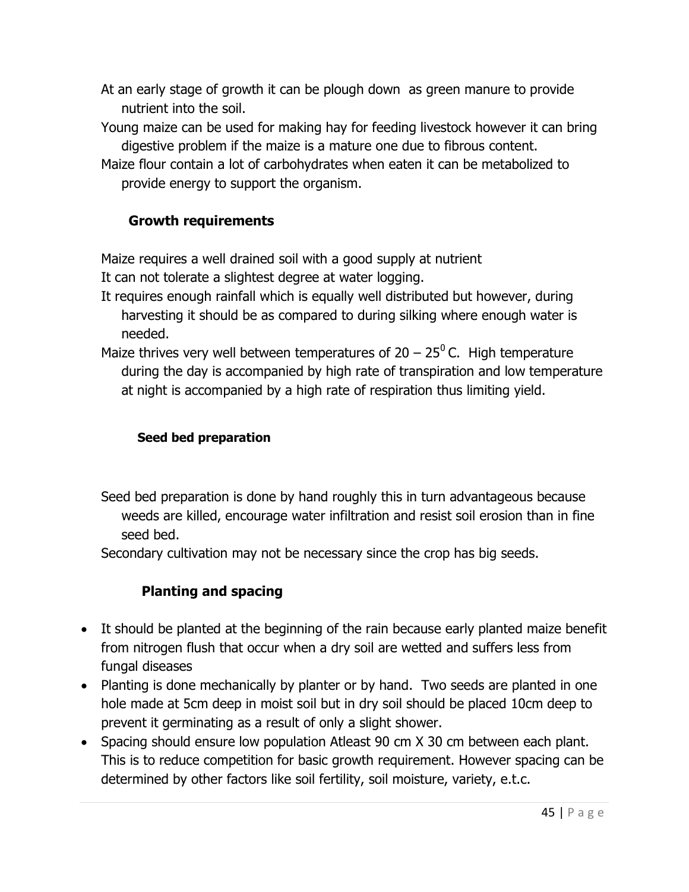At an early stage of growth it can be plough down as green manure to provide nutrient into the soil.

Young maize can be used for making hay for feeding livestock however it can bring digestive problem if the maize is a mature one due to fibrous content.

Maize flour contain a lot of carbohydrates when eaten it can be metabolized to provide energy to support the organism.

### Growth requirements

Maize requires a well drained soil with a good supply at nutrient

It can not tolerate a slightest degree at water logging.

It requires enough rainfall which is equally well distributed but however, during harvesting it should be as compared to during silking where enough water is needed.

Maize thrives very well between temperatures of 20 – 25$^0$ C. High temperature during the day is accompanied by high rate of transpiration and low temperature at night is accompanied by a high rate of respiration thus limiting yield.

### Seed bed preparation

Seed bed preparation is done by hand roughly this in turn advantageous because weeds are killed, encourage water infiltration and resist soil erosion than in fine seed bed.

Secondary cultivation may not be necessary since the crop has big seeds.

### Planting and spacing

- It should be planted at the beginning of the rain because early planted maize benefit from nitrogen flush that occur when a dry soil are wetted and suffers less from fungal diseases
- Planting is done mechanically by planter or by hand. Two seeds are planted in one hole made at 5cm deep in moist soil but in dry soil should be placed 10cm deep to prevent it germinating as a result of only a slight shower.
- Spacing should ensure low population Atleast 90 cm X 30 cm between each plant. This is to reduce competition for basic growth requirement. However spacing can be determined by other factors like soil fertility, soil moisture, variety, e.t.c.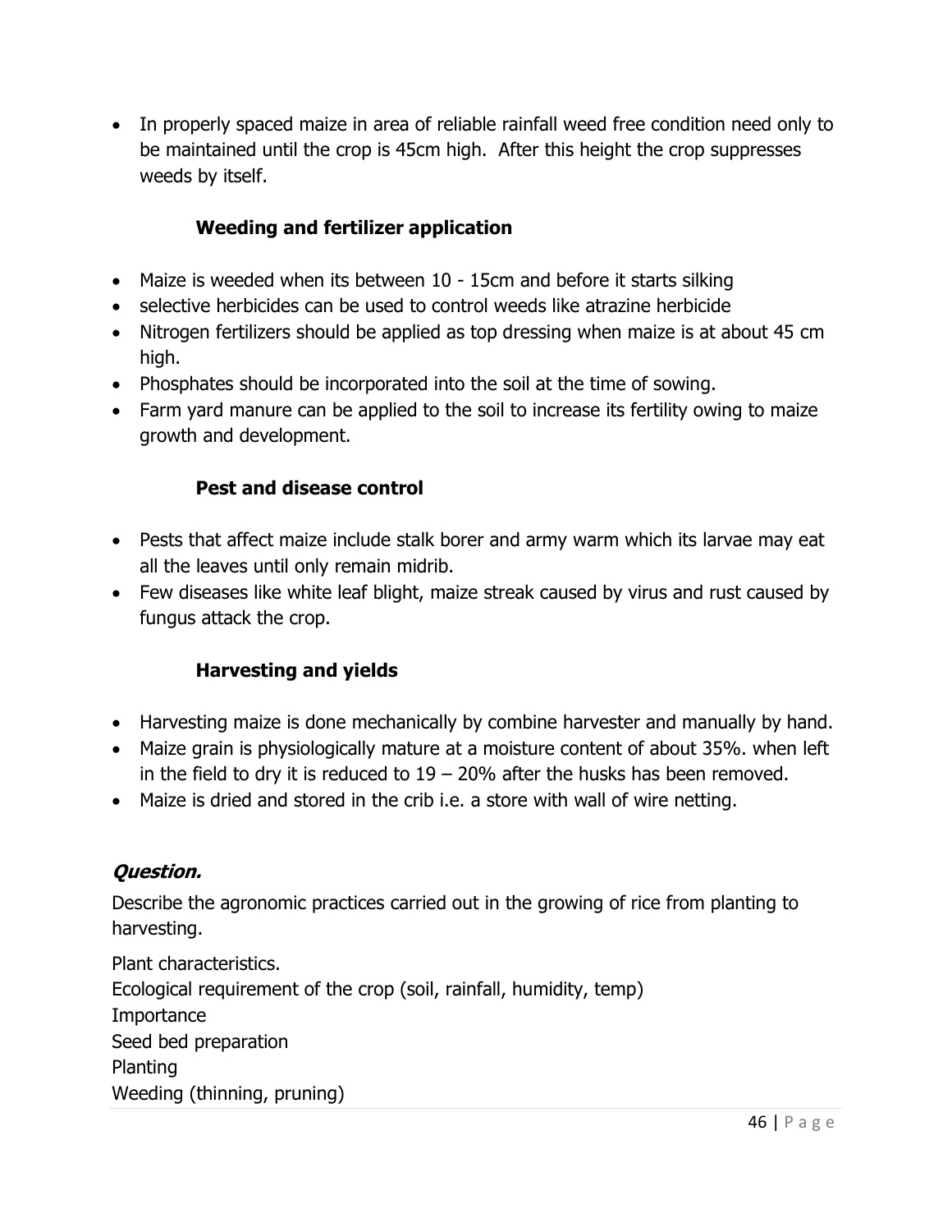- In properly spaced maize in area of reliable rainfall weed free condition need only to be maintained until the crop is 45cm high. After this height the crop suppresses weeds by itself.

### Weeding and fertilizer application

- Maize is weeded when its between 10 - 15cm and before it starts silking
- selective herbicides can be used to control weeds like atrazine herbicide
- Nitrogen fertilizers should be applied as top dressing when maize is at about 45 cm high.
- Phosphates should be incorporated into the soil at the time of sowing.
- Farm yard manure can be applied to the soil to increase its fertility owing to maize growth and development.

### Pest and disease control

- Pests that affect maize include stalk borer and army warm which its larvae may eat all the leaves until only remain midrib.
- Few diseases like white leaf blight, maize streak caused by virus and rust caused by fungus attack the crop.

### Harvesting and yields

- Harvesting maize is done mechanically by combine harvester and manually by hand.
- Maize grain is physiologically mature at a moisture content of about 35%. when left in the field to dry it is reduced to 19 – 20% after the husks has been removed.
- Maize is dried and stored in the crib i.e. a store with wall of wire netting.

***Question.***

Describe the agronomic practices carried out in the growing of rice from planting to harvesting.

Plant characteristics.
Ecological requirement of the crop (soil, rainfall, humidity, temp)
Importance
Seed bed preparation
Planting
Weeding (thinning, pruning)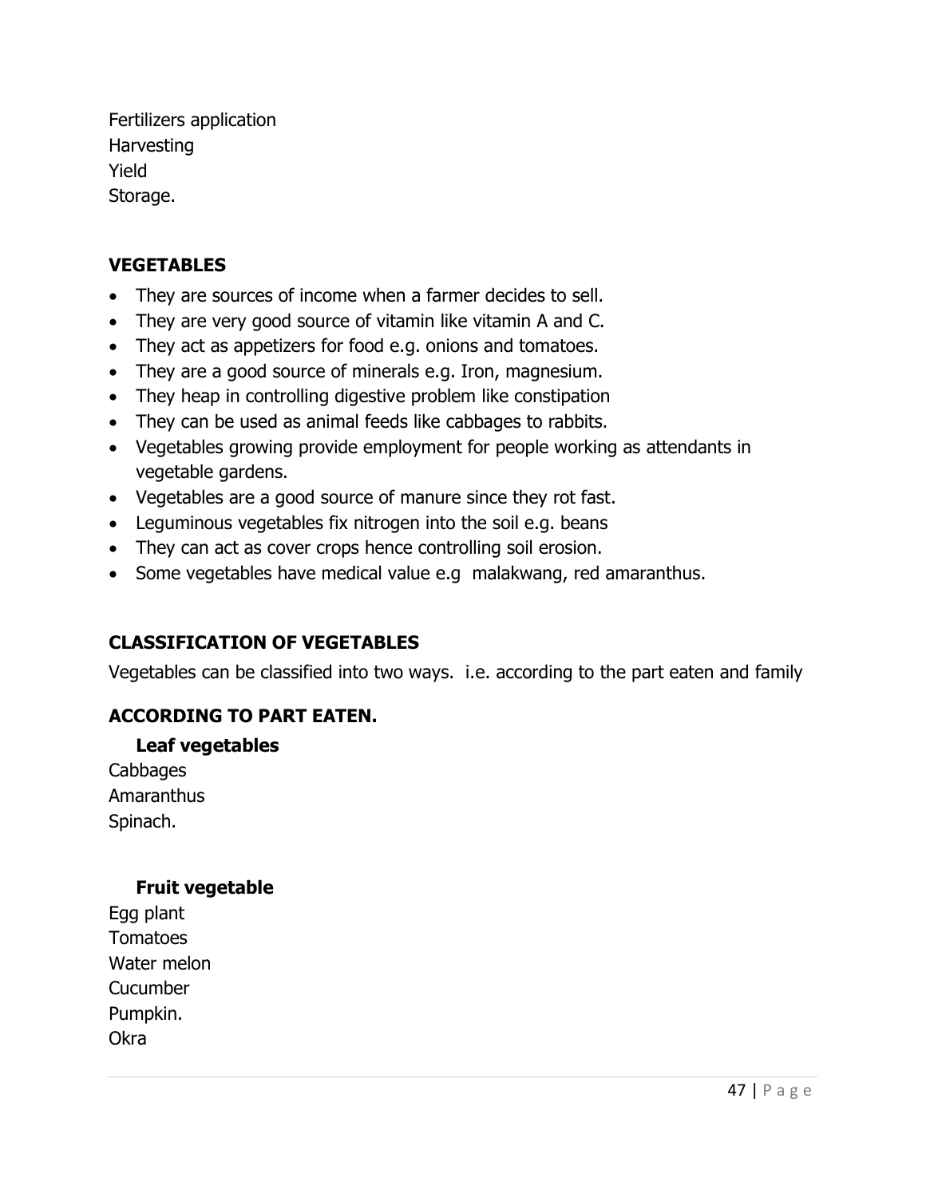Fertilizers application
Harvesting
Yield
Storage.

## VEGETABLES

- They are sources of income when a farmer decides to sell.
- They are very good source of vitamin like vitamin A and C.
- They act as appetizers for food e.g. onions and tomatoes.
- They are a good source of minerals e.g. Iron, magnesium.
- They heap in controlling digestive problem like constipation
- They can be used as animal feeds like cabbages to rabbits.
- Vegetables growing provide employment for people working as attendants in vegetable gardens.
- Vegetables are a good source of manure since they rot fast.
- Leguminous vegetables fix nitrogen into the soil e.g. beans
- They can act as cover crops hence controlling soil erosion.
- Some vegetables have medical value e.g malakwang, red amaranthus.

## CLASSIFICATION OF VEGETABLES

Vegetables can be classified into two ways. i.e. according to the part eaten and family

### ACCORDING TO PART EATEN.

**Leaf vegetables**

Cabbages
Amaranthus
Spinach.

**Fruit vegetable**

Egg plant
Tomatoes
Water melon
Cucumber
Pumpkin.
Okra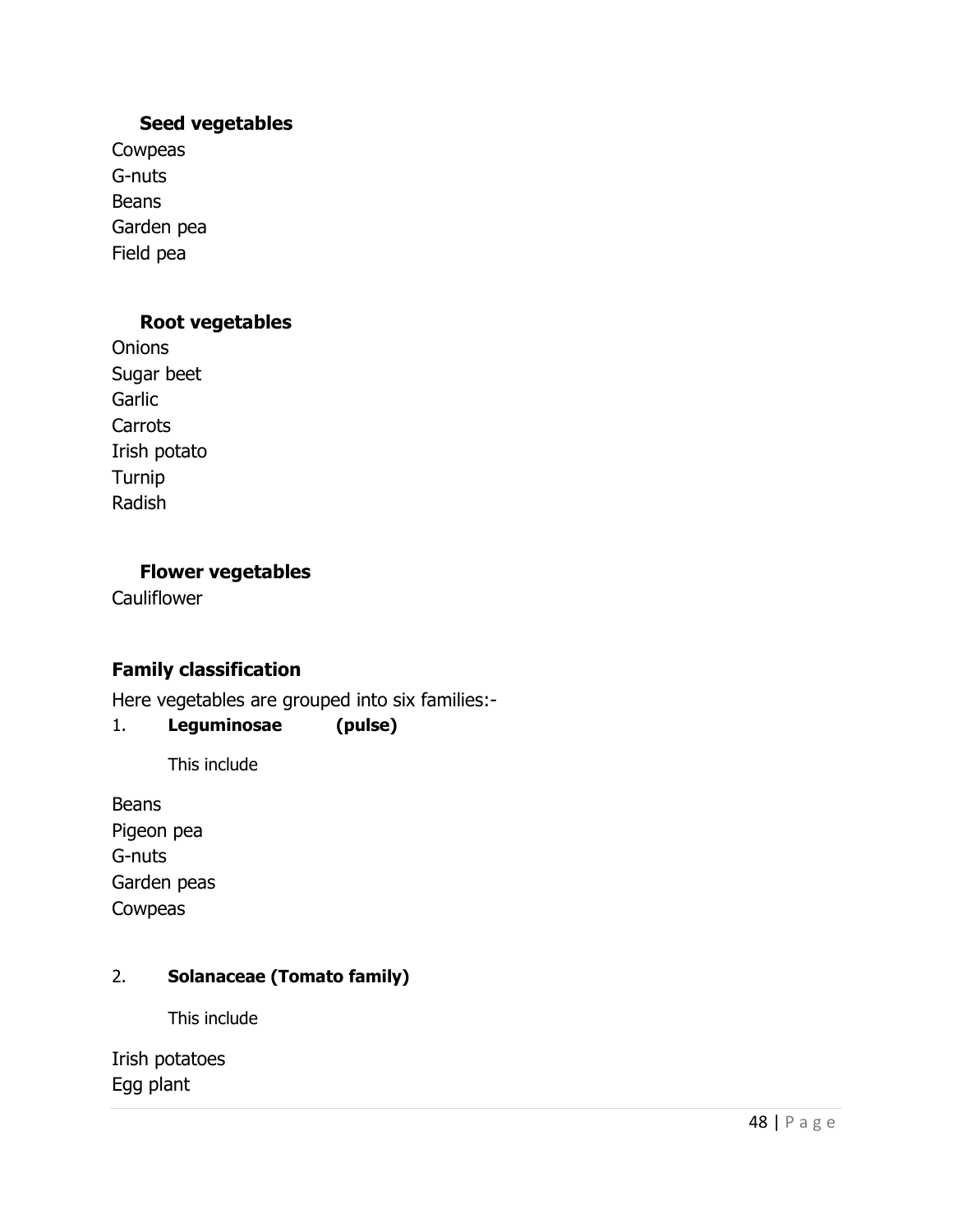### Seed vegetables

Cowpeas
G-nuts
Beans
Garden pea
Field pea

### Root vegetables

Onions
Sugar beet
Garlic
Carrots
Irish potato
Turnip
Radish

### Flower vegetables

Cauliflower

## Family classification

Here vegetables are grouped into six families:-

1. **Leguminosae (pulse)**

   This include

Beans
Pigeon pea
G-nuts
Garden peas
Cowpeas

2. **Solanaceae (Tomato family)**

   This include

Irish potatoes
Egg plant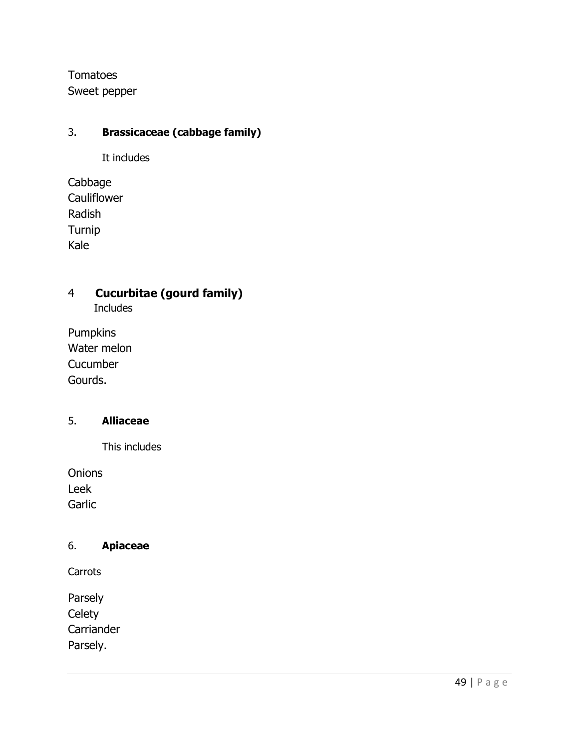Tomatoes
Sweet pepper

3. **Brassicaceae (cabbage family)**

It includes

Cabbage
Cauliflower
Radish
Turnip
Kale

4 **Cucurbitae (gourd family)**

Includes

Pumpkins
Water melon
Cucumber
Gourds.

5. **Alliaceae**

This includes

Onions
Leek
Garlic

6. **Apiaceae**

Carrots

Parsely
Celety
Carriander
Parsely.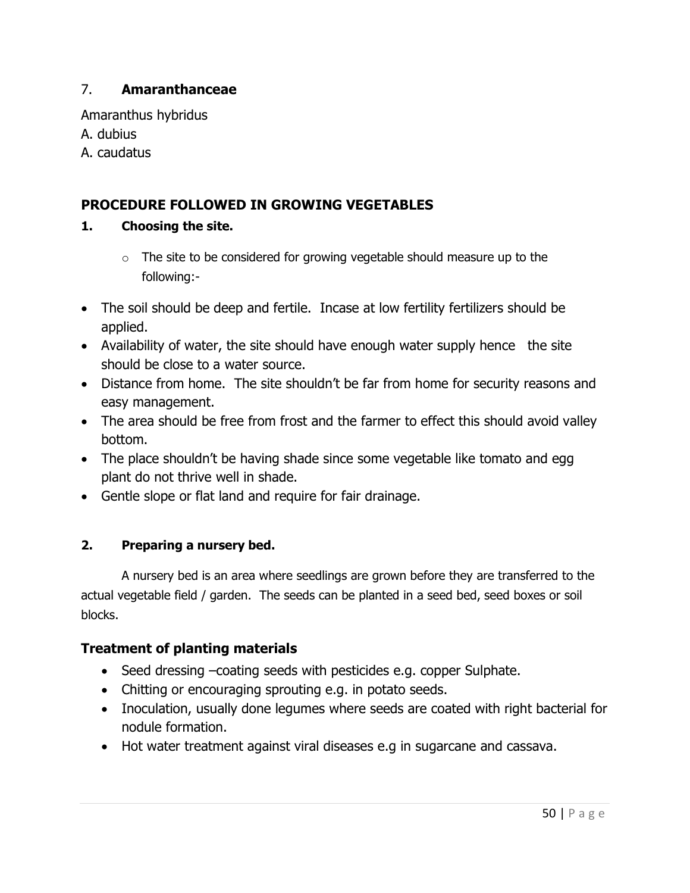### 7. **Amaranthanceae**

Amaranthus hybridus
A. dubius
A. caudatus

## PROCEDURE FOLLOWED IN GROWING VEGETABLES

### 1. Choosing the site.

- The site to be considered for growing vegetable should measure up to the following:-

- The soil should be deep and fertile. Incase at low fertility fertilizers should be applied.
- Availability of water, the site should have enough water supply hence the site should be close to a water source.
- Distance from home. The site shouldn't be far from home for security reasons and easy management.
- The area should be free from frost and the farmer to effect this should avoid valley bottom.
- The place shouldn't be having shade since some vegetable like tomato and egg plant do not thrive well in shade.
- Gentle slope or flat land and require for fair drainage.

### 2. Preparing a nursery bed.

A nursery bed is an area where seedlings are grown before they are transferred to the actual vegetable field / garden. The seeds can be planted in a seed bed, seed boxes or soil blocks.

### Treatment of planting materials

- Seed dressing –coating seeds with pesticides e.g. copper Sulphate.
- Chitting or encouraging sprouting e.g. in potato seeds.
- Inoculation, usually done legumes where seeds are coated with right bacterial for nodule formation.
- Hot water treatment against viral diseases e.g in sugarcane and cassava.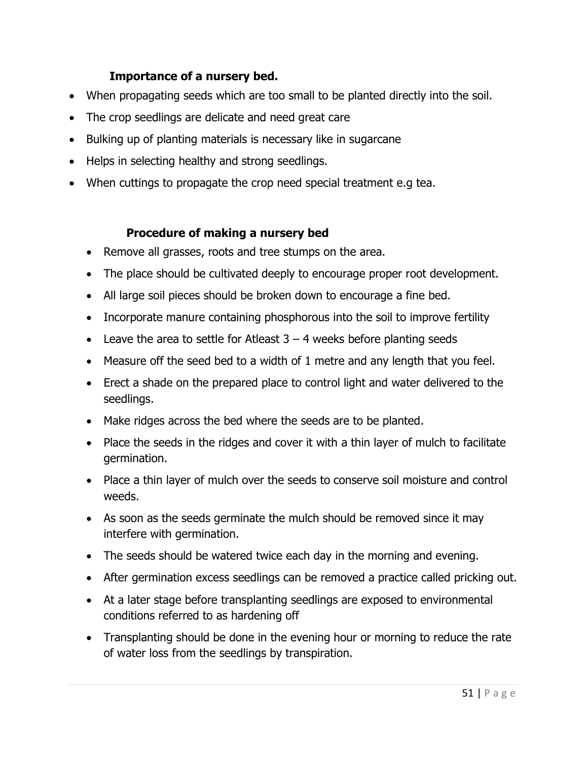### Importance of a nursery bed.

- When propagating seeds which are too small to be planted directly into the soil.
- The crop seedlings are delicate and need great care
- Bulking up of planting materials is necessary like in sugarcane
- Helps in selecting healthy and strong seedlings.
- When cuttings to propagate the crop need special treatment e.g tea.

### Procedure of making a nursery bed

- Remove all grasses, roots and tree stumps on the area.
- The place should be cultivated deeply to encourage proper root development.
- All large soil pieces should be broken down to encourage a fine bed.
- Incorporate manure containing phosphorous into the soil to improve fertility
- Leave the area to settle for Atleast 3 – 4 weeks before planting seeds
- Measure off the seed bed to a width of 1 metre and any length that you feel.
- Erect a shade on the prepared place to control light and water delivered to the seedlings.
- Make ridges across the bed where the seeds are to be planted.
- Place the seeds in the ridges and cover it with a thin layer of mulch to facilitate germination.
- Place a thin layer of mulch over the seeds to conserve soil moisture and control weeds.
- As soon as the seeds germinate the mulch should be removed since it may interfere with germination.
- The seeds should be watered twice each day in the morning and evening.
- After germination excess seedlings can be removed a practice called pricking out.
- At a later stage before transplanting seedlings are exposed to environmental conditions referred to as hardening off
- Transplanting should be done in the evening hour or morning to reduce the rate of water loss from the seedlings by transpiration.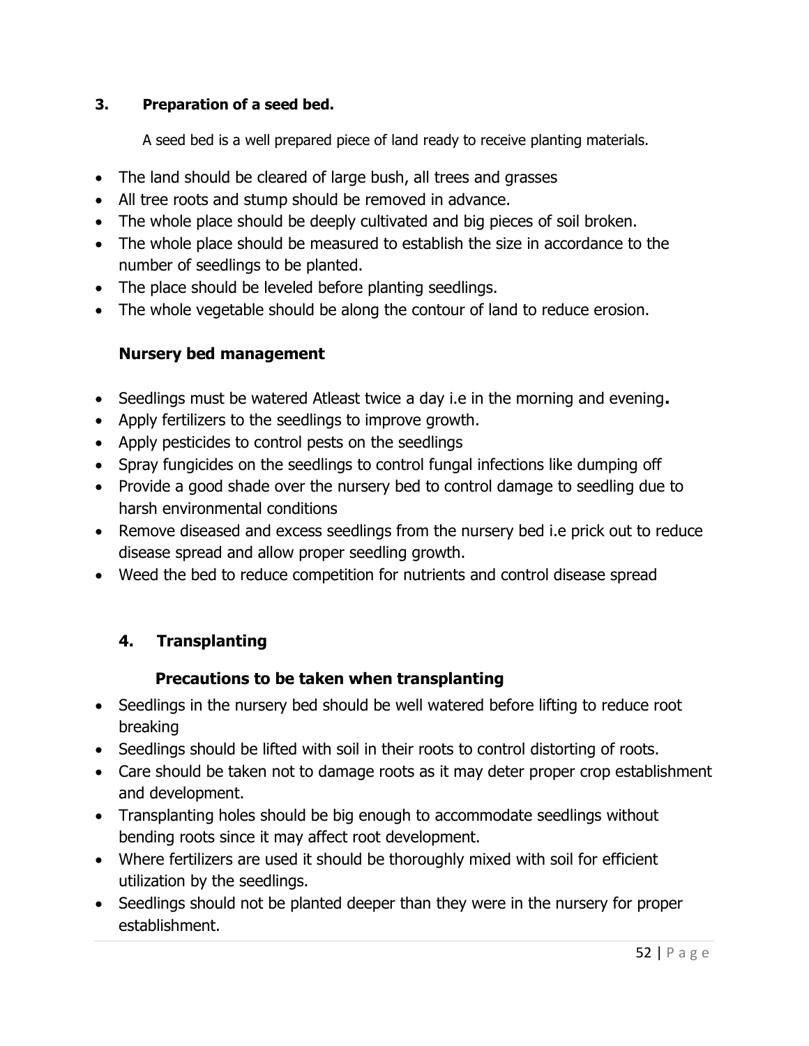### 3. Preparation of a seed bed.

A seed bed is a well prepared piece of land ready to receive planting materials.

- The land should be cleared of large bush, all trees and grasses
- All tree roots and stump should be removed in advance.
- The whole place should be deeply cultivated and big pieces of soil broken.
- The whole place should be measured to establish the size in accordance to the number of seedlings to be planted.
- The place should be leveled before planting seedlings.
- The whole vegetable should be along the contour of land to reduce erosion.

### Nursery bed management

- Seedlings must be watered Atleast twice a day i.e in the morning and evening**.**
- Apply fertilizers to the seedlings to improve growth.
- Apply pesticides to control pests on the seedlings
- Spray fungicides on the seedlings to control fungal infections like dumping off
- Provide a good shade over the nursery bed to control damage to seedling due to harsh environmental conditions
- Remove diseased and excess seedlings from the nursery bed i.e prick out to reduce disease spread and allow proper seedling growth.
- Weed the bed to reduce competition for nutrients and control disease spread

### 4. Transplanting

#### Precautions to be taken when transplanting

- Seedlings in the nursery bed should be well watered before lifting to reduce root breaking
- Seedlings should be lifted with soil in their roots to control distorting of roots.
- Care should be taken not to damage roots as it may deter proper crop establishment and development.
- Transplanting holes should be big enough to accommodate seedlings without bending roots since it may affect root development.
- Where fertilizers are used it should be thoroughly mixed with soil for efficient utilization by the seedlings.
- Seedlings should not be planted deeper than they were in the nursery for proper establishment.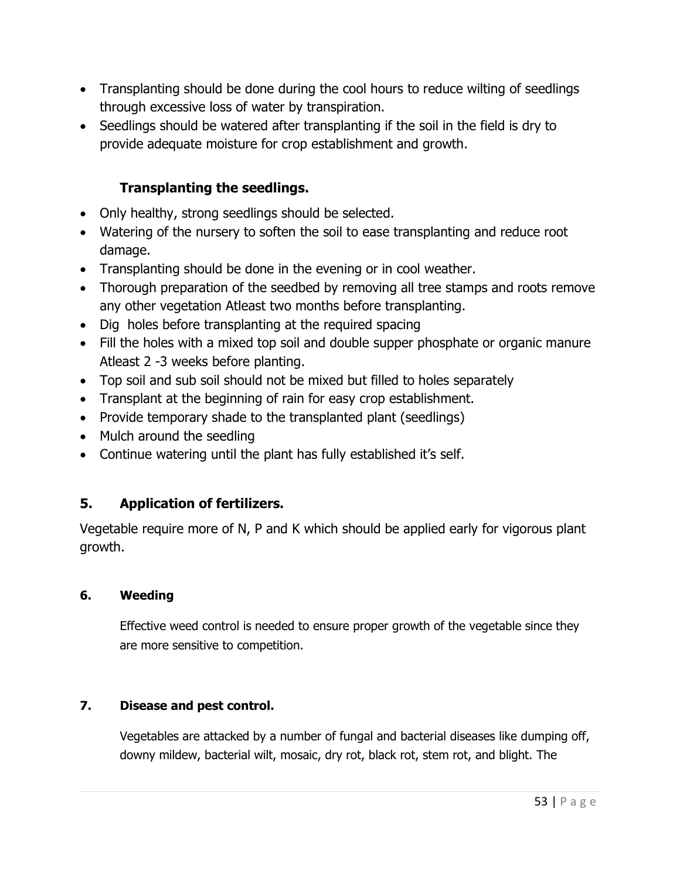- Transplanting should be done during the cool hours to reduce wilting of seedlings through excessive loss of water by transpiration.
- Seedlings should be watered after transplanting if the soil in the field is dry to provide adequate moisture for crop establishment and growth.

### Transplanting the seedlings.

- Only healthy, strong seedlings should be selected.
- Watering of the nursery to soften the soil to ease transplanting and reduce root damage.
- Transplanting should be done in the evening or in cool weather.
- Thorough preparation of the seedbed by removing all tree stamps and roots remove any other vegetation Atleast two months before transplanting.
- Dig holes before transplanting at the required spacing
- Fill the holes with a mixed top soil and double supper phosphate or organic manure Atleast 2 -3 weeks before planting.
- Top soil and sub soil should not be mixed but filled to holes separately
- Transplant at the beginning of rain for easy crop establishment.
- Provide temporary shade to the transplanted plant (seedlings)
- Mulch around the seedling
- Continue watering until the plant has fully established it's self.

## 5. Application of fertilizers.

Vegetable require more of N, P and K which should be applied early for vigorous plant growth.

### 6. Weeding

Effective weed control is needed to ensure proper growth of the vegetable since they are more sensitive to competition.

### 7. Disease and pest control.

Vegetables are attacked by a number of fungal and bacterial diseases like dumping off, downy mildew, bacterial wilt, mosaic, dry rot, black rot, stem rot, and blight. The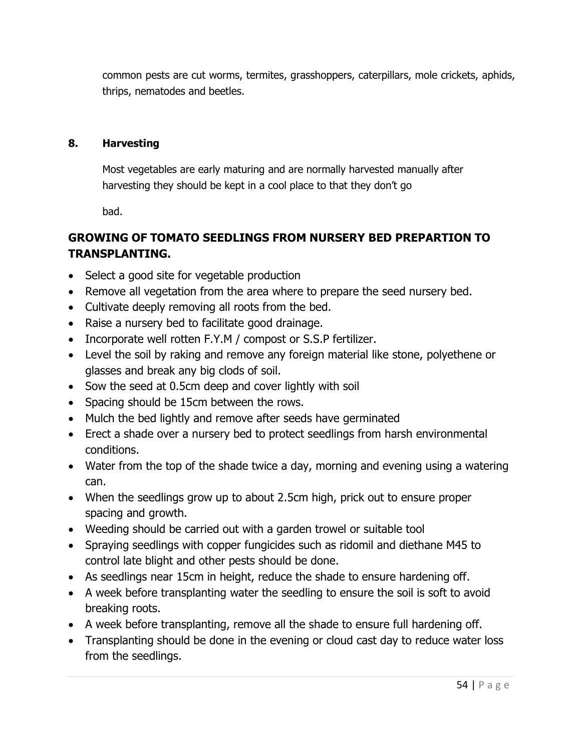common pests are cut worms, termites, grasshoppers, caterpillars, mole crickets, aphids, thrips, nematodes and beetles.

**8. Harvesting**

Most vegetables are early maturing and are normally harvested manually after harvesting they should be kept in a cool place to that they don't go

bad.

## GROWING OF TOMATO SEEDLINGS FROM NURSERY BED PREPARTION TO TRANSPLANTING.

- Select a good site for vegetable production
- Remove all vegetation from the area where to prepare the seed nursery bed.
- Cultivate deeply removing all roots from the bed.
- Raise a nursery bed to facilitate good drainage.
- Incorporate well rotten F.Y.M / compost or S.S.P fertilizer.
- Level the soil by raking and remove any foreign material like stone, polyethene or glasses and break any big clods of soil.
- Sow the seed at 0.5cm deep and cover lightly with soil
- Spacing should be 15cm between the rows.
- Mulch the bed lightly and remove after seeds have germinated
- Erect a shade over a nursery bed to protect seedlings from harsh environmental conditions.
- Water from the top of the shade twice a day, morning and evening using a watering can.
- When the seedlings grow up to about 2.5cm high, prick out to ensure proper spacing and growth.
- Weeding should be carried out with a garden trowel or suitable tool
- Spraying seedlings with copper fungicides such as ridomil and diethane M45 to control late blight and other pests should be done.
- As seedlings near 15cm in height, reduce the shade to ensure hardening off.
- A week before transplanting water the seedling to ensure the soil is soft to avoid breaking roots.
- A week before transplanting, remove all the shade to ensure full hardening off.
- Transplanting should be done in the evening or cloud cast day to reduce water loss from the seedlings.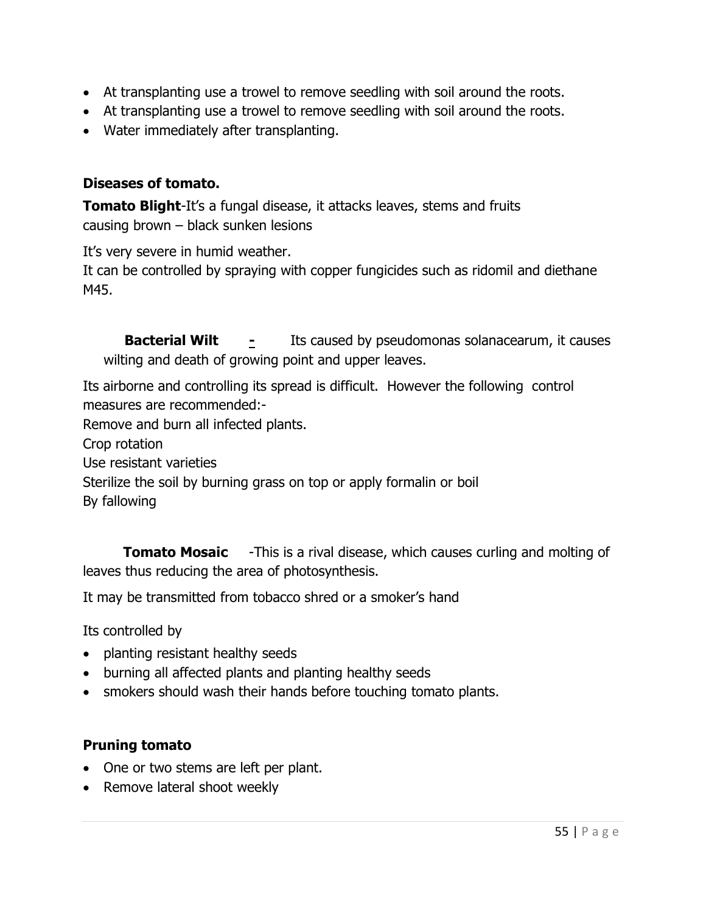- At transplanting use a trowel to remove seedling with soil around the roots.
- At transplanting use a trowel to remove seedling with soil around the roots.
- Water immediately after transplanting.

**Diseases of tomato.**

**Tomato Blight**-It's a fungal disease, it attacks leaves, stems and fruits causing brown – black sunken lesions

It's very severe in humid weather.
It can be controlled by spraying with copper fungicides such as ridomil and diethane M45.

**Bacterial Wilt** - Its caused by pseudomonas solanacearum, it causes wilting and death of growing point and upper leaves.

Its airborne and controlling its spread is difficult. However the following control measures are recommended:-
Remove and burn all infected plants.
Crop rotation
Use resistant varieties
Sterilize the soil by burning grass on top or apply formalin or boil
By fallowing

**Tomato Mosaic** -This is a rival disease, which causes curling and molting of leaves thus reducing the area of photosynthesis.

It may be transmitted from tobacco shred or a smoker's hand

Its controlled by

- planting resistant healthy seeds
- burning all affected plants and planting healthy seeds
- smokers should wash their hands before touching tomato plants.

**Pruning tomato**

- One or two stems are left per plant.
- Remove lateral shoot weekly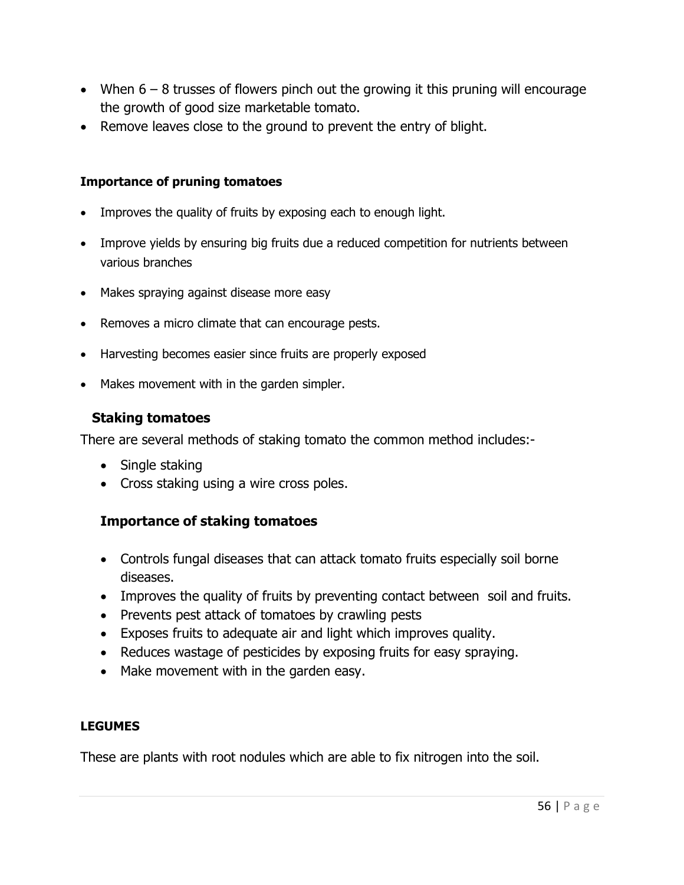- When 6 – 8 trusses of flowers pinch out the growing it this pruning will encourage the growth of good size marketable tomato.
- Remove leaves close to the ground to prevent the entry of blight.

**Importance of pruning tomatoes**

- Improves the quality of fruits by exposing each to enough light.
- Improve yields by ensuring big fruits due a reduced competition for nutrients between various branches
- Makes spraying against disease more easy
- Removes a micro climate that can encourage pests.
- Harvesting becomes easier since fruits are properly exposed
- Makes movement with in the garden simpler.

### Staking tomatoes

There are several methods of staking tomato the common method includes:-

- Single staking
- Cross staking using a wire cross poles.

### Importance of staking tomatoes

- Controls fungal diseases that can attack tomato fruits especially soil borne diseases.
- Improves the quality of fruits by preventing contact between soil and fruits.
- Prevents pest attack of tomatoes by crawling pests
- Exposes fruits to adequate air and light which improves quality.
- Reduces wastage of pesticides by exposing fruits for easy spraying.
- Make movement with in the garden easy.

**LEGUMES**

These are plants with root nodules which are able to fix nitrogen into the soil.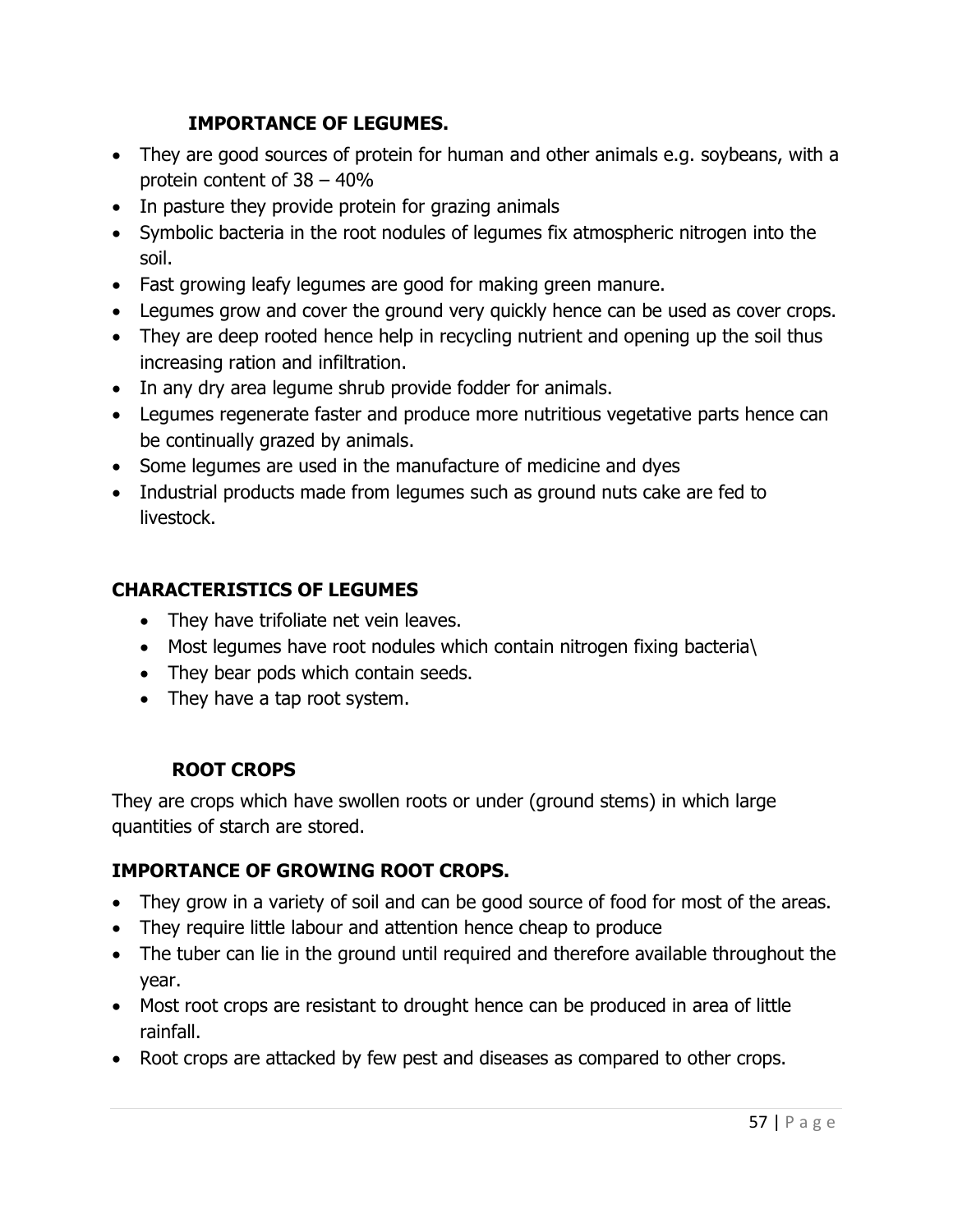### IMPORTANCE OF LEGUMES.

- They are good sources of protein for human and other animals e.g. soybeans, with a protein content of 38 – 40%
- In pasture they provide protein for grazing animals
- Symbolic bacteria in the root nodules of legumes fix atmospheric nitrogen into the soil.
- Fast growing leafy legumes are good for making green manure.
- Legumes grow and cover the ground very quickly hence can be used as cover crops.
- They are deep rooted hence help in recycling nutrient and opening up the soil thus increasing ration and infiltration.
- In any dry area legume shrub provide fodder for animals.
- Legumes regenerate faster and produce more nutritious vegetative parts hence can be continually grazed by animals.
- Some legumes are used in the manufacture of medicine and dyes
- Industrial products made from legumes such as ground nuts cake are fed to livestock.

### CHARACTERISTICS OF LEGUMES

- They have trifoliate net vein leaves.
- Most legumes have root nodules which contain nitrogen fixing bacteria\
- They bear pods which contain seeds.
- They have a tap root system.

### ROOT CROPS

They are crops which have swollen roots or under (ground stems) in which large quantities of starch are stored.

### IMPORTANCE OF GROWING ROOT CROPS.

- They grow in a variety of soil and can be good source of food for most of the areas.
- They require little labour and attention hence cheap to produce
- The tuber can lie in the ground until required and therefore available throughout the year.
- Most root crops are resistant to drought hence can be produced in area of little rainfall.
- Root crops are attacked by few pest and diseases as compared to other crops.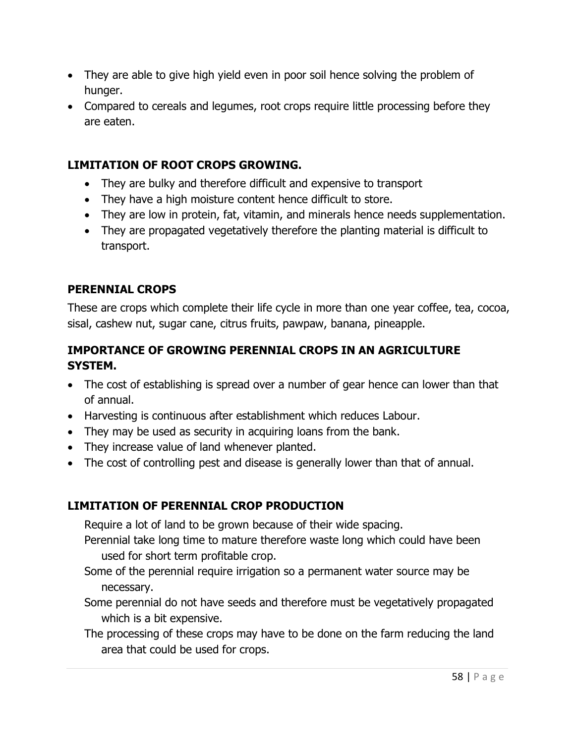- They are able to give high yield even in poor soil hence solving the problem of hunger.
- Compared to cereals and legumes, root crops require little processing before they are eaten.

### LIMITATION OF ROOT CROPS GROWING.

- They are bulky and therefore difficult and expensive to transport
- They have a high moisture content hence difficult to store.
- They are low in protein, fat, vitamin, and minerals hence needs supplementation.
- They are propagated vegetatively therefore the planting material is difficult to transport.

### PERENNIAL CROPS

These are crops which complete their life cycle in more than one year coffee, tea, cocoa, sisal, cashew nut, sugar cane, citrus fruits, pawpaw, banana, pineapple.

### IMPORTANCE OF GROWING PERENNIAL CROPS IN AN AGRICULTURE SYSTEM.

- The cost of establishing is spread over a number of gear hence can lower than that of annual.
- Harvesting is continuous after establishment which reduces Labour.
- They may be used as security in acquiring loans from the bank.
- They increase value of land whenever planted.
- The cost of controlling pest and disease is generally lower than that of annual.

### LIMITATION OF PERENNIAL CROP PRODUCTION

- Require a lot of land to be grown because of their wide spacing.
- Perennial take long time to mature therefore waste long which could have been used for short term profitable crop.
- Some of the perennial require irrigation so a permanent water source may be necessary.
- Some perennial do not have seeds and therefore must be vegetatively propagated which is a bit expensive.
- The processing of these crops may have to be done on the farm reducing the land area that could be used for crops.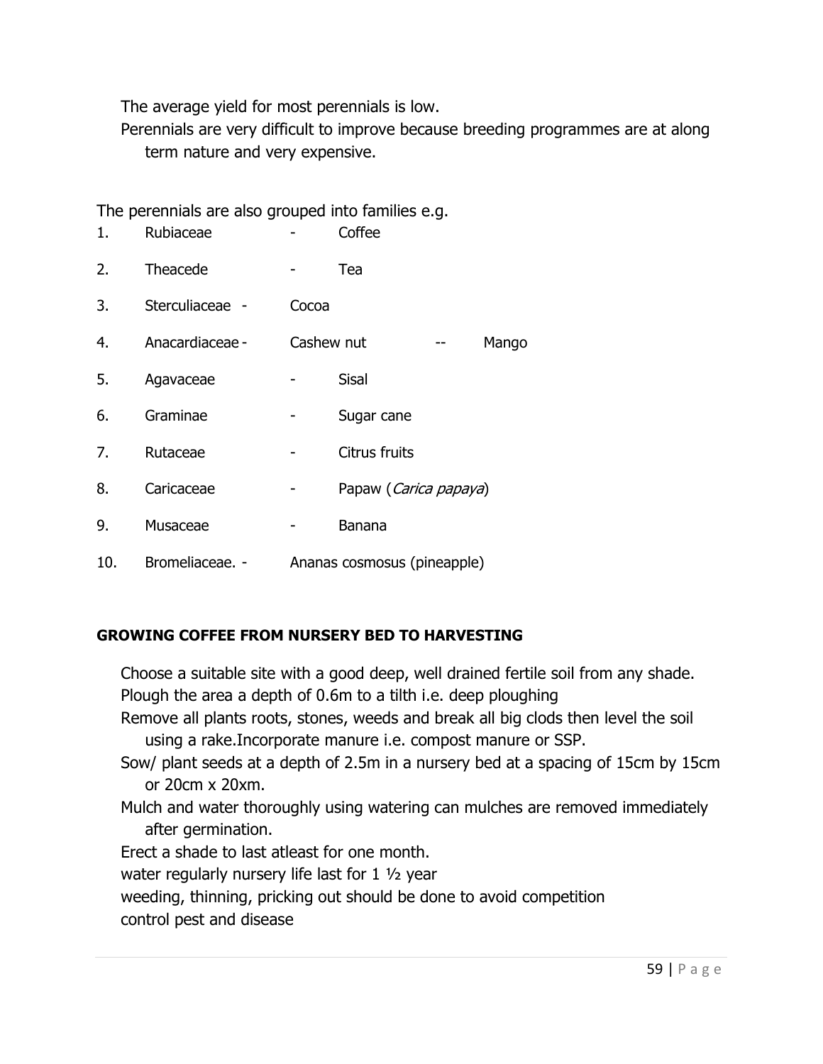The average yield for most perennials is low.

Perennials are very difficult to improve because breeding programmes are at along term nature and very expensive.

The perennials are also grouped into families e.g.

1. Rubiaceae - Coffee
2. Theacede - Tea
3. Sterculiaceae - Cocoa
4. Anacardiaceae - Cashew nut -- Mango
5. Agavaceae - Sisal
6. Graminae - Sugar cane
7. Rutaceae - Citrus fruits
8. Caricaceae - Papaw (*Carica papaya*)
9. Musaceae - Banana
10. Bromeliaceae. - Ananas cosmosus (pineapple)

**GROWING COFFEE FROM NURSERY BED TO HARVESTING**

Choose a suitable site with a good deep, well drained fertile soil from any shade.

Plough the area a depth of 0.6m to a tilth i.e. deep ploughing

Remove all plants roots, stones, weeds and break all big clods then level the soil using a rake.Incorporate manure i.e. compost manure or SSP.

Sow/ plant seeds at a depth of 2.5m in a nursery bed at a spacing of 15cm by 15cm or 20cm x 20xm.

Mulch and water thoroughly using watering can mulches are removed immediately after germination.

Erect a shade to last atleast for one month.

water regularly nursery life last for 1 ½ year

weeding, thinning, pricking out should be done to avoid competition

control pest and disease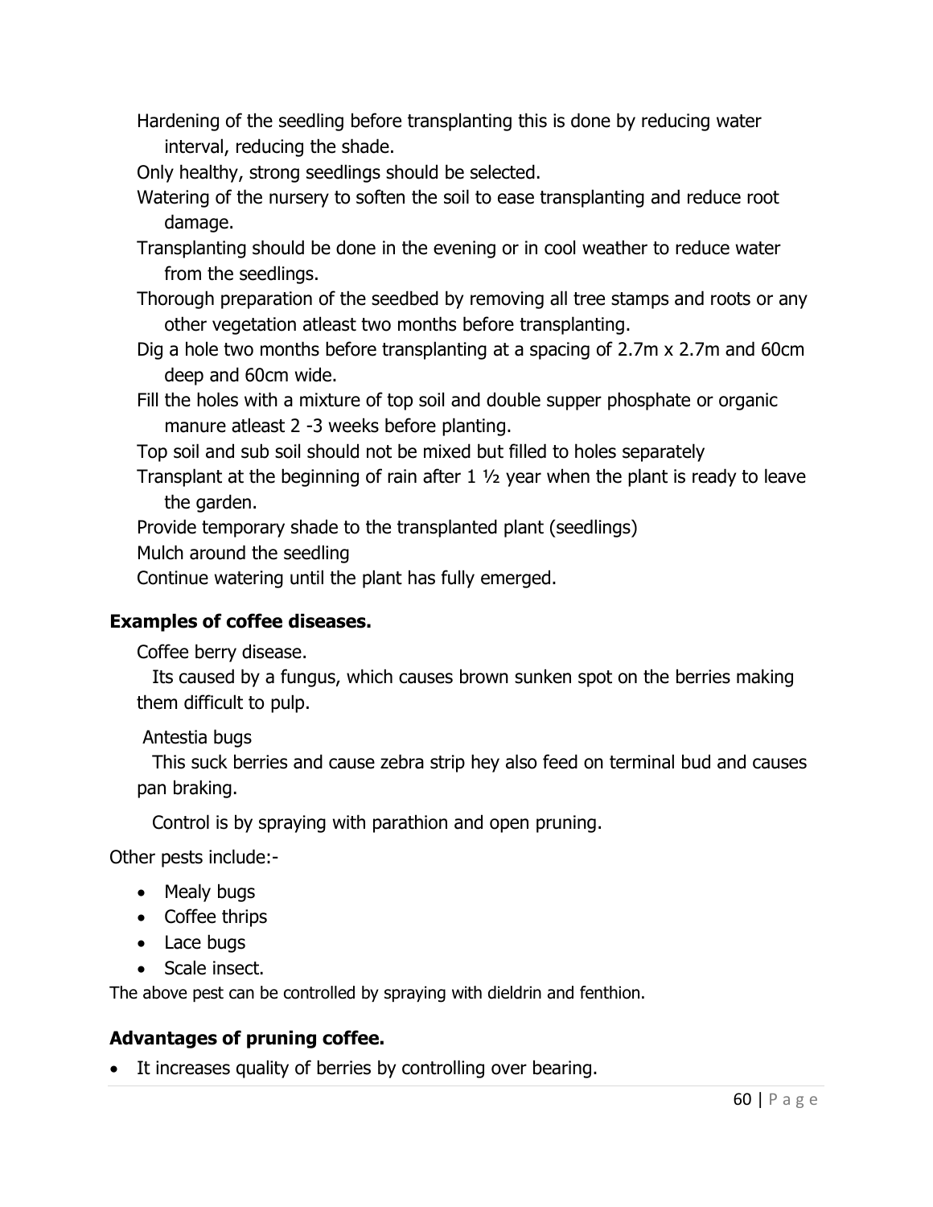Hardening of the seedling before transplanting this is done by reducing water interval, reducing the shade.

Only healthy, strong seedlings should be selected.

Watering of the nursery to soften the soil to ease transplanting and reduce root damage.

Transplanting should be done in the evening or in cool weather to reduce water from the seedlings.

Thorough preparation of the seedbed by removing all tree stamps and roots or any other vegetation atleast two months before transplanting.

Dig a hole two months before transplanting at a spacing of 2.7m x 2.7m and 60cm deep and 60cm wide.

Fill the holes with a mixture of top soil and double supper phosphate or organic manure atleast 2 -3 weeks before planting.

Top soil and sub soil should not be mixed but filled to holes separately

Transplant at the beginning of rain after 1 ½ year when the plant is ready to leave the garden.

Provide temporary shade to the transplanted plant (seedlings)

Mulch around the seedling

Continue watering until the plant has fully emerged.

### Examples of coffee diseases.

Coffee berry disease.

Its caused by a fungus, which causes brown sunken spot on the berries making them difficult to pulp.

Antestia bugs

This suck berries and cause zebra strip hey also feed on terminal bud and causes pan braking.

Control is by spraying with parathion and open pruning.

Other pests include:-

- Mealy bugs
- Coffee thrips
- Lace bugs
- Scale insect.

The above pest can be controlled by spraying with dieldrin and fenthion.

### Advantages of pruning coffee.

- It increases quality of berries by controlling over bearing.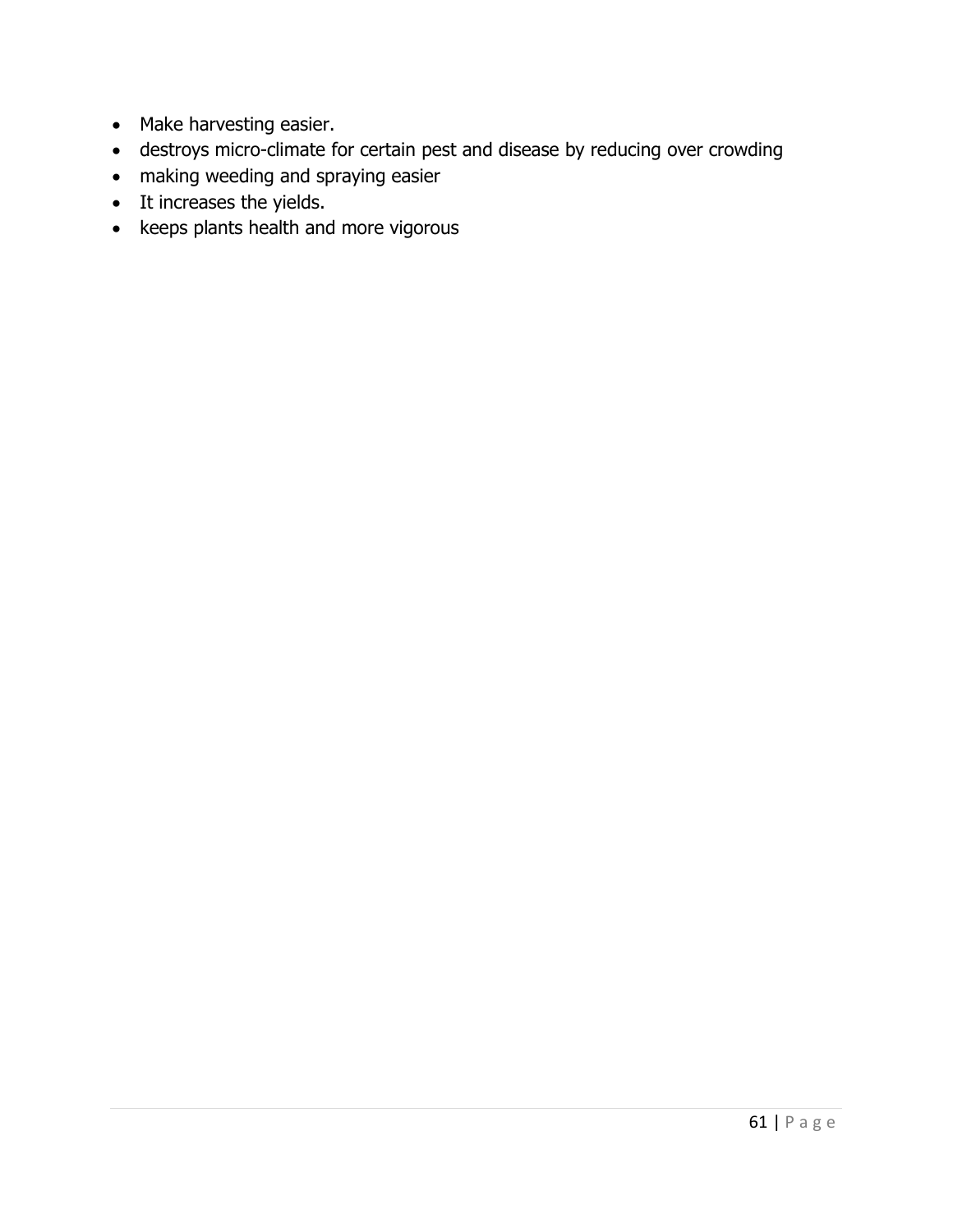- Make harvesting easier.
- destroys micro-climate for certain pest and disease by reducing over crowding
- making weeding and spraying easier
- It increases the yields.
- keeps plants health and more vigorous